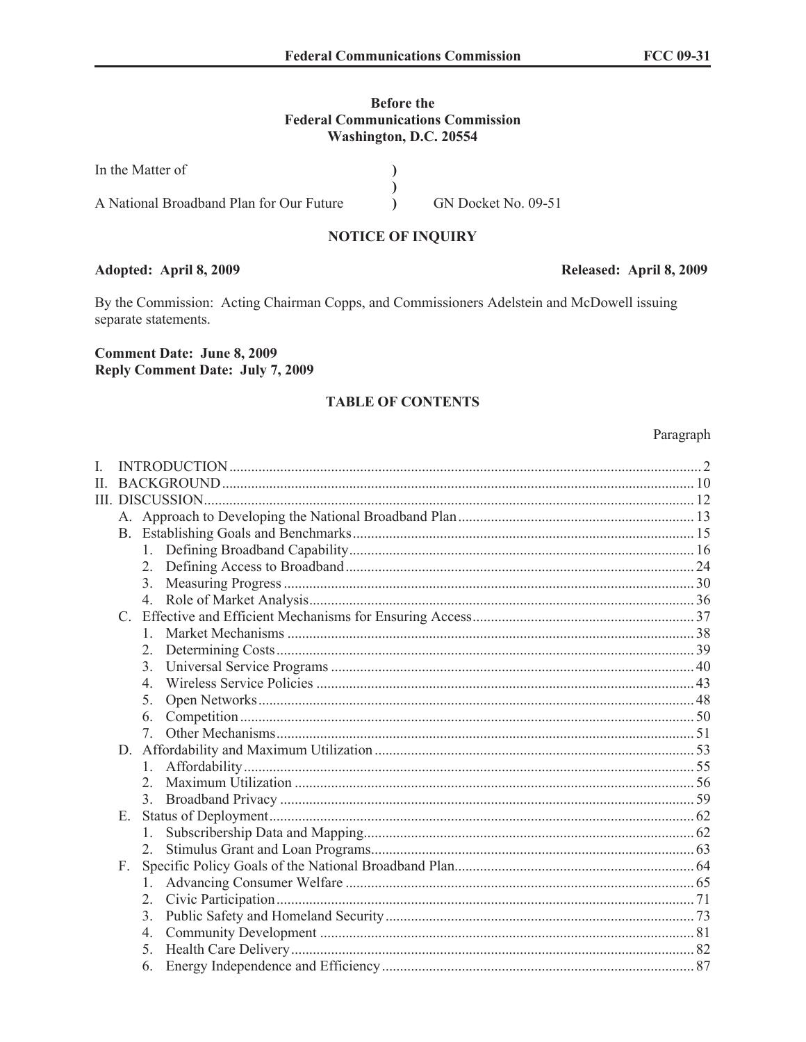**Before the**
**Federal Communications Commission**
**Washington, D.C. 20554**

| | | |
|---|---|---|
| In the Matter of | ) | |
| | ) | |
| A National Broadband Plan for Our Future | ) | GN Docket No. 09-51 |

## NOTICE OF INQUIRY

**Adopted: April 8, 2009** **Released: April 8, 2009**

By the Commission: Acting Chairman Copps, and Commissioners Adelstein and McDowell issuing separate statements.

**Comment Date: June 8, 2009**
**Reply Comment Date: July 7, 2009**

## TABLE OF CONTENTS

| | Paragraph |
|---|---|
| I. INTRODUCTION | 2 |
| II. BACKGROUND | 10 |
| III. DISCUSSION | 12 |
| A. Approach to Developing the National Broadband Plan | 13 |
| B. Establishing Goals and Benchmarks | 15 |
| 1. Defining Broadband Capability | 16 |
| 2. Defining Access to Broadband | 24 |
| 3. Measuring Progress | 30 |
| 4. Role of Market Analysis | 36 |
| C. Effective and Efficient Mechanisms for Ensuring Access | 37 |
| 1. Market Mechanisms | 38 |
| 2. Determining Costs | 39 |
| 3. Universal Service Programs | 40 |
| 4. Wireless Service Policies | 43 |
| 5. Open Networks | 48 |
| 6. Competition | 50 |
| 7. Other Mechanisms | 51 |
| D. Affordability and Maximum Utilization | 53 |
| 1. Affordability | 55 |
| 2. Maximum Utilization | 56 |
| 3. Broadband Privacy | 59 |
| E. Status of Deployment | 62 |
| 1. Subscribership Data and Mapping | 62 |
| 2. Stimulus Grant and Loan Programs | 63 |
| F. Specific Policy Goals of the National Broadband Plan | 64 |
| 1. Advancing Consumer Welfare | 65 |
| 2. Civic Participation | 71 |
| 3. Public Safety and Homeland Security | 73 |
| 4. Community Development | 81 |
| 5. Health Care Delivery | 82 |
| 6. Energy Independence and Efficiency | 87 |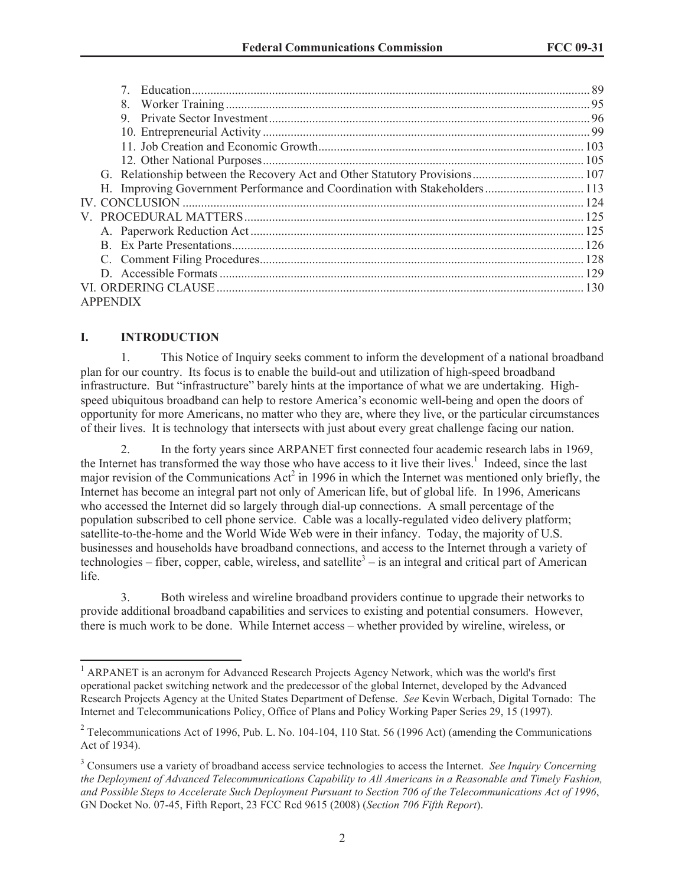7. Education ..... 89
8. Worker Training ..... 95
9. Private Sector Investment ..... 96
10. Entrepreneurial Activity ..... 99
11. Job Creation and Economic Growth ..... 103
12. Other National Purposes ..... 105

G. Relationship between the Recovery Act and Other Statutory Provisions ..... 107
H. Improving Government Performance and Coordination with Stakeholders ..... 113

IV. CONCLUSION ..... 124
V. PROCEDURAL MATTERS ..... 125

A. Paperwork Reduction Act ..... 125
B. Ex Parte Presentations ..... 126
C. Comment Filing Procedures ..... 128
D. Accessible Formats ..... 129

VI. ORDERING CLAUSE ..... 130
APPENDIX

## I. INTRODUCTION

1. This Notice of Inquiry seeks comment to inform the development of a national broadband plan for our country. Its focus is to enable the build-out and utilization of high-speed broadband infrastructure. But "infrastructure" barely hints at the importance of what we are undertaking. High-speed ubiquitous broadband can help to restore America's economic well-being and open the doors of opportunity for more Americans, no matter who they are, where they live, or the particular circumstances of their lives. It is technology that intersects with just about every great challenge facing our nation.

2. In the forty years since ARPANET first connected four academic research labs in 1969, the Internet has transformed the way those who have access to it live their lives.[1] Indeed, since the last major revision of the Communications Act[2] in 1996 in which the Internet was mentioned only briefly, the Internet has become an integral part not only of American life, but of global life. In 1996, Americans who accessed the Internet did so largely through dial-up connections. A small percentage of the population subscribed to cell phone service. Cable was a locally-regulated video delivery platform; satellite-to-the-home and the World Wide Web were in their infancy. Today, the majority of U.S. businesses and households have broadband connections, and access to the Internet through a variety of technologies – fiber, copper, cable, wireless, and satellite[3] – is an integral and critical part of American life.

3. Both wireless and wireline broadband providers continue to upgrade their networks to provide additional broadband capabilities and services to existing and potential consumers. However, there is much work to be done. While Internet access – whether provided by wireline, wireless, or

---

[1] ARPANET is an acronym for Advanced Research Projects Agency Network, which was the world's first operational packet switching network and the predecessor of the global Internet, developed by the Advanced Research Projects Agency at the United States Department of Defense. *See* Kevin Werbach, Digital Tornado: The Internet and Telecommunications Policy, Office of Plans and Policy Working Paper Series 29, 15 (1997).

[2] Telecommunications Act of 1996, Pub. L. No. 104-104, 110 Stat. 56 (1996 Act) (amending the Communications Act of 1934).

[3] Consumers use a variety of broadband access service technologies to access the Internet. *See Inquiry Concerning the Deployment of Advanced Telecommunications Capability to All Americans in a Reasonable and Timely Fashion, and Possible Steps to Accelerate Such Deployment Pursuant to Section 706 of the Telecommunications Act of 1996*, GN Docket No. 07-45, Fifth Report, 23 FCC Rcd 9615 (2008) (*Section 706 Fifth Report*).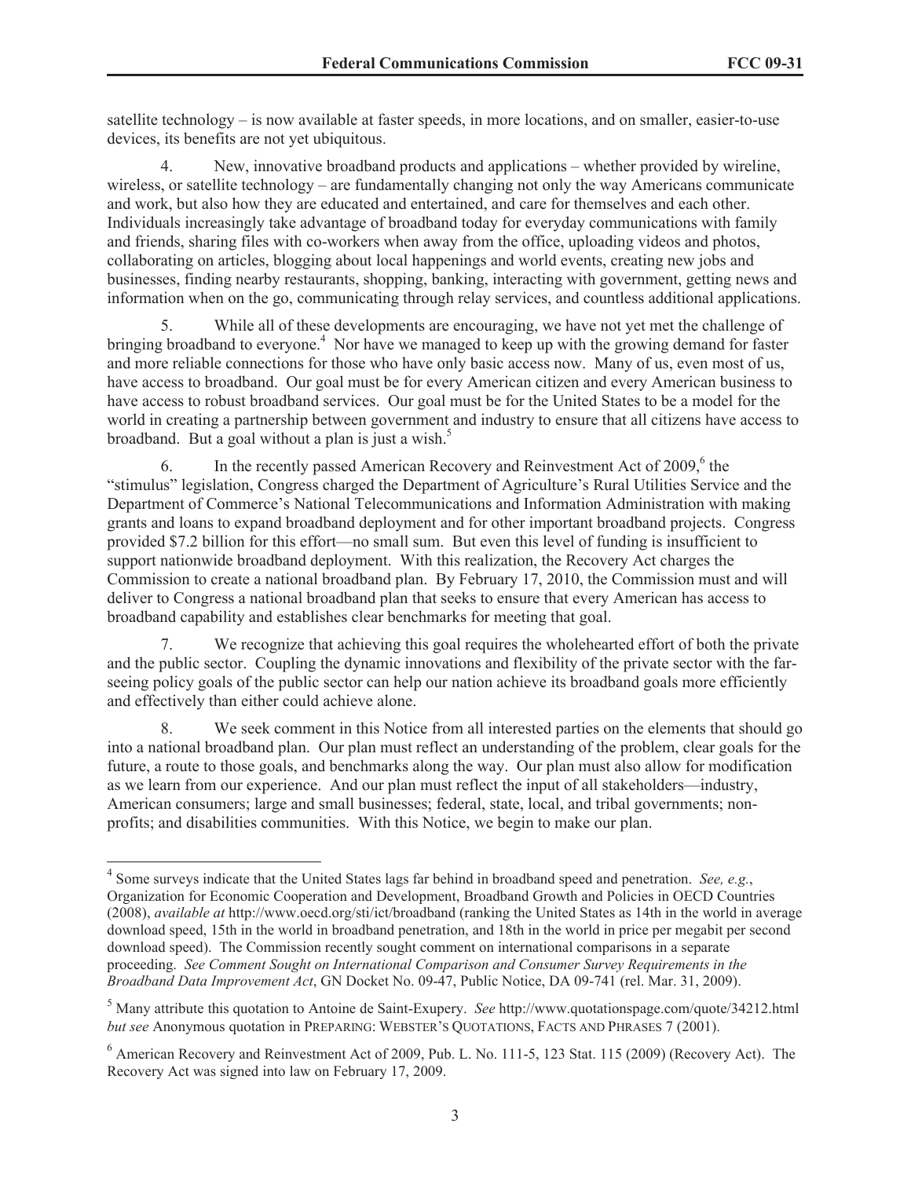satellite technology – is now available at faster speeds, in more locations, and on smaller, easier-to-use devices, its benefits are not yet ubiquitous.

4. New, innovative broadband products and applications – whether provided by wireline, wireless, or satellite technology – are fundamentally changing not only the way Americans communicate and work, but also how they are educated and entertained, and care for themselves and each other. Individuals increasingly take advantage of broadband today for everyday communications with family and friends, sharing files with co-workers when away from the office, uploading videos and photos, collaborating on articles, blogging about local happenings and world events, creating new jobs and businesses, finding nearby restaurants, shopping, banking, interacting with government, getting news and information when on the go, communicating through relay services, and countless additional applications.

5. While all of these developments are encouraging, we have not yet met the challenge of bringing broadband to everyone.[4] Nor have we managed to keep up with the growing demand for faster and more reliable connections for those who have only basic access now. Many of us, even most of us, have access to broadband. Our goal must be for every American citizen and every American business to have access to robust broadband services. Our goal must be for the United States to be a model for the world in creating a partnership between government and industry to ensure that all citizens have access to broadband. But a goal without a plan is just a wish.[5]

6. In the recently passed American Recovery and Reinvestment Act of 2009,[6] the "stimulus" legislation, Congress charged the Department of Agriculture's Rural Utilities Service and the Department of Commerce's National Telecommunications and Information Administration with making grants and loans to expand broadband deployment and for other important broadband projects. Congress provided \$7.2 billion for this effort—no small sum. But even this level of funding is insufficient to support nationwide broadband deployment. With this realization, the Recovery Act charges the Commission to create a national broadband plan. By February 17, 2010, the Commission must and will deliver to Congress a national broadband plan that seeks to ensure that every American has access to broadband capability and establishes clear benchmarks for meeting that goal.

7. We recognize that achieving this goal requires the wholehearted effort of both the private and the public sector. Coupling the dynamic innovations and flexibility of the private sector with the far-seeing policy goals of the public sector can help our nation achieve its broadband goals more efficiently and effectively than either could achieve alone.

8. We seek comment in this Notice from all interested parties on the elements that should go into a national broadband plan. Our plan must reflect an understanding of the problem, clear goals for the future, a route to those goals, and benchmarks along the way. Our plan must also allow for modification as we learn from our experience. And our plan must reflect the input of all stakeholders—industry, American consumers; large and small businesses; federal, state, local, and tribal governments; non-profits; and disabilities communities. With this Notice, we begin to make our plan.

---

[4] Some surveys indicate that the United States lags far behind in broadband speed and penetration. *See, e.g.*, Organization for Economic Cooperation and Development, Broadband Growth and Policies in OECD Countries (2008), *available at* http://www.oecd.org/sti/ict/broadband (ranking the United States as 14th in the world in average download speed, 15th in the world in broadband penetration, and 18th in the world in price per megabit per second download speed). The Commission recently sought comment on international comparisons in a separate proceeding. *See Comment Sought on International Comparison and Consumer Survey Requirements in the Broadband Data Improvement Act*, GN Docket No. 09-47, Public Notice, DA 09-741 (rel. Mar. 31, 2009).

[5] Many attribute this quotation to Antoine de Saint-Exupery. *See* http://www.quotationspage.com/quote/34212.html *but see* Anonymous quotation in PREPARING: WEBSTER'S QUOTATIONS, FACTS AND PHRASES 7 (2001).

[6] American Recovery and Reinvestment Act of 2009, Pub. L. No. 111-5, 123 Stat. 115 (2009) (Recovery Act). The Recovery Act was signed into law on February 17, 2009.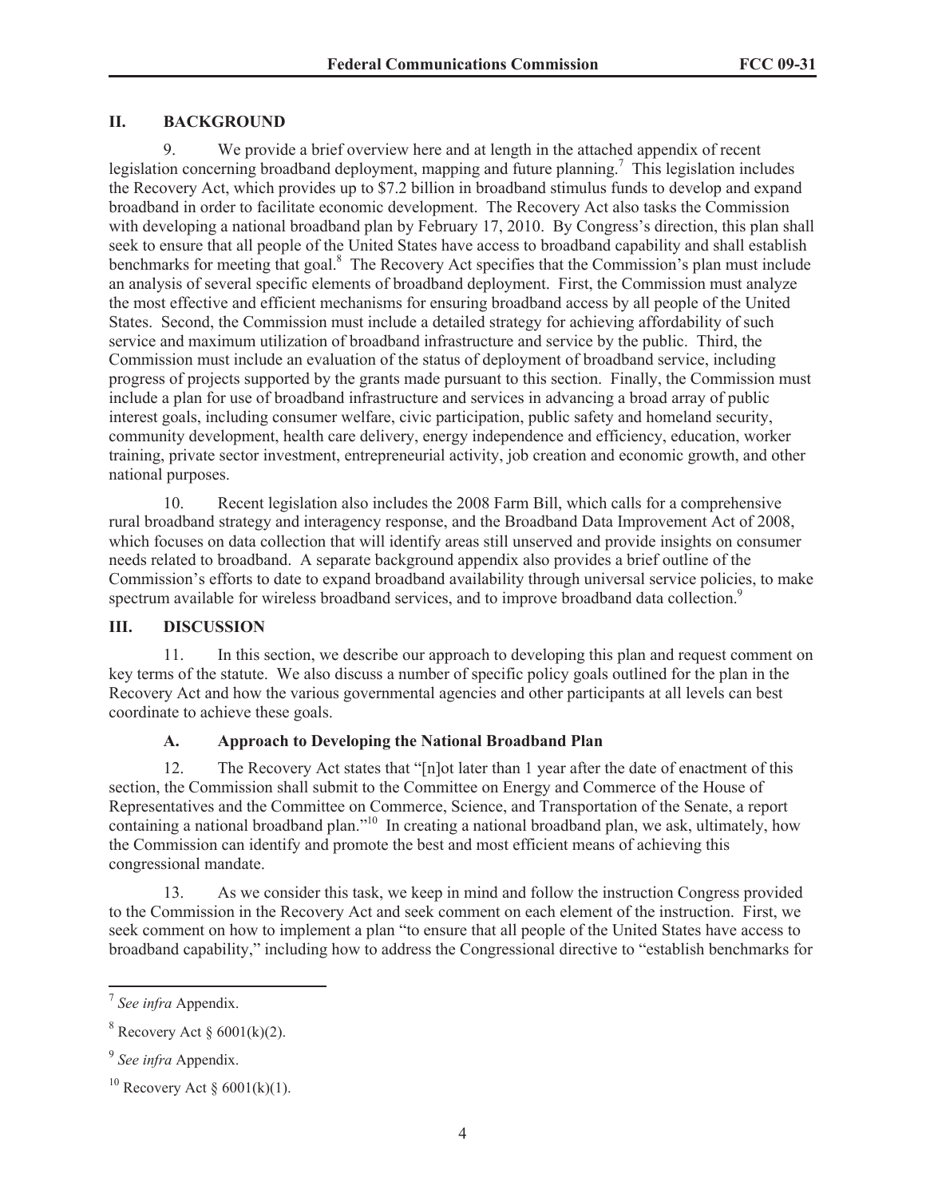## II. BACKGROUND

9. We provide a brief overview here and at length in the attached appendix of recent legislation concerning broadband deployment, mapping and future planning.[7] This legislation includes the Recovery Act, which provides up to $7.2 billion in broadband stimulus funds to develop and expand broadband in order to facilitate economic development. The Recovery Act also tasks the Commission with developing a national broadband plan by February 17, 2010. By Congress's direction, this plan shall seek to ensure that all people of the United States have access to broadband capability and shall establish benchmarks for meeting that goal.[8] The Recovery Act specifies that the Commission's plan must include an analysis of several specific elements of broadband deployment. First, the Commission must analyze the most effective and efficient mechanisms for ensuring broadband access by all people of the United States. Second, the Commission must include a detailed strategy for achieving affordability of such service and maximum utilization of broadband infrastructure and service by the public. Third, the Commission must include an evaluation of the status of deployment of broadband service, including progress of projects supported by the grants made pursuant to this section. Finally, the Commission must include a plan for use of broadband infrastructure and services in advancing a broad array of public interest goals, including consumer welfare, civic participation, public safety and homeland security, community development, health care delivery, energy independence and efficiency, education, worker training, private sector investment, entrepreneurial activity, job creation and economic growth, and other national purposes.

10. Recent legislation also includes the 2008 Farm Bill, which calls for a comprehensive rural broadband strategy and interagency response, and the Broadband Data Improvement Act of 2008, which focuses on data collection that will identify areas still unserved and provide insights on consumer needs related to broadband. A separate background appendix also provides a brief outline of the Commission's efforts to date to expand broadband availability through universal service policies, to make spectrum available for wireless broadband services, and to improve broadband data collection.[9]

## III. DISCUSSION

11. In this section, we describe our approach to developing this plan and request comment on key terms of the statute. We also discuss a number of specific policy goals outlined for the plan in the Recovery Act and how the various governmental agencies and other participants at all levels can best coordinate to achieve these goals.

### A. Approach to Developing the National Broadband Plan

12. The Recovery Act states that "[n]ot later than 1 year after the date of enactment of this section, the Commission shall submit to the Committee on Energy and Commerce of the House of Representatives and the Committee on Commerce, Science, and Transportation of the Senate, a report containing a national broadband plan."[10] In creating a national broadband plan, we ask, ultimately, how the Commission can identify and promote the best and most efficient means of achieving this congressional mandate.

13. As we consider this task, we keep in mind and follow the instruction Congress provided to the Commission in the Recovery Act and seek comment on each element of the instruction. First, we seek comment on how to implement a plan "to ensure that all people of the United States have access to broadband capability," including how to address the Congressional directive to "establish benchmarks for

---

[7] *See infra* Appendix.

[8] Recovery Act § 6001(k)(2).

[9] *See infra* Appendix.

[10] Recovery Act § 6001(k)(1).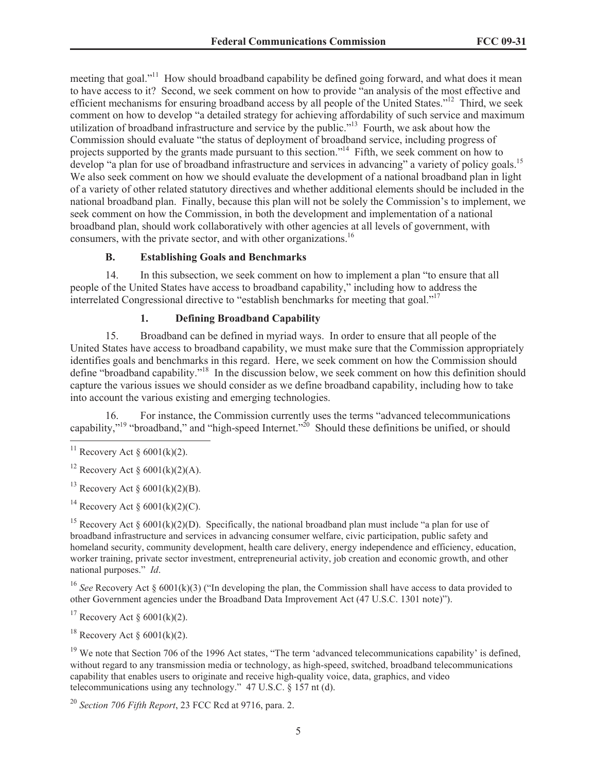meeting that goal."[11] How should broadband capability be defined going forward, and what does it mean to have access to it? Second, we seek comment on how to provide "an analysis of the most effective and efficient mechanisms for ensuring broadband access by all people of the United States."[12] Third, we seek comment on how to develop "a detailed strategy for achieving affordability of such service and maximum utilization of broadband infrastructure and service by the public."[13] Fourth, we ask about how the Commission should evaluate "the status of deployment of broadband service, including progress of projects supported by the grants made pursuant to this section."[14] Fifth, we seek comment on how to develop "a plan for use of broadband infrastructure and services in advancing" a variety of policy goals.[15] We also seek comment on how we should evaluate the development of a national broadband plan in light of a variety of other related statutory directives and whether additional elements should be included in the national broadband plan. Finally, because this plan will not be solely the Commission's to implement, we seek comment on how the Commission, in both the development and implementation of a national broadband plan, should work collaboratively with other agencies at all levels of government, with consumers, with the private sector, and with other organizations.[16]

### B. Establishing Goals and Benchmarks

14. In this subsection, we seek comment on how to implement a plan "to ensure that all people of the United States have access to broadband capability," including how to address the interrelated Congressional directive to "establish benchmarks for meeting that goal."[17]

#### 1. Defining Broadband Capability

15. Broadband can be defined in myriad ways. In order to ensure that all people of the United States have access to broadband capability, we must make sure that the Commission appropriately identifies goals and benchmarks in this regard. Here, we seek comment on how the Commission should define "broadband capability."[18] In the discussion below, we seek comment on how this definition should capture the various issues we should consider as we define broadband capability, including how to take into account the various existing and emerging technologies.

16. For instance, the Commission currently uses the terms "advanced telecommunications capability,"[19] "broadband," and "high-speed Internet."[20] Should these definitions be unified, or should

---

[11] Recovery Act § 6001(k)(2).

[12] Recovery Act § 6001(k)(2)(A).

[13] Recovery Act § 6001(k)(2)(B).

[14] Recovery Act § 6001(k)(2)(C).

[15] Recovery Act § 6001(k)(2)(D). Specifically, the national broadband plan must include "a plan for use of broadband infrastructure and services in advancing consumer welfare, civic participation, public safety and homeland security, community development, health care delivery, energy independence and efficiency, education, worker training, private sector investment, entrepreneurial activity, job creation and economic growth, and other national purposes." *Id*.

[16] *See* Recovery Act § 6001(k)(3) ("In developing the plan, the Commission shall have access to data provided to other Government agencies under the Broadband Data Improvement Act (47 U.S.C. 1301 note)").

[17] Recovery Act § 6001(k)(2).

[18] Recovery Act § 6001(k)(2).

[19] We note that Section 706 of the 1996 Act states, "The term 'advanced telecommunications capability' is defined, without regard to any transmission media or technology, as high-speed, switched, broadband telecommunications capability that enables users to originate and receive high-quality voice, data, graphics, and video telecommunications using any technology." 47 U.S.C. § 157 nt (d).

[20] *Section 706 Fifth Report*, 23 FCC Rcd at 9716, para. 2.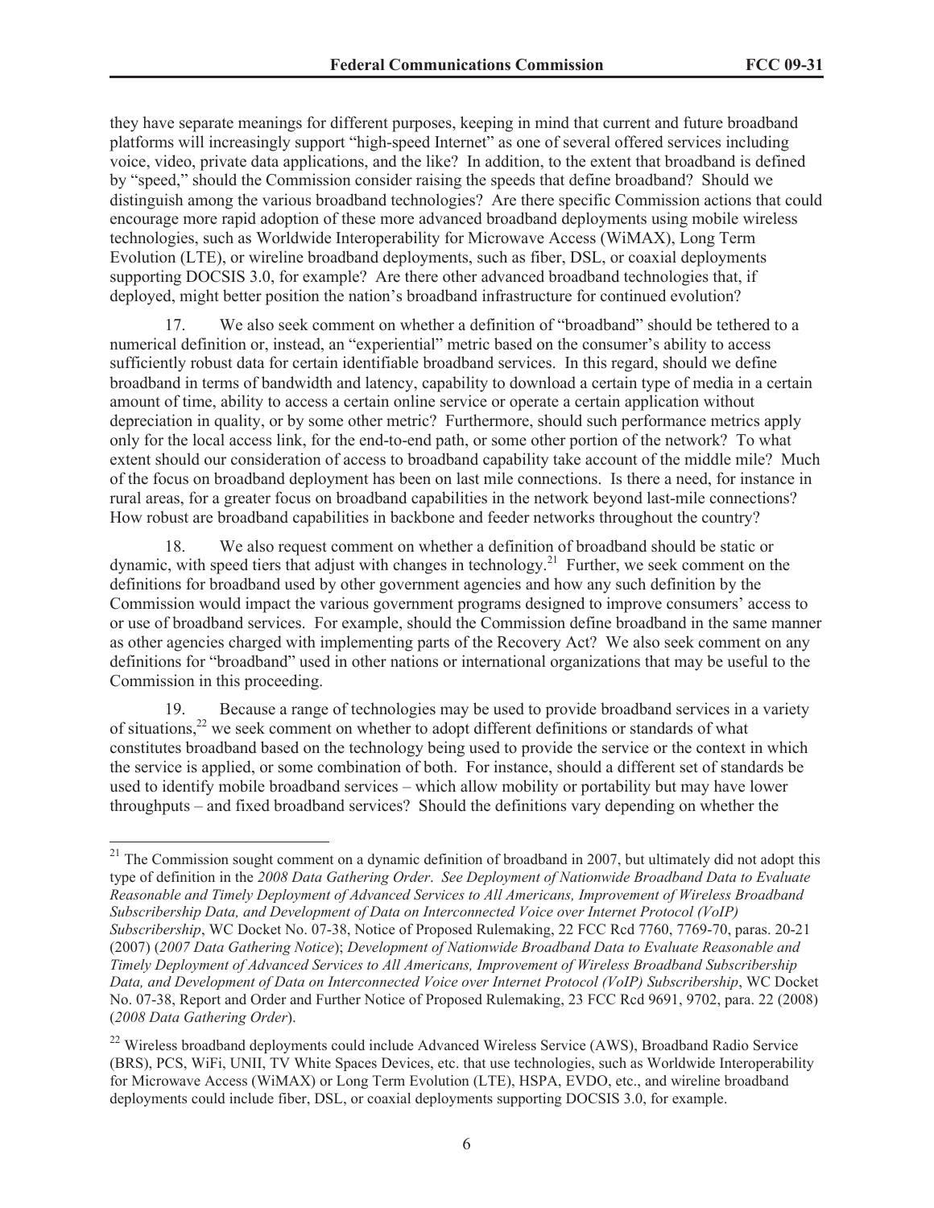they have separate meanings for different purposes, keeping in mind that current and future broadband platforms will increasingly support "high-speed Internet" as one of several offered services including voice, video, private data applications, and the like? In addition, to the extent that broadband is defined by "speed," should the Commission consider raising the speeds that define broadband? Should we distinguish among the various broadband technologies? Are there specific Commission actions that could encourage more rapid adoption of these more advanced broadband deployments using mobile wireless technologies, such as Worldwide Interoperability for Microwave Access (WiMAX), Long Term Evolution (LTE), or wireline broadband deployments, such as fiber, DSL, or coaxial deployments supporting DOCSIS 3.0, for example? Are there other advanced broadband technologies that, if deployed, might better position the nation's broadband infrastructure for continued evolution?

17. We also seek comment on whether a definition of "broadband" should be tethered to a numerical definition or, instead, an "experiential" metric based on the consumer's ability to access sufficiently robust data for certain identifiable broadband services. In this regard, should we define broadband in terms of bandwidth and latency, capability to download a certain type of media in a certain amount of time, ability to access a certain online service or operate a certain application without depreciation in quality, or by some other metric? Furthermore, should such performance metrics apply only for the local access link, for the end-to-end path, or some other portion of the network? To what extent should our consideration of access to broadband capability take account of the middle mile? Much of the focus on broadband deployment has been on last mile connections. Is there a need, for instance in rural areas, for a greater focus on broadband capabilities in the network beyond last-mile connections? How robust are broadband capabilities in backbone and feeder networks throughout the country?

18. We also request comment on whether a definition of broadband should be static or dynamic, with speed tiers that adjust with changes in technology.[21] Further, we seek comment on the definitions for broadband used by other government agencies and how any such definition by the Commission would impact the various government programs designed to improve consumers' access to or use of broadband services. For example, should the Commission define broadband in the same manner as other agencies charged with implementing parts of the Recovery Act? We also seek comment on any definitions for "broadband" used in other nations or international organizations that may be useful to the Commission in this proceeding.

19. Because a range of technologies may be used to provide broadband services in a variety of situations,[22] we seek comment on whether to adopt different definitions or standards of what constitutes broadband based on the technology being used to provide the service or the context in which the service is applied, or some combination of both. For instance, should a different set of standards be used to identify mobile broadband services – which allow mobility or portability but may have lower throughputs – and fixed broadband services? Should the definitions vary depending on whether the

---

[21] The Commission sought comment on a dynamic definition of broadband in 2007, but ultimately did not adopt this type of definition in the *2008 Data Gathering Order*. *See Deployment of Nationwide Broadband Data to Evaluate Reasonable and Timely Deployment of Advanced Services to All Americans, Improvement of Wireless Broadband Subscribership Data, and Development of Data on Interconnected Voice over Internet Protocol (VoIP) Subscribership*, WC Docket No. 07-38, Notice of Proposed Rulemaking, 22 FCC Rcd 7760, 7769-70, paras. 20-21 (2007) (*2007 Data Gathering Notice*); *Development of Nationwide Broadband Data to Evaluate Reasonable and Timely Deployment of Advanced Services to All Americans, Improvement of Wireless Broadband Subscribership Data, and Development of Data on Interconnected Voice over Internet Protocol (VoIP) Subscribership*, WC Docket No. 07-38, Report and Order and Further Notice of Proposed Rulemaking, 23 FCC Rcd 9691, 9702, para. 22 (2008) (*2008 Data Gathering Order*).

[22] Wireless broadband deployments could include Advanced Wireless Service (AWS), Broadband Radio Service (BRS), PCS, WiFi, UNII, TV White Spaces Devices, etc. that use technologies, such as Worldwide Interoperability for Microwave Access (WiMAX) or Long Term Evolution (LTE), HSPA, EVDO, etc., and wireline broadband deployments could include fiber, DSL, or coaxial deployments supporting DOCSIS 3.0, for example.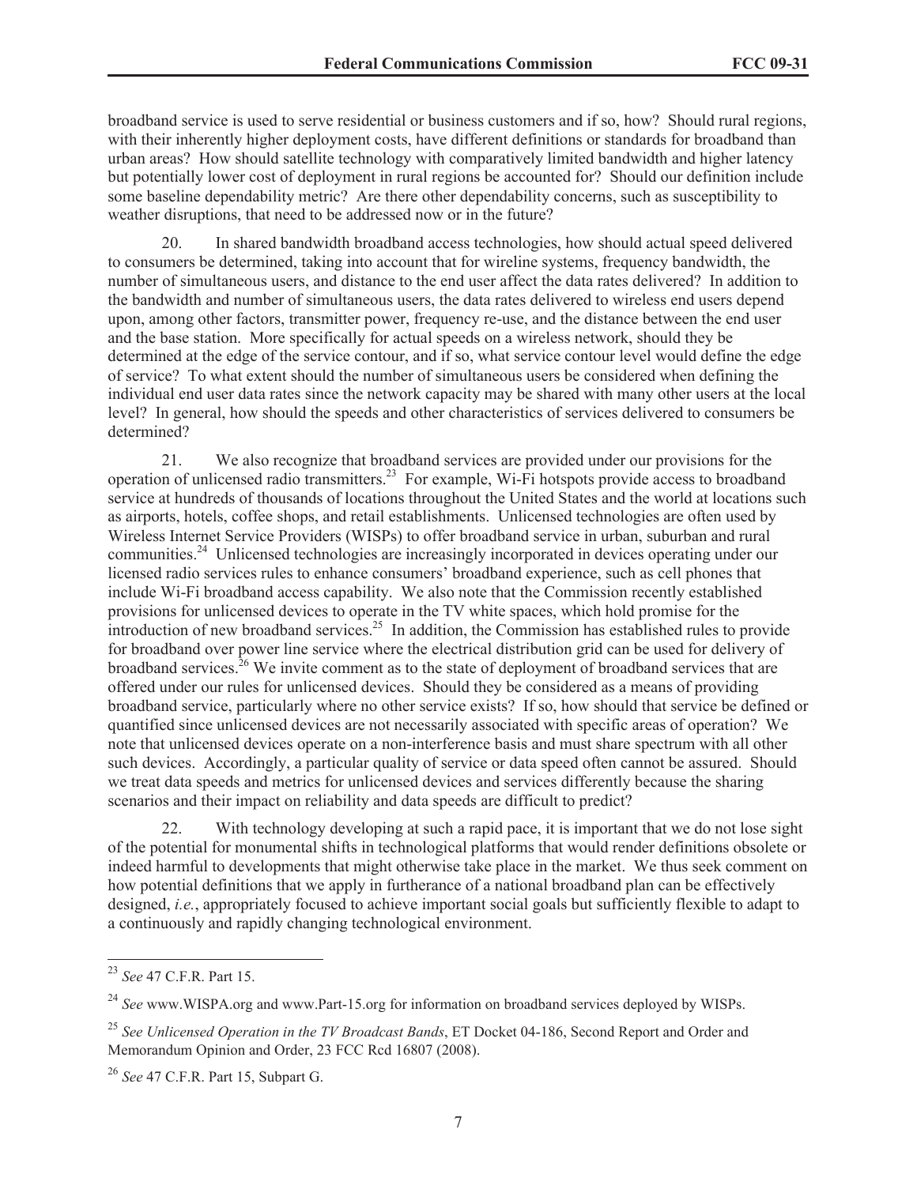broadband service is used to serve residential or business customers and if so, how? Should rural regions, with their inherently higher deployment costs, have different definitions or standards for broadband than urban areas? How should satellite technology with comparatively limited bandwidth and higher latency but potentially lower cost of deployment in rural regions be accounted for? Should our definition include some baseline dependability metric? Are there other dependability concerns, such as susceptibility to weather disruptions, that need to be addressed now or in the future?

20. In shared bandwidth broadband access technologies, how should actual speed delivered to consumers be determined, taking into account that for wireline systems, frequency bandwidth, the number of simultaneous users, and distance to the end user affect the data rates delivered? In addition to the bandwidth and number of simultaneous users, the data rates delivered to wireless end users depend upon, among other factors, transmitter power, frequency re-use, and the distance between the end user and the base station. More specifically for actual speeds on a wireless network, should they be determined at the edge of the service contour, and if so, what service contour level would define the edge of service? To what extent should the number of simultaneous users be considered when defining the individual end user data rates since the network capacity may be shared with many other users at the local level? In general, how should the speeds and other characteristics of services delivered to consumers be determined?

21. We also recognize that broadband services are provided under our provisions for the operation of unlicensed radio transmitters.[23] For example, Wi-Fi hotspots provide access to broadband service at hundreds of thousands of locations throughout the United States and the world at locations such as airports, hotels, coffee shops, and retail establishments. Unlicensed technologies are often used by Wireless Internet Service Providers (WISPs) to offer broadband service in urban, suburban and rural communities.[24] Unlicensed technologies are increasingly incorporated in devices operating under our licensed radio services rules to enhance consumers' broadband experience, such as cell phones that include Wi-Fi broadband access capability. We also note that the Commission recently established provisions for unlicensed devices to operate in the TV white spaces, which hold promise for the introduction of new broadband services.[25] In addition, the Commission has established rules to provide for broadband over power line service where the electrical distribution grid can be used for delivery of broadband services.[26] We invite comment as to the state of deployment of broadband services that are offered under our rules for unlicensed devices. Should they be considered as a means of providing broadband service, particularly where no other service exists? If so, how should that service be defined or quantified since unlicensed devices are not necessarily associated with specific areas of operation? We note that unlicensed devices operate on a non-interference basis and must share spectrum with all other such devices. Accordingly, a particular quality of service or data speed often cannot be assured. Should we treat data speeds and metrics for unlicensed devices and services differently because the sharing scenarios and their impact on reliability and data speeds are difficult to predict?

22. With technology developing at such a rapid pace, it is important that we do not lose sight of the potential for monumental shifts in technological platforms that would render definitions obsolete or indeed harmful to developments that might otherwise take place in the market. We thus seek comment on how potential definitions that we apply in furtherance of a national broadband plan can be effectively designed, *i.e.*, appropriately focused to achieve important social goals but sufficiently flexible to adapt to a continuously and rapidly changing technological environment.

---

[23] *See* 47 C.F.R. Part 15.

[24] *See* www.WISPA.org and www.Part-15.org for information on broadband services deployed by WISPs.

[25] *See Unlicensed Operation in the TV Broadcast Bands*, ET Docket 04-186, Second Report and Order and Memorandum Opinion and Order, 23 FCC Rcd 16807 (2008).

[26] *See* 47 C.F.R. Part 15, Subpart G.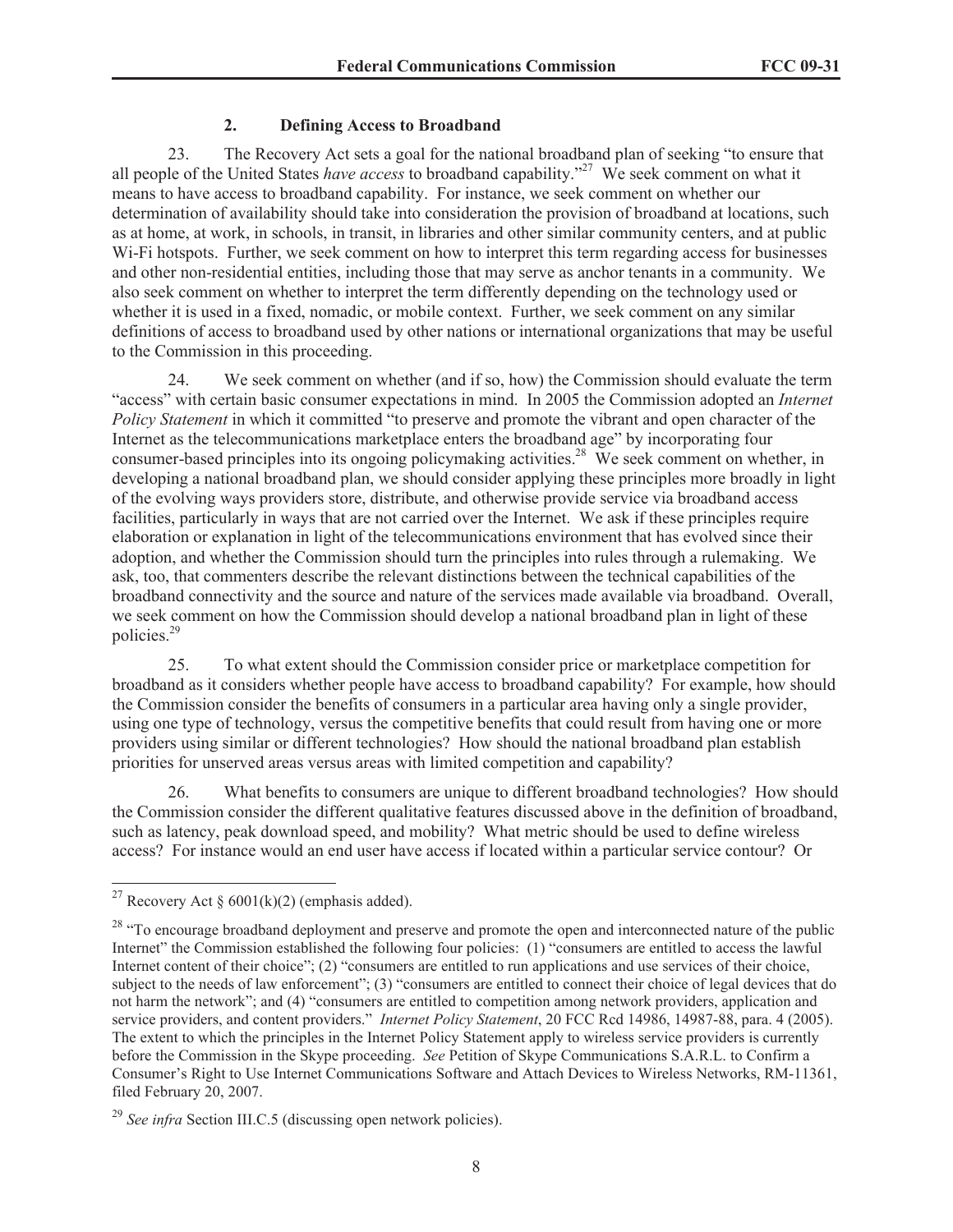### 2. Defining Access to Broadband

23. The Recovery Act sets a goal for the national broadband plan of seeking "to ensure that all people of the United States *have access* to broadband capability."[27] We seek comment on what it means to have access to broadband capability. For instance, we seek comment on whether our determination of availability should take into consideration the provision of broadband at locations, such as at home, at work, in schools, in transit, in libraries and other similar community centers, and at public Wi-Fi hotspots. Further, we seek comment on how to interpret this term regarding access for businesses and other non-residential entities, including those that may serve as anchor tenants in a community. We also seek comment on whether to interpret the term differently depending on the technology used or whether it is used in a fixed, nomadic, or mobile context. Further, we seek comment on any similar definitions of access to broadband used by other nations or international organizations that may be useful to the Commission in this proceeding.

24. We seek comment on whether (and if so, how) the Commission should evaluate the term "access" with certain basic consumer expectations in mind. In 2005 the Commission adopted an *Internet Policy Statement* in which it committed "to preserve and promote the vibrant and open character of the Internet as the telecommunications marketplace enters the broadband age" by incorporating four consumer-based principles into its ongoing policymaking activities.[28] We seek comment on whether, in developing a national broadband plan, we should consider applying these principles more broadly in light of the evolving ways providers store, distribute, and otherwise provide service via broadband access facilities, particularly in ways that are not carried over the Internet. We ask if these principles require elaboration or explanation in light of the telecommunications environment that has evolved since their adoption, and whether the Commission should turn the principles into rules through a rulemaking. We ask, too, that commenters describe the relevant distinctions between the technical capabilities of the broadband connectivity and the source and nature of the services made available via broadband. Overall, we seek comment on how the Commission should develop a national broadband plan in light of these policies.[29]

25. To what extent should the Commission consider price or marketplace competition for broadband as it considers whether people have access to broadband capability? For example, how should the Commission consider the benefits of consumers in a particular area having only a single provider, using one type of technology, versus the competitive benefits that could result from having one or more providers using similar or different technologies? How should the national broadband plan establish priorities for unserved areas versus areas with limited competition and capability?

26. What benefits to consumers are unique to different broadband technologies? How should the Commission consider the different qualitative features discussed above in the definition of broadband, such as latency, peak download speed, and mobility? What metric should be used to define wireless access? For instance would an end user have access if located within a particular service contour? Or

---

[27] Recovery Act § 6001(k)(2) (emphasis added).

[28] "To encourage broadband deployment and preserve and promote the open and interconnected nature of the public Internet" the Commission established the following four policies: (1) "consumers are entitled to access the lawful Internet content of their choice"; (2) "consumers are entitled to run applications and use services of their choice, subject to the needs of law enforcement"; (3) "consumers are entitled to connect their choice of legal devices that do not harm the network"; and (4) "consumers are entitled to competition among network providers, application and service providers, and content providers." *Internet Policy Statement*, 20 FCC Rcd 14986, 14987-88, para. 4 (2005). The extent to which the principles in the Internet Policy Statement apply to wireless service providers is currently before the Commission in the Skype proceeding. *See* Petition of Skype Communications S.A.R.L. to Confirm a Consumer's Right to Use Internet Communications Software and Attach Devices to Wireless Networks, RM-11361, filed February 20, 2007.

[29] *See infra* Section III.C.5 (discussing open network policies).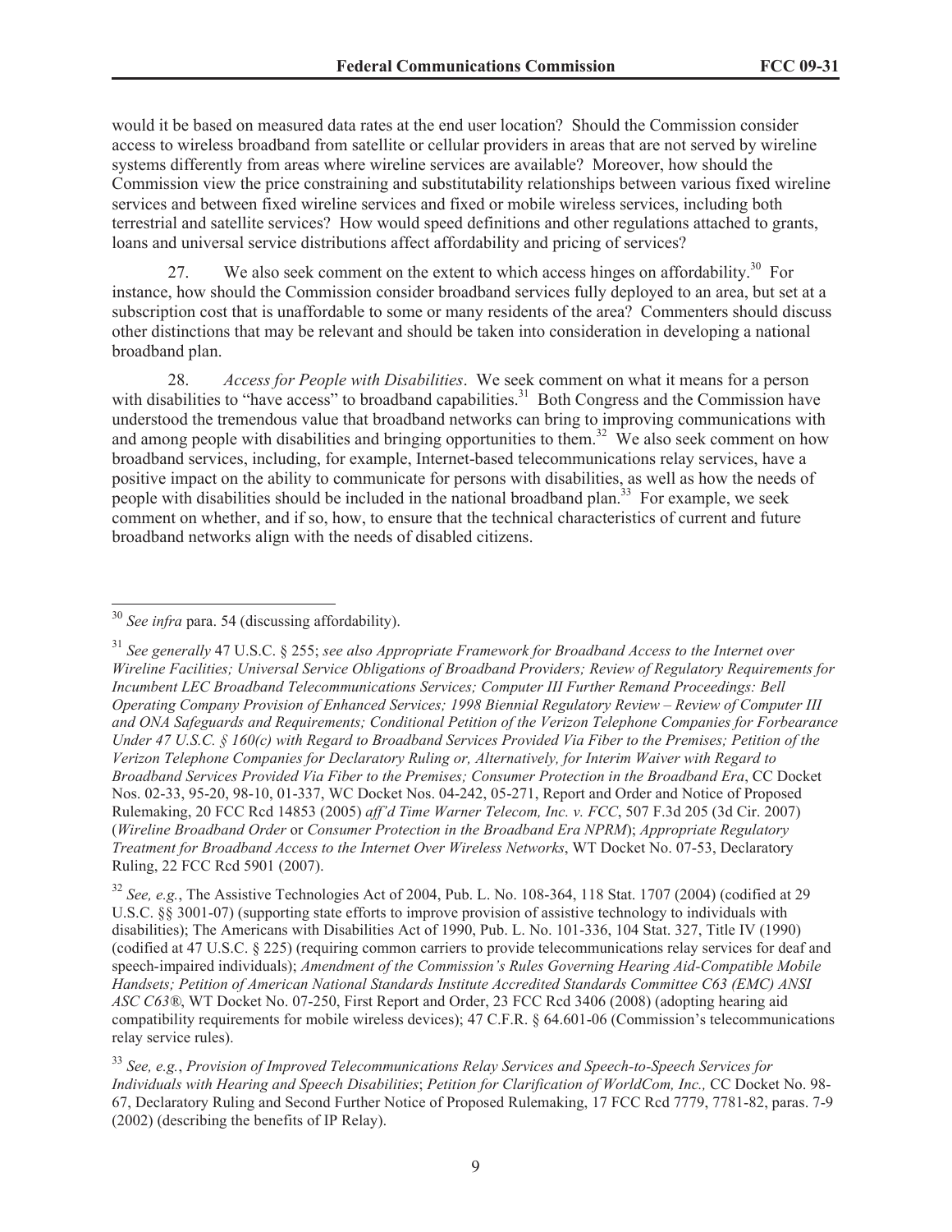would it be based on measured data rates at the end user location? Should the Commission consider access to wireless broadband from satellite or cellular providers in areas that are not served by wireline systems differently from areas where wireline services are available? Moreover, how should the Commission view the price constraining and substitutability relationships between various fixed wireline services and between fixed wireline services and fixed or mobile wireless services, including both terrestrial and satellite services? How would speed definitions and other regulations attached to grants, loans and universal service distributions affect affordability and pricing of services?

27. We also seek comment on the extent to which access hinges on affordability.[30] For instance, how should the Commission consider broadband services fully deployed to an area, but set at a subscription cost that is unaffordable to some or many residents of the area? Commenters should discuss other distinctions that may be relevant and should be taken into consideration in developing a national broadband plan.

28. *Access for People with Disabilities*. We seek comment on what it means for a person with disabilities to "have access" to broadband capabilities.[31] Both Congress and the Commission have understood the tremendous value that broadband networks can bring to improving communications with and among people with disabilities and bringing opportunities to them.[32] We also seek comment on how broadband services, including, for example, Internet-based telecommunications relay services, have a positive impact on the ability to communicate for persons with disabilities, as well as how the needs of people with disabilities should be included in the national broadband plan.[33] For example, we seek comment on whether, and if so, how, to ensure that the technical characteristics of current and future broadband networks align with the needs of disabled citizens.

---

[30] *See infra* para. 54 (discussing affordability).

[31] *See generally* 47 U.S.C. § 255; *see also Appropriate Framework for Broadband Access to the Internet over Wireline Facilities; Universal Service Obligations of Broadband Providers; Review of Regulatory Requirements for Incumbent LEC Broadband Telecommunications Services; Computer III Further Remand Proceedings: Bell Operating Company Provision of Enhanced Services; 1998 Biennial Regulatory Review – Review of Computer III and ONA Safeguards and Requirements; Conditional Petition of the Verizon Telephone Companies for Forbearance Under 47 U.S.C. § 160(c) with Regard to Broadband Services Provided Via Fiber to the Premises; Petition of the Verizon Telephone Companies for Declaratory Ruling or, Alternatively, for Interim Waiver with Regard to Broadband Services Provided Via Fiber to the Premises; Consumer Protection in the Broadband Era*, CC Docket Nos. 02-33, 95-20, 98-10, 01-337, WC Docket Nos. 04-242, 05-271, Report and Order and Notice of Proposed Rulemaking, 20 FCC Rcd 14853 (2005) *aff'd Time Warner Telecom, Inc. v. FCC*, 507 F.3d 205 (3d Cir. 2007) (*Wireline Broadband Order* or *Consumer Protection in the Broadband Era NPRM*); *Appropriate Regulatory Treatment for Broadband Access to the Internet Over Wireless Networks*, WT Docket No. 07-53, Declaratory Ruling, 22 FCC Rcd 5901 (2007).

[32] *See, e.g.*, The Assistive Technologies Act of 2004, Pub. L. No. 108-364, 118 Stat. 1707 (2004) (codified at 29 U.S.C. §§ 3001-07) (supporting state efforts to improve provision of assistive technology to individuals with disabilities); The Americans with Disabilities Act of 1990, Pub. L. No. 101-336, 104 Stat. 327, Title IV (1990) (codified at 47 U.S.C. § 225) (requiring common carriers to provide telecommunications relay services for deaf and speech-impaired individuals); *Amendment of the Commission's Rules Governing Hearing Aid-Compatible Mobile Handsets; Petition of American National Standards Institute Accredited Standards Committee C63 (EMC) ANSI ASC C63®*, WT Docket No. 07-250, First Report and Order, 23 FCC Rcd 3406 (2008) (adopting hearing aid compatibility requirements for mobile wireless devices); 47 C.F.R. § 64.601-06 (Commission's telecommunications relay service rules).

[33] *See, e.g.*, *Provision of Improved Telecommunications Relay Services and Speech-to-Speech Services for Individuals with Hearing and Speech Disabilities*; *Petition for Clarification of WorldCom, Inc.,* CC Docket No. 98-67, Declaratory Ruling and Second Further Notice of Proposed Rulemaking, 17 FCC Rcd 7779, 7781-82, paras. 7-9 (2002) (describing the benefits of IP Relay).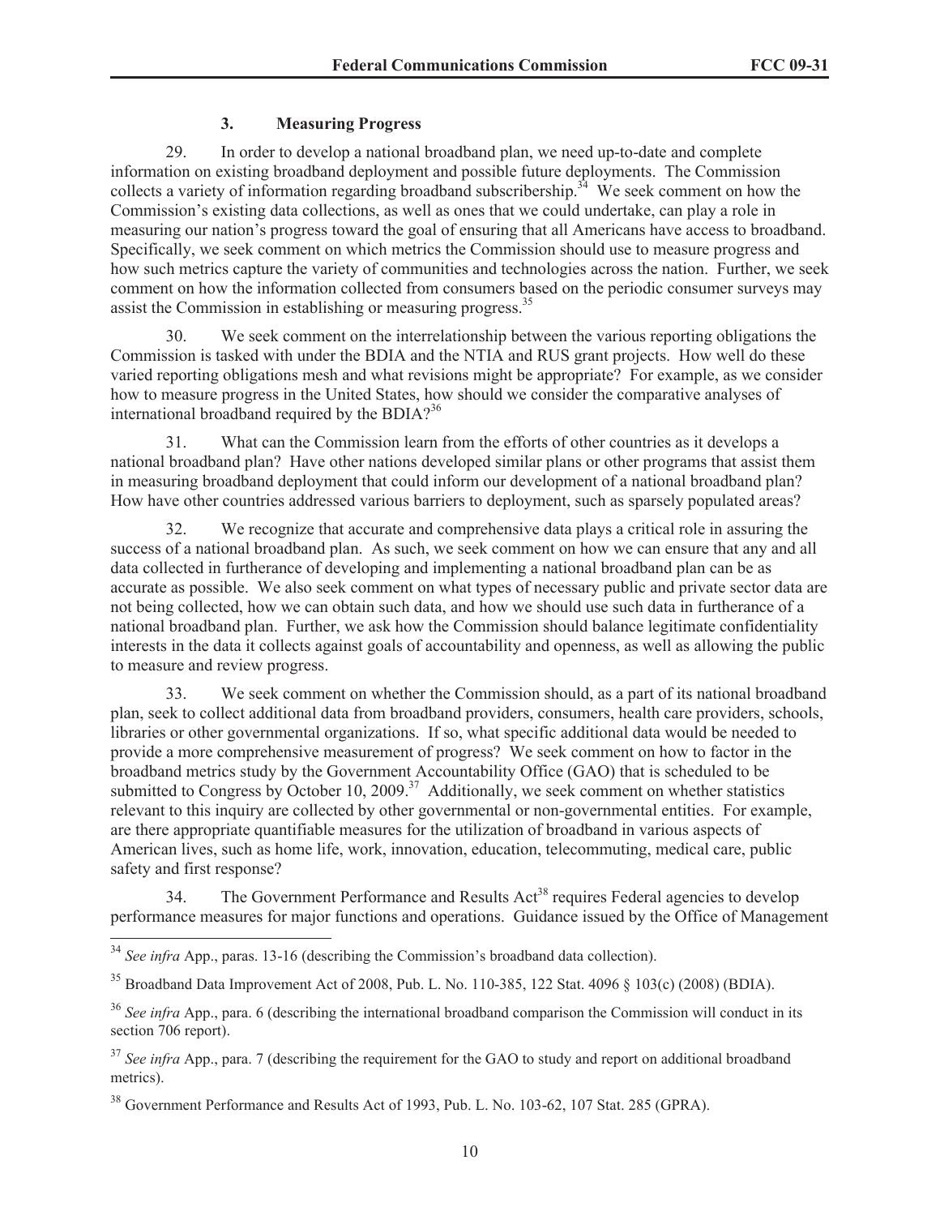### 3. Measuring Progress

29. In order to develop a national broadband plan, we need up-to-date and complete information on existing broadband deployment and possible future deployments. The Commission collects a variety of information regarding broadband subscribership.[34] We seek comment on how the Commission's existing data collections, as well as ones that we could undertake, can play a role in measuring our nation's progress toward the goal of ensuring that all Americans have access to broadband. Specifically, we seek comment on which metrics the Commission should use to measure progress and how such metrics capture the variety of communities and technologies across the nation. Further, we seek comment on how the information collected from consumers based on the periodic consumer surveys may assist the Commission in establishing or measuring progress.[35]

30. We seek comment on the interrelationship between the various reporting obligations the Commission is tasked with under the BDIA and the NTIA and RUS grant projects. How well do these varied reporting obligations mesh and what revisions might be appropriate? For example, as we consider how to measure progress in the United States, how should we consider the comparative analyses of international broadband required by the BDIA?[36]

31. What can the Commission learn from the efforts of other countries as it develops a national broadband plan? Have other nations developed similar plans or other programs that assist them in measuring broadband deployment that could inform our development of a national broadband plan? How have other countries addressed various barriers to deployment, such as sparsely populated areas?

32. We recognize that accurate and comprehensive data plays a critical role in assuring the success of a national broadband plan. As such, we seek comment on how we can ensure that any and all data collected in furtherance of developing and implementing a national broadband plan can be as accurate as possible. We also seek comment on what types of necessary public and private sector data are not being collected, how we can obtain such data, and how we should use such data in furtherance of a national broadband plan. Further, we ask how the Commission should balance legitimate confidentiality interests in the data it collects against goals of accountability and openness, as well as allowing the public to measure and review progress.

33. We seek comment on whether the Commission should, as a part of its national broadband plan, seek to collect additional data from broadband providers, consumers, health care providers, schools, libraries or other governmental organizations. If so, what specific additional data would be needed to provide a more comprehensive measurement of progress? We seek comment on how to factor in the broadband metrics study by the Government Accountability Office (GAO) that is scheduled to be submitted to Congress by October 10, 2009.[37] Additionally, we seek comment on whether statistics relevant to this inquiry are collected by other governmental or non-governmental entities. For example, are there appropriate quantifiable measures for the utilization of broadband in various aspects of American lives, such as home life, work, innovation, education, telecommuting, medical care, public safety and first response?

34. The Government Performance and Results Act[38] requires Federal agencies to develop performance measures for major functions and operations. Guidance issued by the Office of Management

---

[34] *See infra* App., paras. 13-16 (describing the Commission's broadband data collection).

[35] Broadband Data Improvement Act of 2008, Pub. L. No. 110-385, 122 Stat. 4096 § 103(c) (2008) (BDIA).

[36] *See infra* App., para. 6 (describing the international broadband comparison the Commission will conduct in its section 706 report).

[37] *See infra* App., para. 7 (describing the requirement for the GAO to study and report on additional broadband metrics).

[38] Government Performance and Results Act of 1993, Pub. L. No. 103-62, 107 Stat. 285 (GPRA).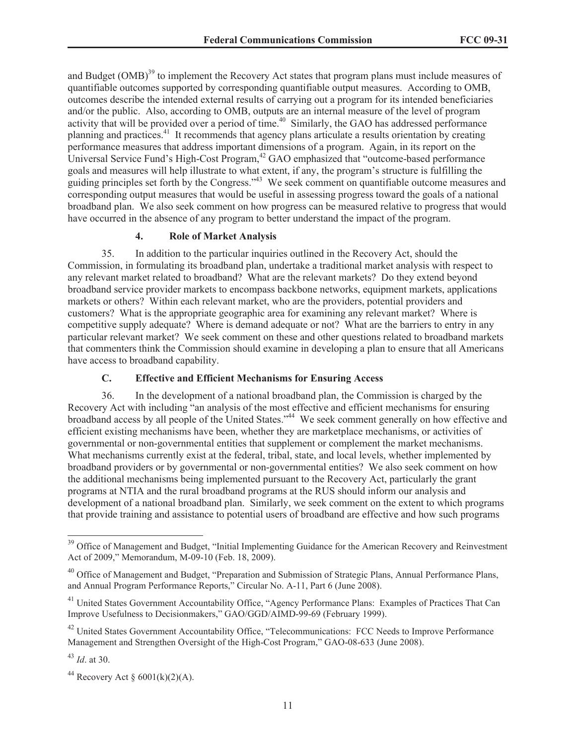and Budget (OMB)[39] to implement the Recovery Act states that program plans must include measures of quantifiable outcomes supported by corresponding quantifiable output measures. According to OMB, outcomes describe the intended external results of carrying out a program for its intended beneficiaries and/or the public. Also, according to OMB, outputs are an internal measure of the level of program activity that will be provided over a period of time.[40] Similarly, the GAO has addressed performance planning and practices.[41] It recommends that agency plans articulate a results orientation by creating performance measures that address important dimensions of a program. Again, in its report on the Universal Service Fund's High-Cost Program,[42] GAO emphasized that "outcome-based performance goals and measures will help illustrate to what extent, if any, the program's structure is fulfilling the guiding principles set forth by the Congress."[43] We seek comment on quantifiable outcome measures and corresponding output measures that would be useful in assessing progress toward the goals of a national broadband plan. We also seek comment on how progress can be measured relative to progress that would have occurred in the absence of any program to better understand the impact of the program.

#### 4. Role of Market Analysis

35. In addition to the particular inquiries outlined in the Recovery Act, should the Commission, in formulating its broadband plan, undertake a traditional market analysis with respect to any relevant market related to broadband? What are the relevant markets? Do they extend beyond broadband service provider markets to encompass backbone networks, equipment markets, applications markets or others? Within each relevant market, who are the providers, potential providers and customers? What is the appropriate geographic area for examining any relevant market? Where is competitive supply adequate? Where is demand adequate or not? What are the barriers to entry in any particular relevant market? We seek comment on these and other questions related to broadband markets that commenters think the Commission should examine in developing a plan to ensure that all Americans have access to broadband capability.

### C. Effective and Efficient Mechanisms for Ensuring Access

36. In the development of a national broadband plan, the Commission is charged by the Recovery Act with including "an analysis of the most effective and efficient mechanisms for ensuring broadband access by all people of the United States."[44] We seek comment generally on how effective and efficient existing mechanisms have been, whether they are marketplace mechanisms, or activities of governmental or non-governmental entities that supplement or complement the market mechanisms. What mechanisms currently exist at the federal, tribal, state, and local levels, whether implemented by broadband providers or by governmental or non-governmental entities? We also seek comment on how the additional mechanisms being implemented pursuant to the Recovery Act, particularly the grant programs at NTIA and the rural broadband programs at the RUS should inform our analysis and development of a national broadband plan. Similarly, we seek comment on the extent to which programs that provide training and assistance to potential users of broadband are effective and how such programs

---

[39] Office of Management and Budget, "Initial Implementing Guidance for the American Recovery and Reinvestment Act of 2009," Memorandum, M-09-10 (Feb. 18, 2009).

[40] Office of Management and Budget, "Preparation and Submission of Strategic Plans, Annual Performance Plans, and Annual Program Performance Reports," Circular No. A-11, Part 6 (June 2008).

[41] United States Government Accountability Office, "Agency Performance Plans: Examples of Practices That Can Improve Usefulness to Decisionmakers," GAO/GGD/AIMD-99-69 (February 1999).

[42] United States Government Accountability Office, "Telecommunications: FCC Needs to Improve Performance Management and Strengthen Oversight of the High-Cost Program," GAO-08-633 (June 2008).

[43] *Id*. at 30.

[44] Recovery Act § 6001(k)(2)(A).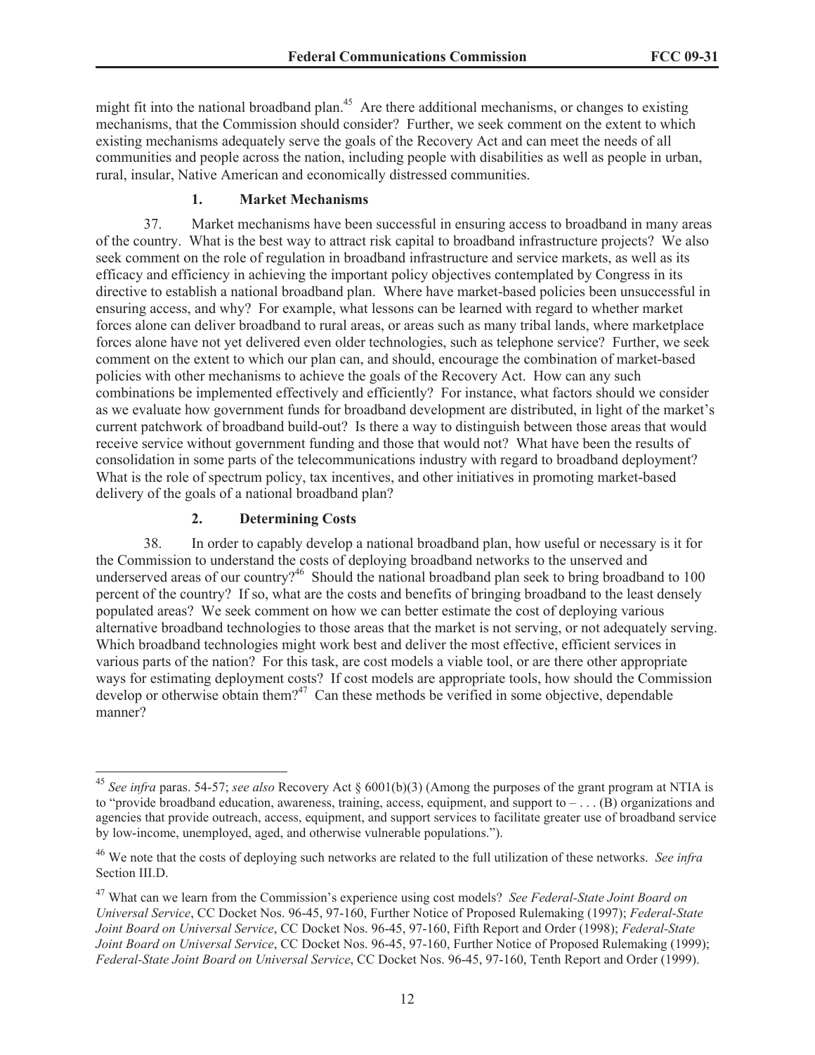might fit into the national broadband plan.[45] Are there additional mechanisms, or changes to existing mechanisms, that the Commission should consider? Further, we seek comment on the extent to which existing mechanisms adequately serve the goals of the Recovery Act and can meet the needs of all communities and people across the nation, including people with disabilities as well as people in urban, rural, insular, Native American and economically distressed communities.

### 1. Market Mechanisms

37. Market mechanisms have been successful in ensuring access to broadband in many areas of the country. What is the best way to attract risk capital to broadband infrastructure projects? We also seek comment on the role of regulation in broadband infrastructure and service markets, as well as its efficacy and efficiency in achieving the important policy objectives contemplated by Congress in its directive to establish a national broadband plan. Where have market-based policies been unsuccessful in ensuring access, and why? For example, what lessons can be learned with regard to whether market forces alone can deliver broadband to rural areas, or areas such as many tribal lands, where marketplace forces alone have not yet delivered even older technologies, such as telephone service? Further, we seek comment on the extent to which our plan can, and should, encourage the combination of market-based policies with other mechanisms to achieve the goals of the Recovery Act. How can any such combinations be implemented effectively and efficiently? For instance, what factors should we consider as we evaluate how government funds for broadband development are distributed, in light of the market's current patchwork of broadband build-out? Is there a way to distinguish between those areas that would receive service without government funding and those that would not? What have been the results of consolidation in some parts of the telecommunications industry with regard to broadband deployment? What is the role of spectrum policy, tax incentives, and other initiatives in promoting market-based delivery of the goals of a national broadband plan?

### 2. Determining Costs

38. In order to capably develop a national broadband plan, how useful or necessary is it for the Commission to understand the costs of deploying broadband networks to the unserved and underserved areas of our country?[46] Should the national broadband plan seek to bring broadband to 100 percent of the country? If so, what are the costs and benefits of bringing broadband to the least densely populated areas? We seek comment on how we can better estimate the cost of deploying various alternative broadband technologies to those areas that the market is not serving, or not adequately serving. Which broadband technologies might work best and deliver the most effective, efficient services in various parts of the nation? For this task, are cost models a viable tool, or are there other appropriate ways for estimating deployment costs? If cost models are appropriate tools, how should the Commission develop or otherwise obtain them?[47] Can these methods be verified in some objective, dependable manner?

---

[45] *See infra* paras. 54-57; *see also* Recovery Act § 6001(b)(3) (Among the purposes of the grant program at NTIA is to "provide broadband education, awareness, training, access, equipment, and support to – . . . (B) organizations and agencies that provide outreach, access, equipment, and support services to facilitate greater use of broadband service by low-income, unemployed, aged, and otherwise vulnerable populations.").

[46] We note that the costs of deploying such networks are related to the full utilization of these networks. *See infra* Section III.D.

[47] What can we learn from the Commission's experience using cost models? *See Federal-State Joint Board on Universal Service*, CC Docket Nos. 96-45, 97-160, Further Notice of Proposed Rulemaking (1997); *Federal-State Joint Board on Universal Service*, CC Docket Nos. 96-45, 97-160, Fifth Report and Order (1998); *Federal-State Joint Board on Universal Service*, CC Docket Nos. 96-45, 97-160, Further Notice of Proposed Rulemaking (1999); *Federal-State Joint Board on Universal Service*, CC Docket Nos. 96-45, 97-160, Tenth Report and Order (1999).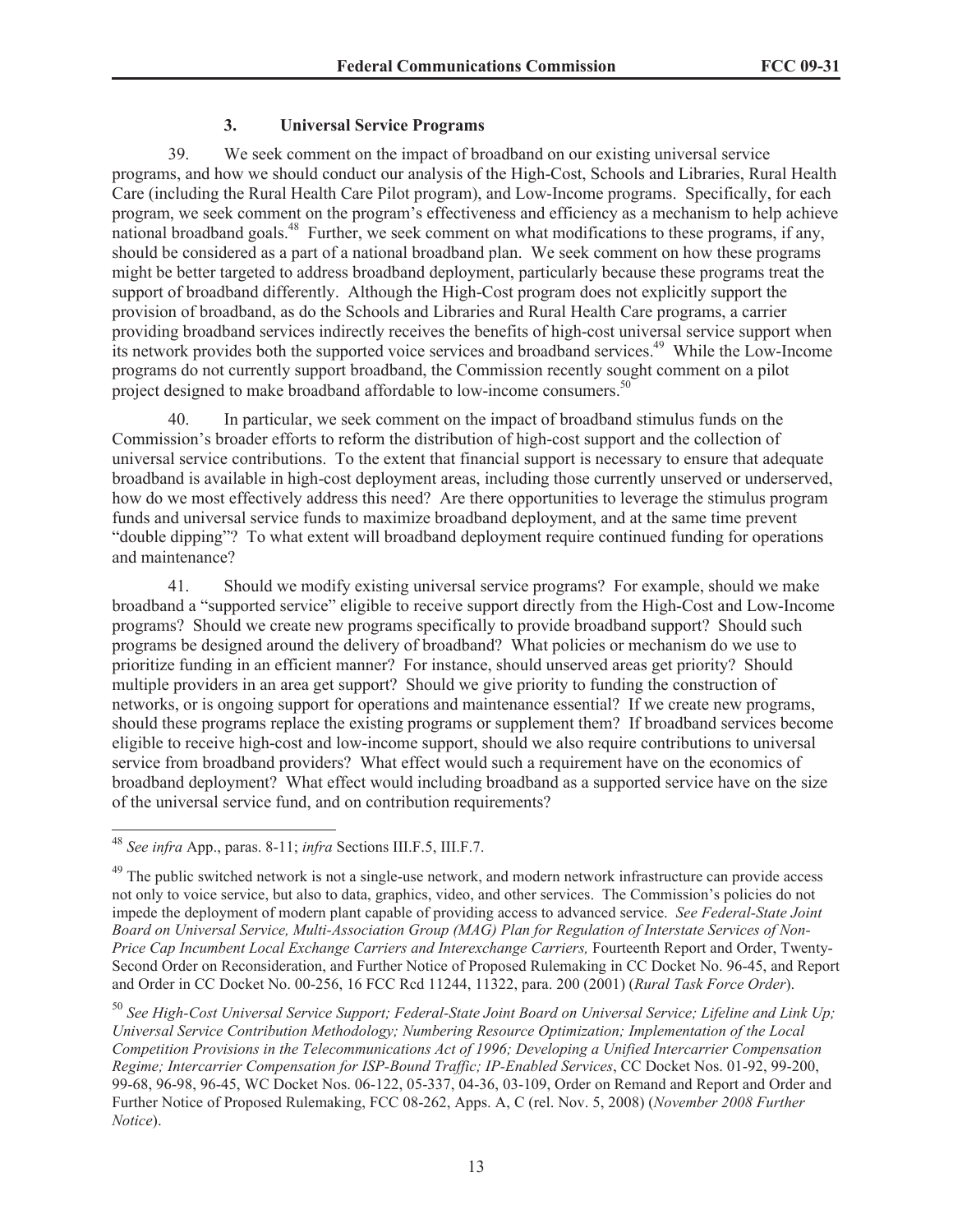### 3. Universal Service Programs

39. We seek comment on the impact of broadband on our existing universal service programs, and how we should conduct our analysis of the High-Cost, Schools and Libraries, Rural Health Care (including the Rural Health Care Pilot program), and Low-Income programs. Specifically, for each program, we seek comment on the program's effectiveness and efficiency as a mechanism to help achieve national broadband goals.[48] Further, we seek comment on what modifications to these programs, if any, should be considered as a part of a national broadband plan. We seek comment on how these programs might be better targeted to address broadband deployment, particularly because these programs treat the support of broadband differently. Although the High-Cost program does not explicitly support the provision of broadband, as do the Schools and Libraries and Rural Health Care programs, a carrier providing broadband services indirectly receives the benefits of high-cost universal service support when its network provides both the supported voice services and broadband services.[49] While the Low-Income programs do not currently support broadband, the Commission recently sought comment on a pilot project designed to make broadband affordable to low-income consumers.[50]

40. In particular, we seek comment on the impact of broadband stimulus funds on the Commission's broader efforts to reform the distribution of high-cost support and the collection of universal service contributions. To the extent that financial support is necessary to ensure that adequate broadband is available in high-cost deployment areas, including those currently unserved or underserved, how do we most effectively address this need? Are there opportunities to leverage the stimulus program funds and universal service funds to maximize broadband deployment, and at the same time prevent "double dipping"? To what extent will broadband deployment require continued funding for operations and maintenance?

41. Should we modify existing universal service programs? For example, should we make broadband a "supported service" eligible to receive support directly from the High-Cost and Low-Income programs? Should we create new programs specifically to provide broadband support? Should such programs be designed around the delivery of broadband? What policies or mechanism do we use to prioritize funding in an efficient manner? For instance, should unserved areas get priority? Should multiple providers in an area get support? Should we give priority to funding the construction of networks, or is ongoing support for operations and maintenance essential? If we create new programs, should these programs replace the existing programs or supplement them? If broadband services become eligible to receive high-cost and low-income support, should we also require contributions to universal service from broadband providers? What effect would such a requirement have on the economics of broadband deployment? What effect would including broadband as a supported service have on the size of the universal service fund, and on contribution requirements?

---

[48] *See infra* App., paras. 8-11; *infra* Sections III.F.5, III.F.7.

[49] The public switched network is not a single-use network, and modern network infrastructure can provide access not only to voice service, but also to data, graphics, video, and other services. The Commission's policies do not impede the deployment of modern plant capable of providing access to advanced service. *See Federal-State Joint Board on Universal Service, Multi-Association Group (MAG) Plan for Regulation of Interstate Services of Non-Price Cap Incumbent Local Exchange Carriers and Interexchange Carriers,* Fourteenth Report and Order, Twenty-Second Order on Reconsideration, and Further Notice of Proposed Rulemaking in CC Docket No. 96-45, and Report and Order in CC Docket No. 00-256, 16 FCC Rcd 11244, 11322, para. 200 (2001) (*Rural Task Force Order*).

[50] *See High-Cost Universal Service Support; Federal-State Joint Board on Universal Service; Lifeline and Link Up; Universal Service Contribution Methodology; Numbering Resource Optimization; Implementation of the Local Competition Provisions in the Telecommunications Act of 1996; Developing a Unified Intercarrier Compensation Regime; Intercarrier Compensation for ISP-Bound Traffic; IP-Enabled Services*, CC Docket Nos. 01-92, 99-200, 99-68, 96-98, 96-45, WC Docket Nos. 06-122, 05-337, 04-36, 03-109, Order on Remand and Report and Order and Further Notice of Proposed Rulemaking, FCC 08-262, Apps. A, C (rel. Nov. 5, 2008) (*November 2008 Further Notice*).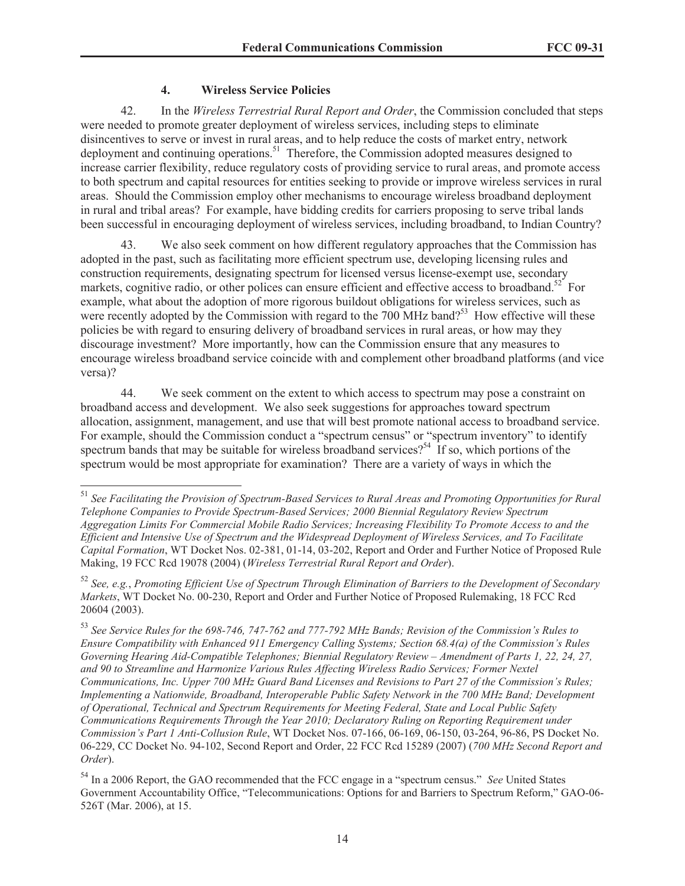#### 4. Wireless Service Policies

42. In the *Wireless Terrestrial Rural Report and Order*, the Commission concluded that steps were needed to promote greater deployment of wireless services, including steps to eliminate disincentives to serve or invest in rural areas, and to help reduce the costs of market entry, network deployment and continuing operations.[51] Therefore, the Commission adopted measures designed to increase carrier flexibility, reduce regulatory costs of providing service to rural areas, and promote access to both spectrum and capital resources for entities seeking to provide or improve wireless services in rural areas. Should the Commission employ other mechanisms to encourage wireless broadband deployment in rural and tribal areas? For example, have bidding credits for carriers proposing to serve tribal lands been successful in encouraging deployment of wireless services, including broadband, to Indian Country?

43. We also seek comment on how different regulatory approaches that the Commission has adopted in the past, such as facilitating more efficient spectrum use, developing licensing rules and construction requirements, designating spectrum for licensed versus license-exempt use, secondary markets, cognitive radio, or other polices can ensure efficient and effective access to broadband.[52] For example, what about the adoption of more rigorous buildout obligations for wireless services, such as were recently adopted by the Commission with regard to the 700 MHz band?[53] How effective will these policies be with regard to ensuring delivery of broadband services in rural areas, or how may they discourage investment? More importantly, how can the Commission ensure that any measures to encourage wireless broadband service coincide with and complement other broadband platforms (and vice versa)?

44. We seek comment on the extent to which access to spectrum may pose a constraint on broadband access and development. We also seek suggestions for approaches toward spectrum allocation, assignment, management, and use that will best promote national access to broadband service. For example, should the Commission conduct a "spectrum census" or "spectrum inventory" to identify spectrum bands that may be suitable for wireless broadband services?[54] If so, which portions of the spectrum would be most appropriate for examination? There are a variety of ways in which the

---

[51] *See Facilitating the Provision of Spectrum-Based Services to Rural Areas and Promoting Opportunities for Rural Telephone Companies to Provide Spectrum-Based Services; 2000 Biennial Regulatory Review Spectrum Aggregation Limits For Commercial Mobile Radio Services; Increasing Flexibility To Promote Access to and the Efficient and Intensive Use of Spectrum and the Widespread Deployment of Wireless Services, and To Facilitate Capital Formation*, WT Docket Nos. 02-381, 01-14, 03-202, Report and Order and Further Notice of Proposed Rule Making, 19 FCC Rcd 19078 (2004) (*Wireless Terrestrial Rural Report and Order*).

[52] *See, e.g.*, *Promoting Efficient Use of Spectrum Through Elimination of Barriers to the Development of Secondary Markets*, WT Docket No. 00-230, Report and Order and Further Notice of Proposed Rulemaking, 18 FCC Rcd 20604 (2003).

[53] *See Service Rules for the 698-746, 747-762 and 777-792 MHz Bands; Revision of the Commission's Rules to Ensure Compatibility with Enhanced 911 Emergency Calling Systems; Section 68.4(a) of the Commission's Rules Governing Hearing Aid-Compatible Telephones; Biennial Regulatory Review – Amendment of Parts 1, 22, 24, 27, and 90 to Streamline and Harmonize Various Rules Affecting Wireless Radio Services; Former Nextel Communications, Inc. Upper 700 MHz Guard Band Licenses and Revisions to Part 27 of the Commission's Rules; Implementing a Nationwide, Broadband, Interoperable Public Safety Network in the 700 MHz Band; Development of Operational, Technical and Spectrum Requirements for Meeting Federal, State and Local Public Safety Communications Requirements Through the Year 2010; Declaratory Ruling on Reporting Requirement under Commission's Part 1 Anti-Collusion Rule*, WT Docket Nos. 07-166, 06-169, 06-150, 03-264, 96-86, PS Docket No. 06-229, CC Docket No. 94-102, Second Report and Order, 22 FCC Rcd 15289 (2007) (*700 MHz Second Report and Order*).

[54] In a 2006 Report, the GAO recommended that the FCC engage in a "spectrum census." *See* United States Government Accountability Office, "Telecommunications: Options for and Barriers to Spectrum Reform," GAO-06-526T (Mar. 2006), at 15.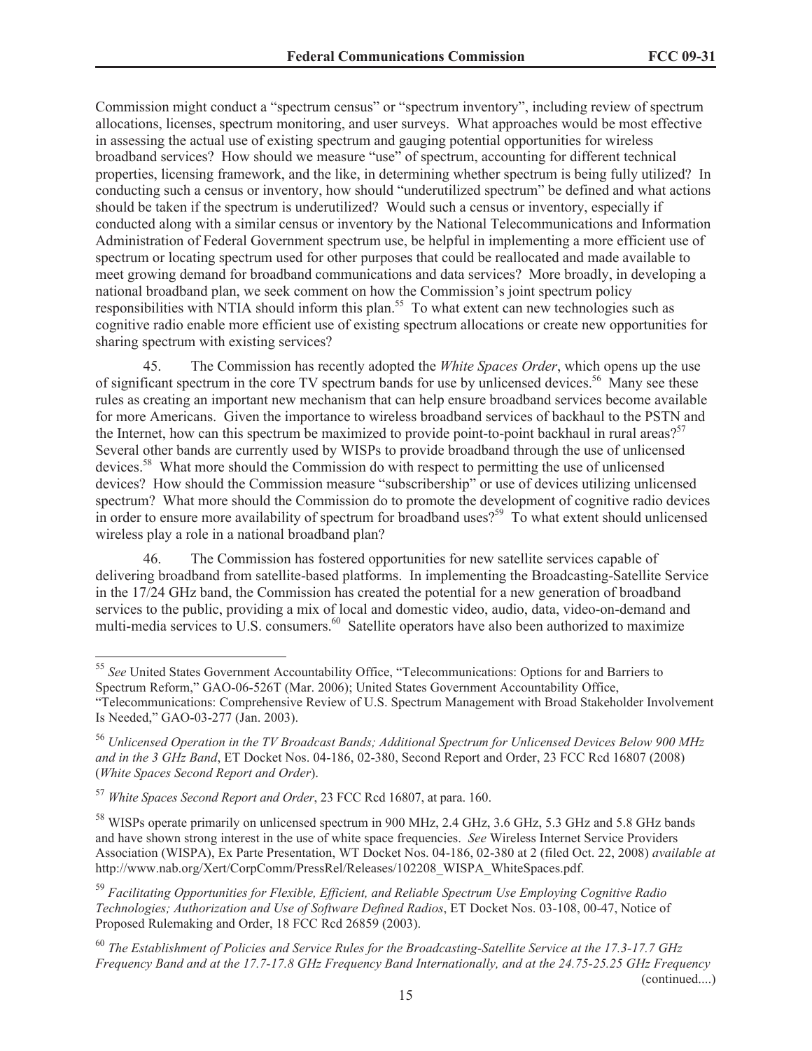Commission might conduct a "spectrum census" or "spectrum inventory", including review of spectrum allocations, licenses, spectrum monitoring, and user surveys. What approaches would be most effective in assessing the actual use of existing spectrum and gauging potential opportunities for wireless broadband services? How should we measure "use" of spectrum, accounting for different technical properties, licensing framework, and the like, in determining whether spectrum is being fully utilized? In conducting such a census or inventory, how should "underutilized spectrum" be defined and what actions should be taken if the spectrum is underutilized? Would such a census or inventory, especially if conducted along with a similar census or inventory by the National Telecommunications and Information Administration of Federal Government spectrum use, be helpful in implementing a more efficient use of spectrum or locating spectrum used for other purposes that could be reallocated and made available to meet growing demand for broadband communications and data services? More broadly, in developing a national broadband plan, we seek comment on how the Commission's joint spectrum policy responsibilities with NTIA should inform this plan.[55] To what extent can new technologies such as cognitive radio enable more efficient use of existing spectrum allocations or create new opportunities for sharing spectrum with existing services?

45. The Commission has recently adopted the *White Spaces Order*, which opens up the use of significant spectrum in the core TV spectrum bands for use by unlicensed devices.[56] Many see these rules as creating an important new mechanism that can help ensure broadband services become available for more Americans. Given the importance to wireless broadband services of backhaul to the PSTN and the Internet, how can this spectrum be maximized to provide point-to-point backhaul in rural areas?[57] Several other bands are currently used by WISPs to provide broadband through the use of unlicensed devices.[58] What more should the Commission do with respect to permitting the use of unlicensed devices? How should the Commission measure "subscribership" or use of devices utilizing unlicensed spectrum? What more should the Commission do to promote the development of cognitive radio devices in order to ensure more availability of spectrum for broadband uses?[59] To what extent should unlicensed wireless play a role in a national broadband plan?

46. The Commission has fostered opportunities for new satellite services capable of delivering broadband from satellite-based platforms. In implementing the Broadcasting-Satellite Service in the 17/24 GHz band, the Commission has created the potential for a new generation of broadband services to the public, providing a mix of local and domestic video, audio, data, video-on-demand and multi-media services to U.S. consumers.[60] Satellite operators have also been authorized to maximize

---

[55] *See* United States Government Accountability Office, "Telecommunications: Options for and Barriers to Spectrum Reform," GAO-06-526T (Mar. 2006); United States Government Accountability Office, "Telecommunications: Comprehensive Review of U.S. Spectrum Management with Broad Stakeholder Involvement Is Needed," GAO-03-277 (Jan. 2003).

[56] *Unlicensed Operation in the TV Broadcast Bands; Additional Spectrum for Unlicensed Devices Below 900 MHz and in the 3 GHz Band*, ET Docket Nos. 04-186, 02-380, Second Report and Order, 23 FCC Rcd 16807 (2008) (*White Spaces Second Report and Order*).

[57] *White Spaces Second Report and Order*, 23 FCC Rcd 16807, at para. 160.

[58] WISPs operate primarily on unlicensed spectrum in 900 MHz, 2.4 GHz, 3.6 GHz, 5.3 GHz and 5.8 GHz bands and have shown strong interest in the use of white space frequencies. *See* Wireless Internet Service Providers Association (WISPA), Ex Parte Presentation, WT Docket Nos. 04-186, 02-380 at 2 (filed Oct. 22, 2008) *available at* http://www.nab.org/Xert/CorpComm/PressRel/Releases/102208_WISPA_WhiteSpaces.pdf.

[59] *Facilitating Opportunities for Flexible, Efficient, and Reliable Spectrum Use Employing Cognitive Radio Technologies; Authorization and Use of Software Defined Radios*, ET Docket Nos. 03-108, 00-47, Notice of Proposed Rulemaking and Order, 18 FCC Rcd 26859 (2003).

[60] *The Establishment of Policies and Service Rules for the Broadcasting-Satellite Service at the 17.3-17.7 GHz Frequency Band and at the 17.7-17.8 GHz Frequency Band Internationally, and at the 24.75-25.25 GHz Frequency* (continued....)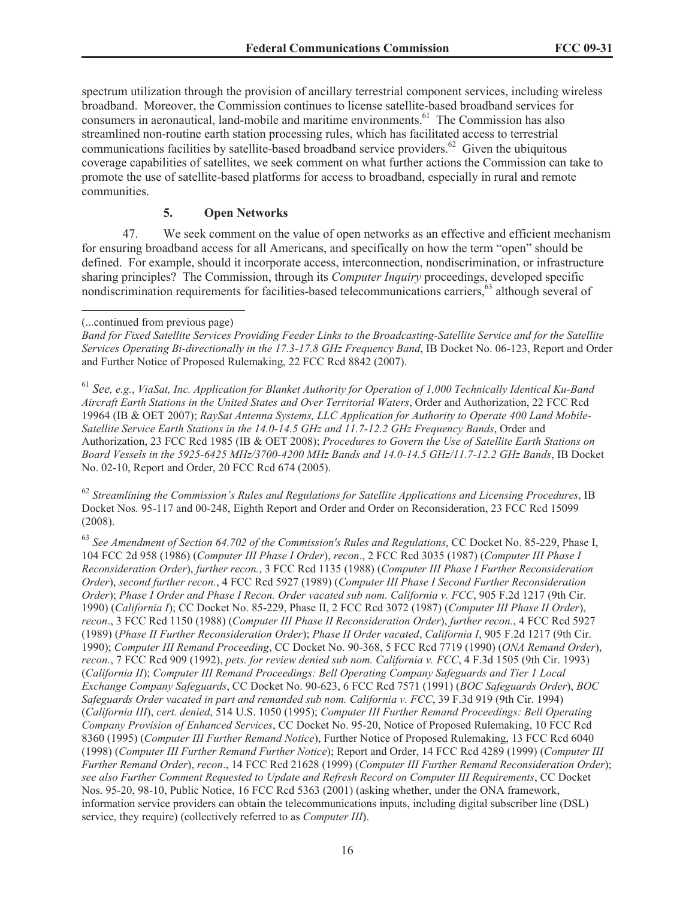spectrum utilization through the provision of ancillary terrestrial component services, including wireless broadband. Moreover, the Commission continues to license satellite-based broadband services for consumers in aeronautical, land-mobile and maritime environments.[61] The Commission has also streamlined non-routine earth station processing rules, which has facilitated access to terrestrial communications facilities by satellite-based broadband service providers.[62] Given the ubiquitous coverage capabilities of satellites, we seek comment on what further actions the Commission can take to promote the use of satellite-based platforms for access to broadband, especially in rural and remote communities.

### 5. Open Networks

47. We seek comment on the value of open networks as an effective and efficient mechanism for ensuring broadband access for all Americans, and specifically on how the term "open" should be defined. For example, should it incorporate access, interconnection, nondiscrimination, or infrastructure sharing principles? The Commission, through its *Computer Inquiry* proceedings, developed specific nondiscrimination requirements for facilities-based telecommunications carriers,[63] although several of

---

(...continued from previous page)
*Band for Fixed Satellite Services Providing Feeder Links to the Broadcasting-Satellite Service and for the Satellite Services Operating Bi-directionally in the 17.3-17.8 GHz Frequency Band*, IB Docket No. 06-123, Report and Order and Further Notice of Proposed Rulemaking, 22 FCC Rcd 8842 (2007).

[61] *See, e.g.*, *ViaSat, Inc. Application for Blanket Authority for Operation of 1,000 Technically Identical Ku-Band Aircraft Earth Stations in the United States and Over Territorial Waters*, Order and Authorization, 22 FCC Rcd 19964 (IB & OET 2007); *RaySat Antenna Systems, LLC Application for Authority to Operate 400 Land Mobile-Satellite Service Earth Stations in the 14.0-14.5 GHz and 11.7-12.2 GHz Frequency Bands*, Order and Authorization, 23 FCC Rcd 1985 (IB & OET 2008); *Procedures to Govern the Use of Satellite Earth Stations on Board Vessels in the 5925-6425 MHz/3700-4200 MHz Bands and 14.0-14.5 GHz/11.7-12.2 GHz Bands*, IB Docket No. 02-10, Report and Order, 20 FCC Rcd 674 (2005).

[62] *Streamlining the Commission's Rules and Regulations for Satellite Applications and Licensing Procedures*, IB Docket Nos. 95-117 and 00-248, Eighth Report and Order and Order on Reconsideration, 23 FCC Rcd 15099 (2008).

[63] *See Amendment of Section 64.702 of the Commission's Rules and Regulations*, CC Docket No. 85-229, Phase I, 104 FCC 2d 958 (1986) (*Computer III Phase I Order*), *recon*., 2 FCC Rcd 3035 (1987) (*Computer III Phase I Reconsideration Order*), *further recon.*, 3 FCC Rcd 1135 (1988) (*Computer III Phase I Further Reconsideration Order*), *second further recon.*, 4 FCC Rcd 5927 (1989) (*Computer III Phase I Second Further Reconsideration Order*); *Phase I Order and Phase I Recon. Order vacated sub nom. California v. FCC*, 905 F.2d 1217 (9th Cir. 1990) (*California I*); CC Docket No. 85-229, Phase II, 2 FCC Rcd 3072 (1987) (*Computer III Phase II Order*), *recon*., 3 FCC Rcd 1150 (1988) (*Computer III Phase II Reconsideration Order*), *further recon.*, 4 FCC Rcd 5927 (1989) (*Phase II Further Reconsideration Order*); *Phase II Order vacated*, *California I*, 905 F.2d 1217 (9th Cir. 1990); *Computer III Remand Proceeding*, CC Docket No. 90-368, 5 FCC Rcd 7719 (1990) (*ONA Remand Order*), *recon.*, 7 FCC Rcd 909 (1992), *pets. for review denied sub nom. California v. FCC*, 4 F.3d 1505 (9th Cir. 1993) (*California II*); *Computer III Remand Proceedings: Bell Operating Company Safeguards and Tier 1 Local Exchange Company Safeguards*, CC Docket No. 90-623, 6 FCC Rcd 7571 (1991) (*BOC Safeguards Order*), *BOC Safeguards Order vacated in part and remanded sub nom. California v. FCC*, 39 F.3d 919 (9th Cir. 1994) (*California III*), *cert. denied*, 514 U.S. 1050 (1995); *Computer III Further Remand Proceedings: Bell Operating Company Provision of Enhanced Services*, CC Docket No. 95-20, Notice of Proposed Rulemaking, 10 FCC Rcd 8360 (1995) (*Computer III Further Remand Notice*), Further Notice of Proposed Rulemaking, 13 FCC Rcd 6040 (1998) (*Computer III Further Remand Further Notice*); Report and Order, 14 FCC Rcd 4289 (1999) (*Computer III Further Remand Order*), *recon*., 14 FCC Rcd 21628 (1999) (*Computer III Further Remand Reconsideration Order*); *see also Further Comment Requested to Update and Refresh Record on Computer III Requirements*, CC Docket Nos. 95-20, 98-10, Public Notice, 16 FCC Rcd 5363 (2001) (asking whether, under the ONA framework, information service providers can obtain the telecommunications inputs, including digital subscriber line (DSL) service, they require) (collectively referred to as *Computer III*).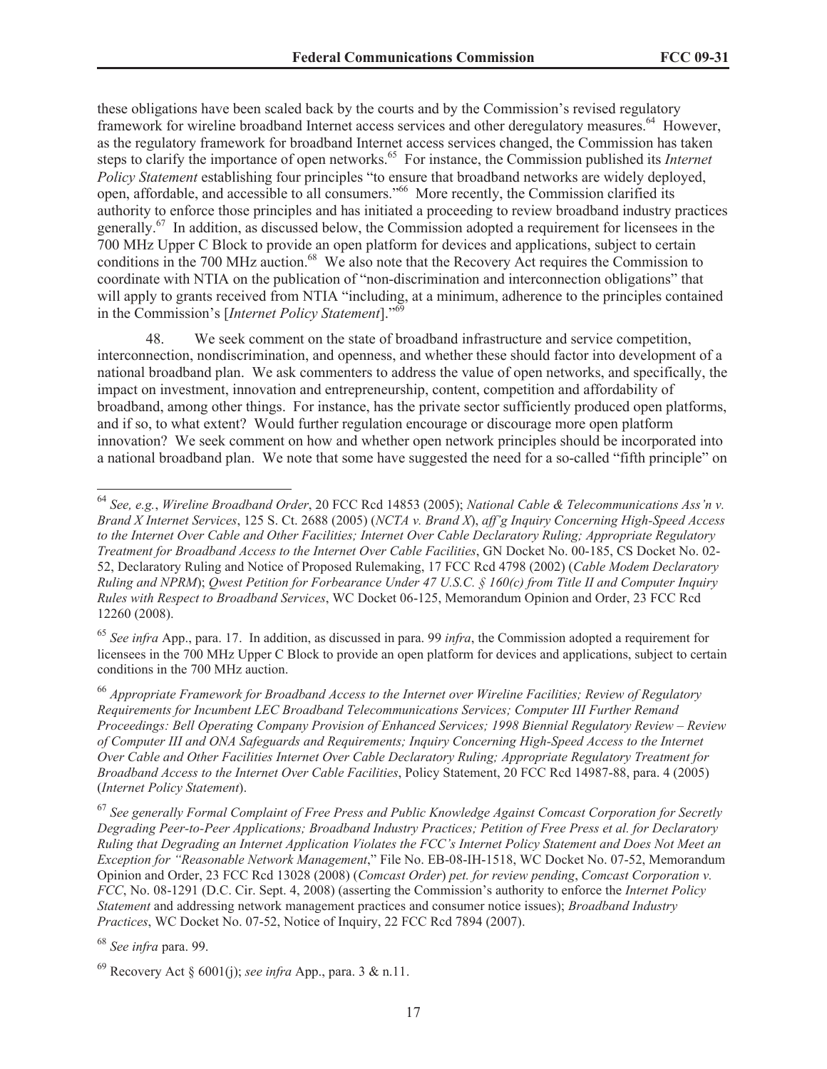these obligations have been scaled back by the courts and by the Commission's revised regulatory framework for wireline broadband Internet access services and other deregulatory measures.[64] However, as the regulatory framework for broadband Internet access services changed, the Commission has taken steps to clarify the importance of open networks.[65] For instance, the Commission published its *Internet Policy Statement* establishing four principles "to ensure that broadband networks are widely deployed, open, affordable, and accessible to all consumers."[66] More recently, the Commission clarified its authority to enforce those principles and has initiated a proceeding to review broadband industry practices generally.[67] In addition, as discussed below, the Commission adopted a requirement for licensees in the 700 MHz Upper C Block to provide an open platform for devices and applications, subject to certain conditions in the 700 MHz auction.[68] We also note that the Recovery Act requires the Commission to coordinate with NTIA on the publication of "non-discrimination and interconnection obligations" that will apply to grants received from NTIA "including, at a minimum, adherence to the principles contained in the Commission's [*Internet Policy Statement*]."[69]

48. We seek comment on the state of broadband infrastructure and service competition, interconnection, nondiscrimination, and openness, and whether these should factor into development of a national broadband plan. We ask commenters to address the value of open networks, and specifically, the impact on investment, innovation and entrepreneurship, content, competition and affordability of broadband, among other things. For instance, has the private sector sufficiently produced open platforms, and if so, to what extent? Would further regulation encourage or discourage more open platform innovation? We seek comment on how and whether open network principles should be incorporated into a national broadband plan. We note that some have suggested the need for a so-called "fifth principle" on

---

[64] *See, e.g.*, *Wireline Broadband Order*, 20 FCC Rcd 14853 (2005); *National Cable & Telecommunications Ass'n v. Brand X Internet Services*, 125 S. Ct. 2688 (2005) (*NCTA v. Brand X*), *aff'g Inquiry Concerning High-Speed Access to the Internet Over Cable and Other Facilities; Internet Over Cable Declaratory Ruling; Appropriate Regulatory Treatment for Broadband Access to the Internet Over Cable Facilities*, GN Docket No. 00-185, CS Docket No. 02-52, Declaratory Ruling and Notice of Proposed Rulemaking, 17 FCC Rcd 4798 (2002) (*Cable Modem Declaratory Ruling and NPRM*); *Qwest Petition for Forbearance Under 47 U.S.C. § 160(c) from Title II and Computer Inquiry Rules with Respect to Broadband Services*, WC Docket 06-125, Memorandum Opinion and Order, 23 FCC Rcd 12260 (2008).

[65] *See infra* App., para. 17. In addition, as discussed in para. 99 *infra*, the Commission adopted a requirement for licensees in the 700 MHz Upper C Block to provide an open platform for devices and applications, subject to certain conditions in the 700 MHz auction.

[66] *Appropriate Framework for Broadband Access to the Internet over Wireline Facilities; Review of Regulatory Requirements for Incumbent LEC Broadband Telecommunications Services; Computer III Further Remand Proceedings: Bell Operating Company Provision of Enhanced Services; 1998 Biennial Regulatory Review – Review of Computer III and ONA Safeguards and Requirements; Inquiry Concerning High-Speed Access to the Internet Over Cable and Other Facilities Internet Over Cable Declaratory Ruling; Appropriate Regulatory Treatment for Broadband Access to the Internet Over Cable Facilities*, Policy Statement, 20 FCC Rcd 14987-88, para. 4 (2005) (*Internet Policy Statement*).

[67] *See generally Formal Complaint of Free Press and Public Knowledge Against Comcast Corporation for Secretly Degrading Peer-to-Peer Applications; Broadband Industry Practices; Petition of Free Press et al. for Declaratory Ruling that Degrading an Internet Application Violates the FCC's Internet Policy Statement and Does Not Meet an Exception for "Reasonable Network Management*," File No. EB-08-IH-1518, WC Docket No. 07-52, Memorandum Opinion and Order, 23 FCC Rcd 13028 (2008) (*Comcast Order*) *pet. for review pending*, *Comcast Corporation v. FCC*, No. 08-1291 (D.C. Cir. Sept. 4, 2008) (asserting the Commission's authority to enforce the *Internet Policy Statement* and addressing network management practices and consumer notice issues); *Broadband Industry Practices*, WC Docket No. 07-52, Notice of Inquiry, 22 FCC Rcd 7894 (2007).

[68] *See infra* para. 99.

[69] Recovery Act § 6001(j); *see infra* App., para. 3 & n.11.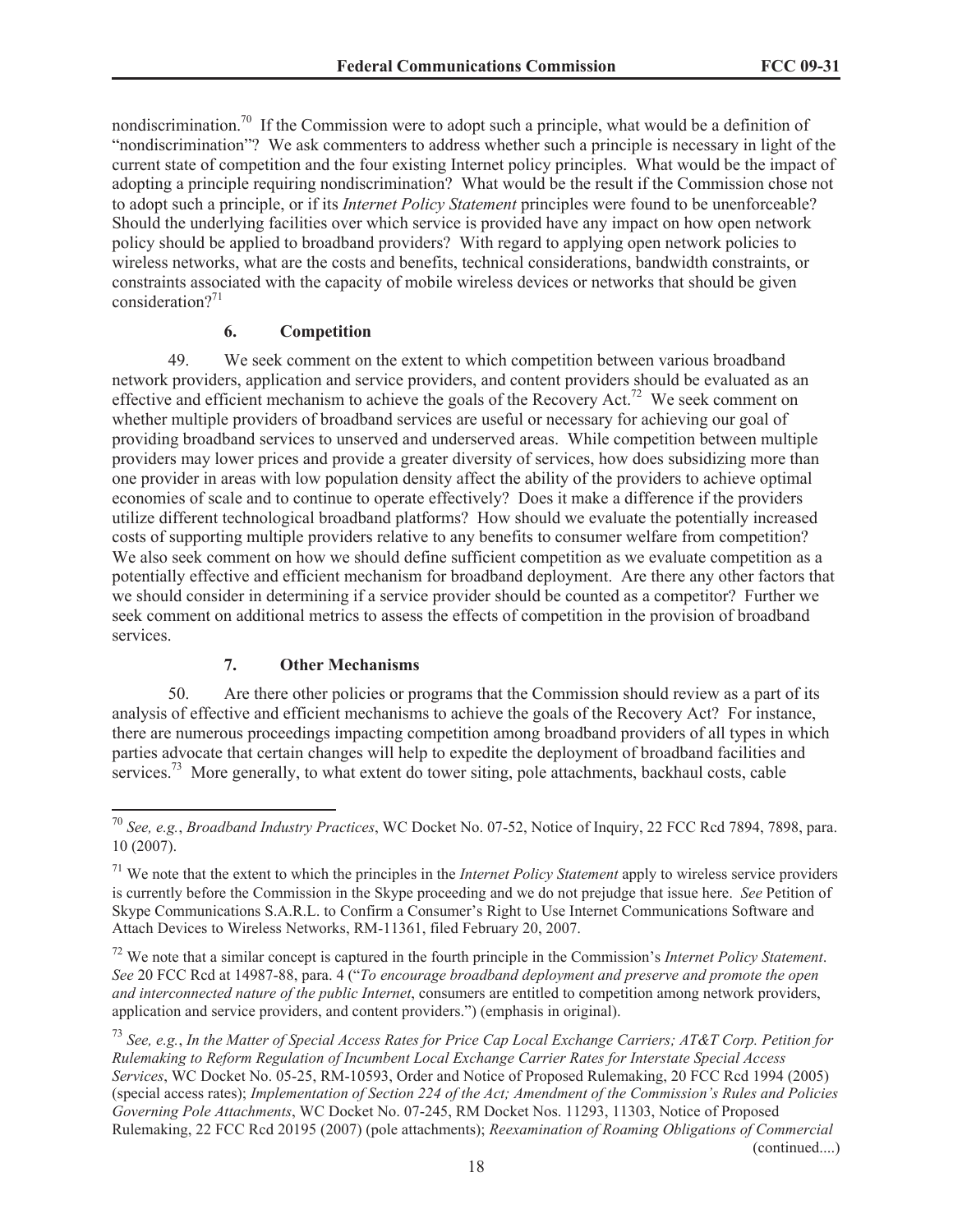nondiscrimination.[70] If the Commission were to adopt such a principle, what would be a definition of "nondiscrimination"? We ask commenters to address whether such a principle is necessary in light of the current state of competition and the four existing Internet policy principles. What would be the impact of adopting a principle requiring nondiscrimination? What would be the result if the Commission chose not to adopt such a principle, or if its *Internet Policy Statement* principles were found to be unenforceable? Should the underlying facilities over which service is provided have any impact on how open network policy should be applied to broadband providers? With regard to applying open network policies to wireless networks, what are the costs and benefits, technical considerations, bandwidth constraints, or constraints associated with the capacity of mobile wireless devices or networks that should be given consideration?[71]

#### 6. Competition

49. We seek comment on the extent to which competition between various broadband network providers, application and service providers, and content providers should be evaluated as an effective and efficient mechanism to achieve the goals of the Recovery Act.[72] We seek comment on whether multiple providers of broadband services are useful or necessary for achieving our goal of providing broadband services to unserved and underserved areas. While competition between multiple providers may lower prices and provide a greater diversity of services, how does subsidizing more than one provider in areas with low population density affect the ability of the providers to achieve optimal economies of scale and to continue to operate effectively? Does it make a difference if the providers utilize different technological broadband platforms? How should we evaluate the potentially increased costs of supporting multiple providers relative to any benefits to consumer welfare from competition? We also seek comment on how we should define sufficient competition as we evaluate competition as a potentially effective and efficient mechanism for broadband deployment. Are there any other factors that we should consider in determining if a service provider should be counted as a competitor? Further we seek comment on additional metrics to assess the effects of competition in the provision of broadband services.

#### 7. Other Mechanisms

50. Are there other policies or programs that the Commission should review as a part of its analysis of effective and efficient mechanisms to achieve the goals of the Recovery Act? For instance, there are numerous proceedings impacting competition among broadband providers of all types in which parties advocate that certain changes will help to expedite the deployment of broadband facilities and services.[73] More generally, to what extent do tower siting, pole attachments, backhaul costs, cable

---

[70] *See, e.g.*, *Broadband Industry Practices*, WC Docket No. 07-52, Notice of Inquiry, 22 FCC Rcd 7894, 7898, para. 10 (2007).

[71] We note that the extent to which the principles in the *Internet Policy Statement* apply to wireless service providers is currently before the Commission in the Skype proceeding and we do not prejudge that issue here. *See* Petition of Skype Communications S.A.R.L. to Confirm a Consumer's Right to Use Internet Communications Software and Attach Devices to Wireless Networks, RM-11361, filed February 20, 2007.

[72] We note that a similar concept is captured in the fourth principle in the Commission's *Internet Policy Statement*. *See* 20 FCC Rcd at 14987-88, para. 4 ("*To encourage broadband deployment and preserve and promote the open and interconnected nature of the public Internet*, consumers are entitled to competition among network providers, application and service providers, and content providers.") (emphasis in original).

[73] *See, e.g.*, *In the Matter of Special Access Rates for Price Cap Local Exchange Carriers; AT&T Corp. Petition for Rulemaking to Reform Regulation of Incumbent Local Exchange Carrier Rates for Interstate Special Access Services*, WC Docket No. 05-25, RM-10593, Order and Notice of Proposed Rulemaking, 20 FCC Rcd 1994 (2005) (special access rates); *Implementation of Section 224 of the Act; Amendment of the Commission's Rules and Policies Governing Pole Attachments*, WC Docket No. 07-245, RM Docket Nos. 11293, 11303, Notice of Proposed Rulemaking, 22 FCC Rcd 20195 (2007) (pole attachments); *Reexamination of Roaming Obligations of Commercial*

(continued....)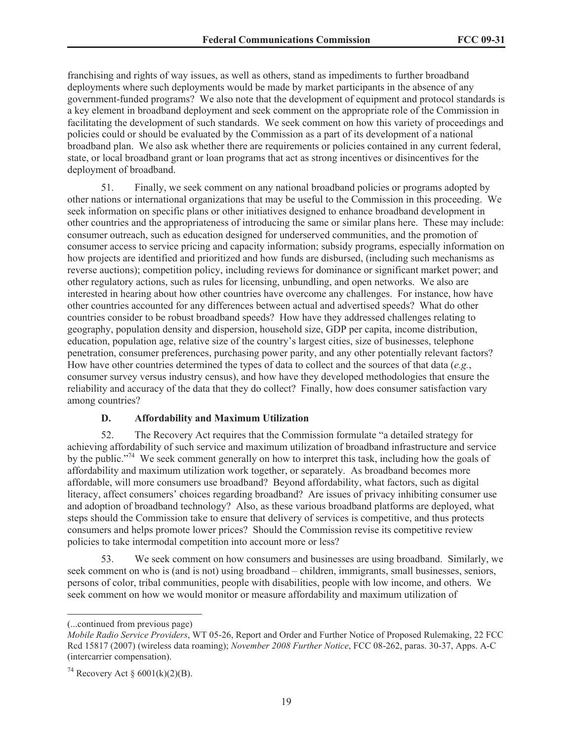franchising and rights of way issues, as well as others, stand as impediments to further broadband deployments where such deployments would be made by market participants in the absence of any government-funded programs? We also note that the development of equipment and protocol standards is a key element in broadband deployment and seek comment on the appropriate role of the Commission in facilitating the development of such standards. We seek comment on how this variety of proceedings and policies could or should be evaluated by the Commission as a part of its development of a national broadband plan. We also ask whether there are requirements or policies contained in any current federal, state, or local broadband grant or loan programs that act as strong incentives or disincentives for the deployment of broadband.

51. Finally, we seek comment on any national broadband policies or programs adopted by other nations or international organizations that may be useful to the Commission in this proceeding. We seek information on specific plans or other initiatives designed to enhance broadband development in other countries and the appropriateness of introducing the same or similar plans here. These may include: consumer outreach, such as education designed for underserved communities, and the promotion of consumer access to service pricing and capacity information; subsidy programs, especially information on how projects are identified and prioritized and how funds are disbursed, (including such mechanisms as reverse auctions); competition policy, including reviews for dominance or significant market power; and other regulatory actions, such as rules for licensing, unbundling, and open networks. We also are interested in hearing about how other countries have overcome any challenges. For instance, how have other countries accounted for any differences between actual and advertised speeds? What do other countries consider to be robust broadband speeds? How have they addressed challenges relating to geography, population density and dispersion, household size, GDP per capita, income distribution, education, population age, relative size of the country's largest cities, size of businesses, telephone penetration, consumer preferences, purchasing power parity, and any other potentially relevant factors? How have other countries determined the types of data to collect and the sources of that data (*e.g.*, consumer survey versus industry census), and how have they developed methodologies that ensure the reliability and accuracy of the data that they do collect? Finally, how does consumer satisfaction vary among countries?

### D. Affordability and Maximum Utilization

52. The Recovery Act requires that the Commission formulate "a detailed strategy for achieving affordability of such service and maximum utilization of broadband infrastructure and service by the public."[74] We seek comment generally on how to interpret this task, including how the goals of affordability and maximum utilization work together, or separately. As broadband becomes more affordable, will more consumers use broadband? Beyond affordability, what factors, such as digital literacy, affect consumers' choices regarding broadband? Are issues of privacy inhibiting consumer use and adoption of broadband technology? Also, as these various broadband platforms are deployed, what steps should the Commission take to ensure that delivery of services is competitive, and thus protects consumers and helps promote lower prices? Should the Commission revise its competitive review policies to take intermodal competition into account more or less?

53. We seek comment on how consumers and businesses are using broadband. Similarly, we seek comment on who is (and is not) using broadband – children, immigrants, small businesses, seniors, persons of color, tribal communities, people with disabilities, people with low income, and others. We seek comment on how we would monitor or measure affordability and maximum utilization of

---

(...continued from previous page)
*Mobile Radio Service Providers*, WT 05-26, Report and Order and Further Notice of Proposed Rulemaking, 22 FCC Rcd 15817 (2007) (wireless data roaming); *November 2008 Further Notice*, FCC 08-262, paras. 30-37, Apps. A-C (intercarrier compensation).

[74] Recovery Act § 6001(k)(2)(B).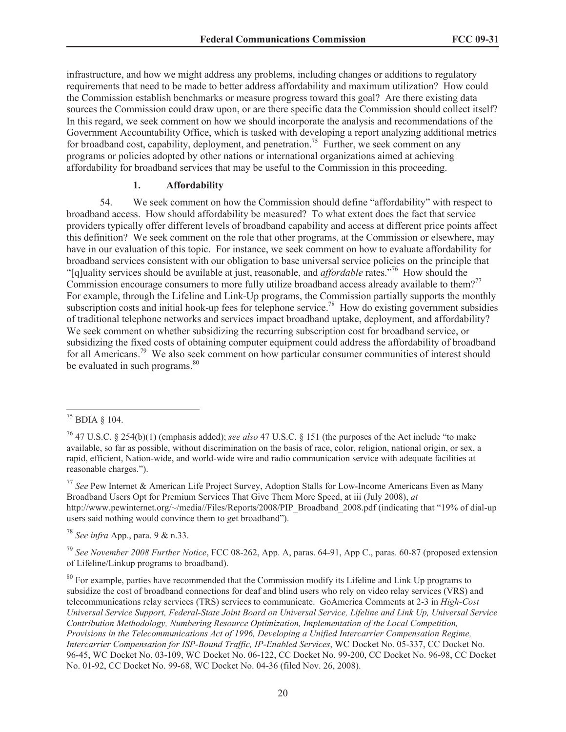infrastructure, and how we might address any problems, including changes or additions to regulatory requirements that need to be made to better address affordability and maximum utilization? How could the Commission establish benchmarks or measure progress toward this goal? Are there existing data sources the Commission could draw upon, or are there specific data the Commission should collect itself? In this regard, we seek comment on how we should incorporate the analysis and recommendations of the Government Accountability Office, which is tasked with developing a report analyzing additional metrics for broadband cost, capability, deployment, and penetration.[75] Further, we seek comment on any programs or policies adopted by other nations or international organizations aimed at achieving affordability for broadband services that may be useful to the Commission in this proceeding.

### 1. Affordability

54. We seek comment on how the Commission should define "affordability" with respect to broadband access. How should affordability be measured? To what extent does the fact that service providers typically offer different levels of broadband capability and access at different price points affect this definition? We seek comment on the role that other programs, at the Commission or elsewhere, may have in our evaluation of this topic. For instance, we seek comment on how to evaluate affordability for broadband services consistent with our obligation to base universal service policies on the principle that "[q]uality services should be available at just, reasonable, and *affordable* rates."[76] How should the Commission encourage consumers to more fully utilize broadband access already available to them?[77] For example, through the Lifeline and Link-Up programs, the Commission partially supports the monthly subscription costs and initial hook-up fees for telephone service.[78] How do existing government subsidies of traditional telephone networks and services impact broadband uptake, deployment, and affordability? We seek comment on whether subsidizing the recurring subscription cost for broadband service, or subsidizing the fixed costs of obtaining computer equipment could address the affordability of broadband for all Americans.[79] We also seek comment on how particular consumer communities of interest should be evaluated in such programs.[80]

---

[75] BDIA § 104.

[76] 47 U.S.C. § 254(b)(1) (emphasis added); *see also* 47 U.S.C. § 151 (the purposes of the Act include "to make available, so far as possible, without discrimination on the basis of race, color, religion, national origin, or sex, a rapid, efficient, Nation-wide, and world-wide wire and radio communication service with adequate facilities at reasonable charges.").

[77] *See* Pew Internet & American Life Project Survey, Adoption Stalls for Low-Income Americans Even as Many Broadband Users Opt for Premium Services That Give Them More Speed, at iii (July 2008), *at* http://www.pewinternet.org/~/media//Files/Reports/2008/PIP_Broadband_2008.pdf (indicating that "19% of dial-up users said nothing would convince them to get broadband").

[78] *See infra* App., para. 9 & n.33.

[79] *See November 2008 Further Notice*, FCC 08-262, App. A, paras. 64-91, App C., paras. 60-87 (proposed extension of Lifeline/Linkup programs to broadband).

[80] For example, parties have recommended that the Commission modify its Lifeline and Link Up programs to subsidize the cost of broadband connections for deaf and blind users who rely on video relay services (VRS) and telecommunications relay services (TRS) services to communicate. GoAmerica Comments at 2-3 in *High-Cost Universal Service Support, Federal-State Joint Board on Universal Service, Lifeline and Link Up, Universal Service Contribution Methodology, Numbering Resource Optimization, Implementation of the Local Competition, Provisions in the Telecommunications Act of 1996, Developing a Unified Intercarrier Compensation Regime, Intercarrier Compensation for ISP-Bound Traffic, IP-Enabled Services*, WC Docket No. 05-337, CC Docket No. 96-45, WC Docket No. 03-109, WC Docket No. 06-122, CC Docket No. 99-200, CC Docket No. 96-98, CC Docket No. 01-92, CC Docket No. 99-68, WC Docket No. 04-36 (filed Nov. 26, 2008).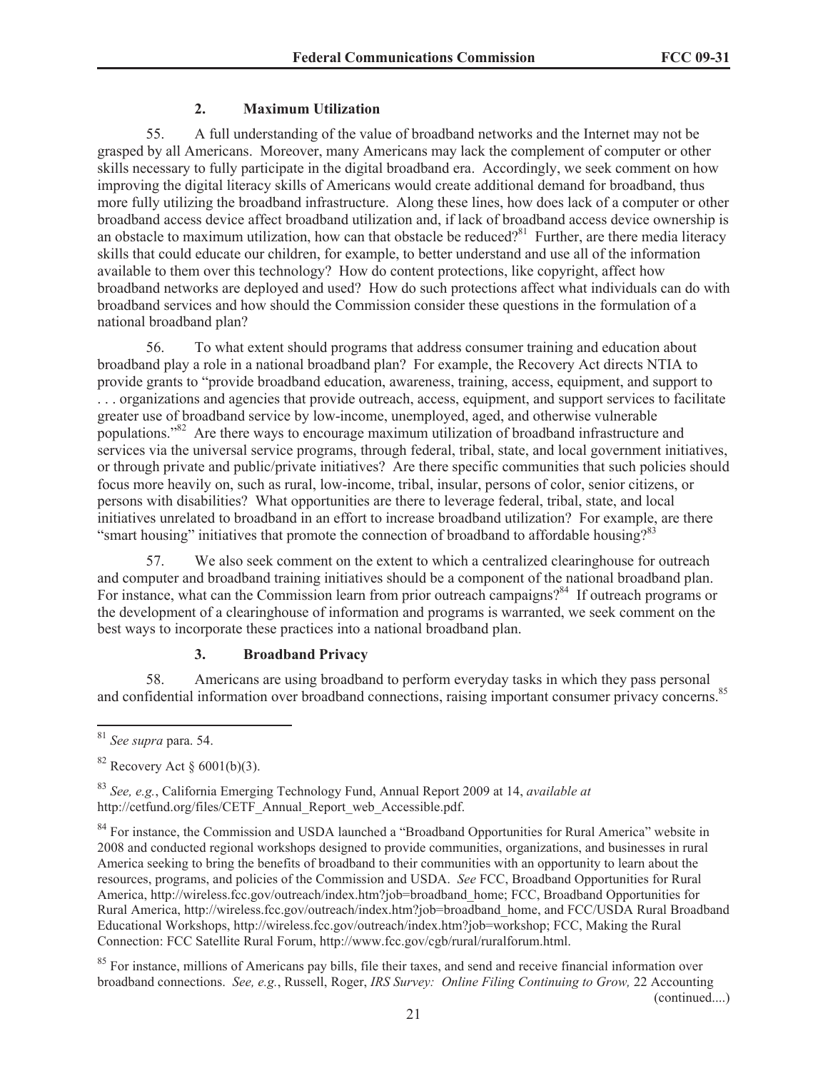### 2. Maximum Utilization

55. A full understanding of the value of broadband networks and the Internet may not be grasped by all Americans. Moreover, many Americans may lack the complement of computer or other skills necessary to fully participate in the digital broadband era. Accordingly, we seek comment on how improving the digital literacy skills of Americans would create additional demand for broadband, thus more fully utilizing the broadband infrastructure. Along these lines, how does lack of a computer or other broadband access device affect broadband utilization and, if lack of broadband access device ownership is an obstacle to maximum utilization, how can that obstacle be reduced?[81] Further, are there media literacy skills that could educate our children, for example, to better understand and use all of the information available to them over this technology? How do content protections, like copyright, affect how broadband networks are deployed and used? How do such protections affect what individuals can do with broadband services and how should the Commission consider these questions in the formulation of a national broadband plan?

56. To what extent should programs that address consumer training and education about broadband play a role in a national broadband plan? For example, the Recovery Act directs NTIA to provide grants to "provide broadband education, awareness, training, access, equipment, and support to . . . organizations and agencies that provide outreach, access, equipment, and support services to facilitate greater use of broadband service by low-income, unemployed, aged, and otherwise vulnerable populations."[82] Are there ways to encourage maximum utilization of broadband infrastructure and services via the universal service programs, through federal, tribal, state, and local government initiatives, or through private and public/private initiatives? Are there specific communities that such policies should focus more heavily on, such as rural, low-income, tribal, insular, persons of color, senior citizens, or persons with disabilities? What opportunities are there to leverage federal, tribal, state, and local initiatives unrelated to broadband in an effort to increase broadband utilization? For example, are there "smart housing" initiatives that promote the connection of broadband to affordable housing?[83]

57. We also seek comment on the extent to which a centralized clearinghouse for outreach and computer and broadband training initiatives should be a component of the national broadband plan. For instance, what can the Commission learn from prior outreach campaigns?[84] If outreach programs or the development of a clearinghouse of information and programs is warranted, we seek comment on the best ways to incorporate these practices into a national broadband plan.

### 3. Broadband Privacy

58. Americans are using broadband to perform everyday tasks in which they pass personal and confidential information over broadband connections, raising important consumer privacy concerns.[85]

---

[81] *See supra* para. 54.

[82] Recovery Act § 6001(b)(3).

[83] *See, e.g.*, California Emerging Technology Fund, Annual Report 2009 at 14, *available at* http://cetfund.org/files/CETF_Annual_Report_web_Accessible.pdf.

[84] For instance, the Commission and USDA launched a "Broadband Opportunities for Rural America" website in 2008 and conducted regional workshops designed to provide communities, organizations, and businesses in rural America seeking to bring the benefits of broadband to their communities with an opportunity to learn about the resources, programs, and policies of the Commission and USDA. *See* FCC, Broadband Opportunities for Rural America, http://wireless.fcc.gov/outreach/index.htm?job=broadband_home; FCC, Broadband Opportunities for Rural America, http://wireless.fcc.gov/outreach/index.htm?job=broadband_home, and FCC/USDA Rural Broadband Educational Workshops, http://wireless.fcc.gov/outreach/index.htm?job=workshop; FCC, Making the Rural Connection: FCC Satellite Rural Forum, http://www.fcc.gov/cgb/rural/ruralforum.html.

[85] For instance, millions of Americans pay bills, file their taxes, and send and receive financial information over broadband connections. *See, e.g.*, Russell, Roger, *IRS Survey: Online Filing Continuing to Grow,* 22 Accounting

(continued....)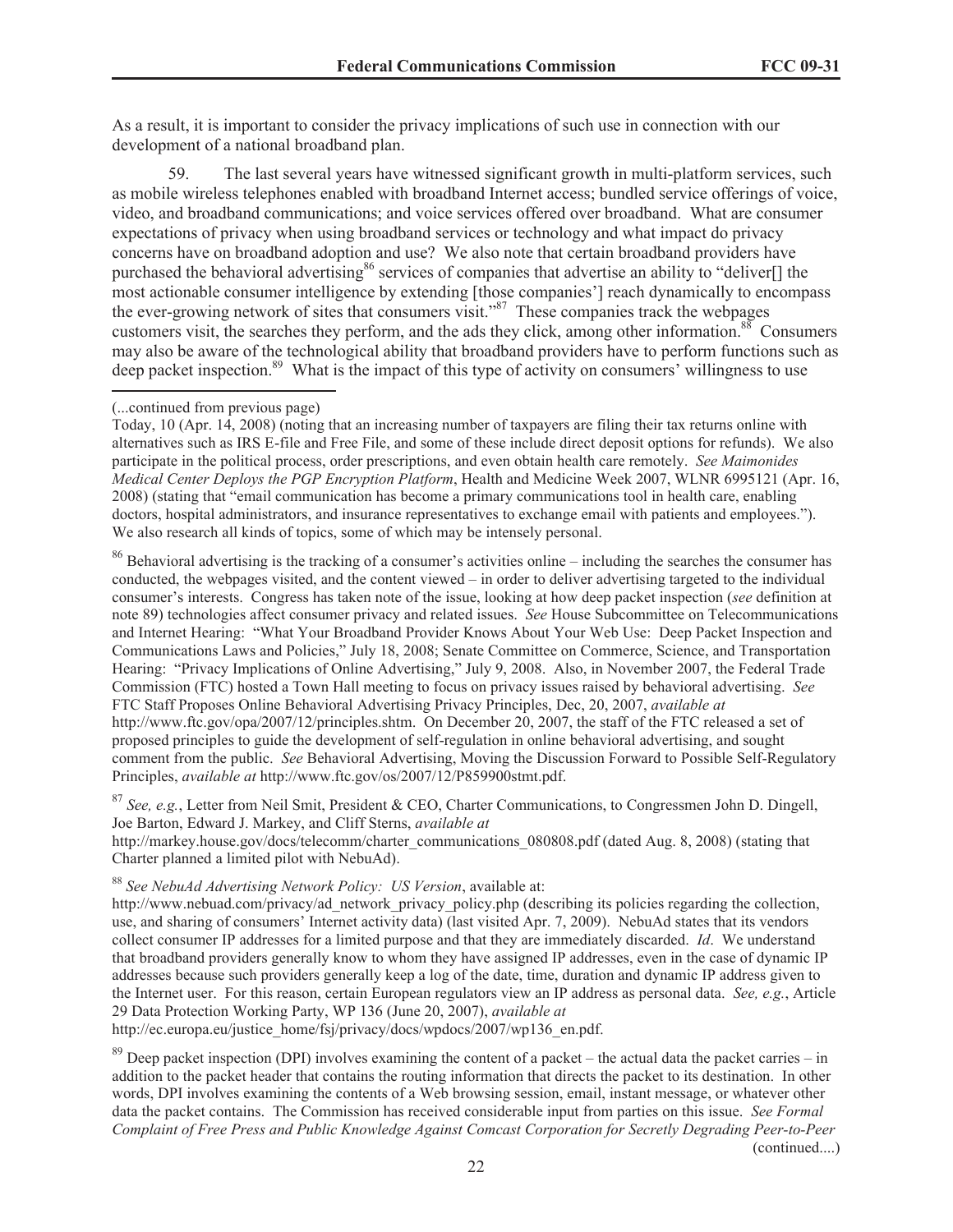As a result, it is important to consider the privacy implications of such use in connection with our development of a national broadband plan.

59. The last several years have witnessed significant growth in multi-platform services, such as mobile wireless telephones enabled with broadband Internet access; bundled service offerings of voice, video, and broadband communications; and voice services offered over broadband. What are consumer expectations of privacy when using broadband services or technology and what impact do privacy concerns have on broadband adoption and use? We also note that certain broadband providers have purchased the behavioral advertising[86] services of companies that advertise an ability to "deliver[] the most actionable consumer intelligence by extending [those companies'] reach dynamically to encompass the ever-growing network of sites that consumers visit."[87] These companies track the webpages customers visit, the searches they perform, and the ads they click, among other information.[88] Consumers may also be aware of the technological ability that broadband providers have to perform functions such as deep packet inspection.[89] What is the impact of this type of activity on consumers' willingness to use

(...continued from previous page)

Today, 10 (Apr. 14, 2008) (noting that an increasing number of taxpayers are filing their tax returns online with alternatives such as IRS E-file and Free File, and some of these include direct deposit options for refunds). We also participate in the political process, order prescriptions, and even obtain health care remotely. *See Maimonides Medical Center Deploys the PGP Encryption Platform*, Health and Medicine Week 2007, WLNR 6995121 (Apr. 16, 2008) (stating that "email communication has become a primary communications tool in health care, enabling doctors, hospital administrators, and insurance representatives to exchange email with patients and employees."). We also research all kinds of topics, some of which may be intensely personal.

[86] Behavioral advertising is the tracking of a consumer's activities online – including the searches the consumer has conducted, the webpages visited, and the content viewed – in order to deliver advertising targeted to the individual consumer's interests. Congress has taken note of the issue, looking at how deep packet inspection (*see* definition at note 89) technologies affect consumer privacy and related issues. *See* House Subcommittee on Telecommunications and Internet Hearing: "What Your Broadband Provider Knows About Your Web Use: Deep Packet Inspection and Communications Laws and Policies," July 18, 2008; Senate Committee on Commerce, Science, and Transportation Hearing: "Privacy Implications of Online Advertising," July 9, 2008. Also, in November 2007, the Federal Trade Commission (FTC) hosted a Town Hall meeting to focus on privacy issues raised by behavioral advertising. *See* FTC Staff Proposes Online Behavioral Advertising Privacy Principles, Dec, 20, 2007, *available at* http://www.ftc.gov/opa/2007/12/principles.shtm. On December 20, 2007, the staff of the FTC released a set of proposed principles to guide the development of self-regulation in online behavioral advertising, and sought comment from the public. *See* Behavioral Advertising, Moving the Discussion Forward to Possible Self-Regulatory Principles, *available at* http://www.ftc.gov/os/2007/12/P859900stmt.pdf.

[87] *See, e.g.*, Letter from Neil Smit, President & CEO, Charter Communications, to Congressmen John D. Dingell, Joe Barton, Edward J. Markey, and Cliff Sterns, *available at* http://markey.house.gov/docs/telecomm/charter_communications_080808.pdf (dated Aug. 8, 2008) (stating that Charter planned a limited pilot with NebuAd).

[88] *See NebuAd Advertising Network Policy: US Version*, available at: http://www.nebuad.com/privacy/ad_network_privacy_policy.php (describing its policies regarding the collection, use, and sharing of consumers' Internet activity data) (last visited Apr. 7, 2009). NebuAd states that its vendors collect consumer IP addresses for a limited purpose and that they are immediately discarded. *Id*. We understand that broadband providers generally know to whom they have assigned IP addresses, even in the case of dynamic IP addresses because such providers generally keep a log of the date, time, duration and dynamic IP address given to the Internet user. For this reason, certain European regulators view an IP address as personal data. *See, e.g.*, Article 29 Data Protection Working Party, WP 136 (June 20, 2007), *available at* http://ec.europa.eu/justice_home/fsj/privacy/docs/wpdocs/2007/wp136_en.pdf.

[89] Deep packet inspection (DPI) involves examining the content of a packet – the actual data the packet carries – in addition to the packet header that contains the routing information that directs the packet to its destination. In other words, DPI involves examining the contents of a Web browsing session, email, instant message, or whatever other data the packet contains. The Commission has received considerable input from parties on this issue. *See Formal Complaint of Free Press and Public Knowledge Against Comcast Corporation for Secretly Degrading Peer-to-Peer*

(continued....)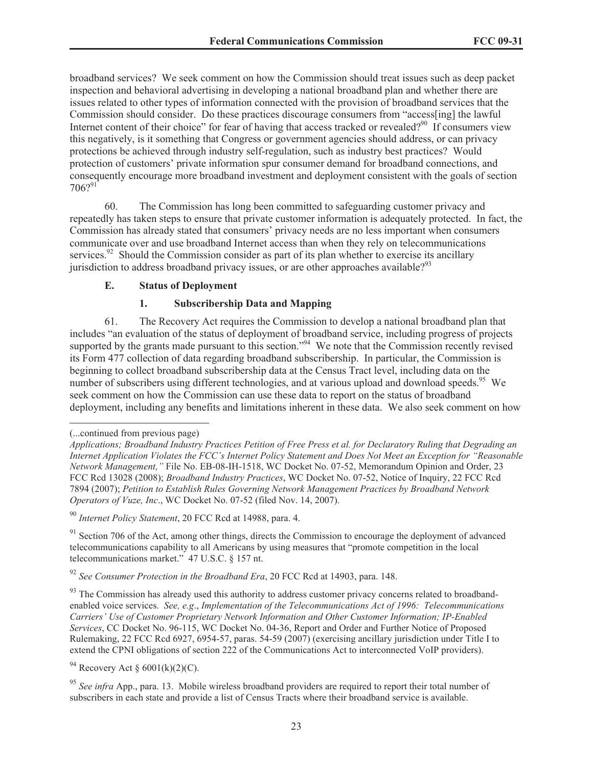broadband services? We seek comment on how the Commission should treat issues such as deep packet inspection and behavioral advertising in developing a national broadband plan and whether there are issues related to other types of information connected with the provision of broadband services that the Commission should consider. Do these practices discourage consumers from "access[ing] the lawful Internet content of their choice" for fear of having that access tracked or revealed?[90] If consumers view this negatively, is it something that Congress or government agencies should address, or can privacy protections be achieved through industry self-regulation, such as industry best practices? Would protection of customers' private information spur consumer demand for broadband connections, and consequently encourage more broadband investment and deployment consistent with the goals of section 706?[91]

60. The Commission has long been committed to safeguarding customer privacy and repeatedly has taken steps to ensure that private customer information is adequately protected. In fact, the Commission has already stated that consumers' privacy needs are no less important when consumers communicate over and use broadband Internet access than when they rely on telecommunications services.[92] Should the Commission consider as part of its plan whether to exercise its ancillary jurisdiction to address broadband privacy issues, or are other approaches available?[93]

### E. Status of Deployment

#### 1. Subscribership Data and Mapping

61. The Recovery Act requires the Commission to develop a national broadband plan that includes "an evaluation of the status of deployment of broadband service, including progress of projects supported by the grants made pursuant to this section."[94] We note that the Commission recently revised its Form 477 collection of data regarding broadband subscribership. In particular, the Commission is beginning to collect broadband subscribership data at the Census Tract level, including data on the number of subscribers using different technologies, and at various upload and download speeds.[95] We seek comment on how the Commission can use these data to report on the status of broadband deployment, including any benefits and limitations inherent in these data. We also seek comment on how

---

(...continued from previous page)
*Applications; Broadband Industry Practices Petition of Free Press et al. for Declaratory Ruling that Degrading an Internet Application Violates the FCC's Internet Policy Statement and Does Not Meet an Exception for "Reasonable Network Management,"* File No. EB-08-IH-1518, WC Docket No. 07-52, Memorandum Opinion and Order, 23 FCC Rcd 13028 (2008); *Broadband Industry Practices*, WC Docket No. 07-52, Notice of Inquiry, 22 FCC Rcd 7894 (2007); *Petition to Establish Rules Governing Network Management Practices by Broadband Network Operators of Vuze, Inc*., WC Docket No. 07-52 (filed Nov. 14, 2007).

[90] *Internet Policy Statement*, 20 FCC Rcd at 14988, para. 4.

[91] Section 706 of the Act, among other things, directs the Commission to encourage the deployment of advanced telecommunications capability to all Americans by using measures that "promote competition in the local telecommunications market." 47 U.S.C. § 157 nt.

[92] *See Consumer Protection in the Broadband Era*, 20 FCC Rcd at 14903, para. 148.

[93] The Commission has already used this authority to address customer privacy concerns related to broadband-enabled voice services. *See, e.g*., *Implementation of the Telecommunications Act of 1996: Telecommunications Carriers' Use of Customer Proprietary Network Information and Other Customer Information; IP-Enabled Services*, CC Docket No. 96-115, WC Docket No. 04-36, Report and Order and Further Notice of Proposed Rulemaking, 22 FCC Rcd 6927, 6954-57, paras. 54-59 (2007) (exercising ancillary jurisdiction under Title I to extend the CPNI obligations of section 222 of the Communications Act to interconnected VoIP providers).

[94] Recovery Act § 6001(k)(2)(C).

[95] *See infra* App., para. 13. Mobile wireless broadband providers are required to report their total number of subscribers in each state and provide a list of Census Tracts where their broadband service is available.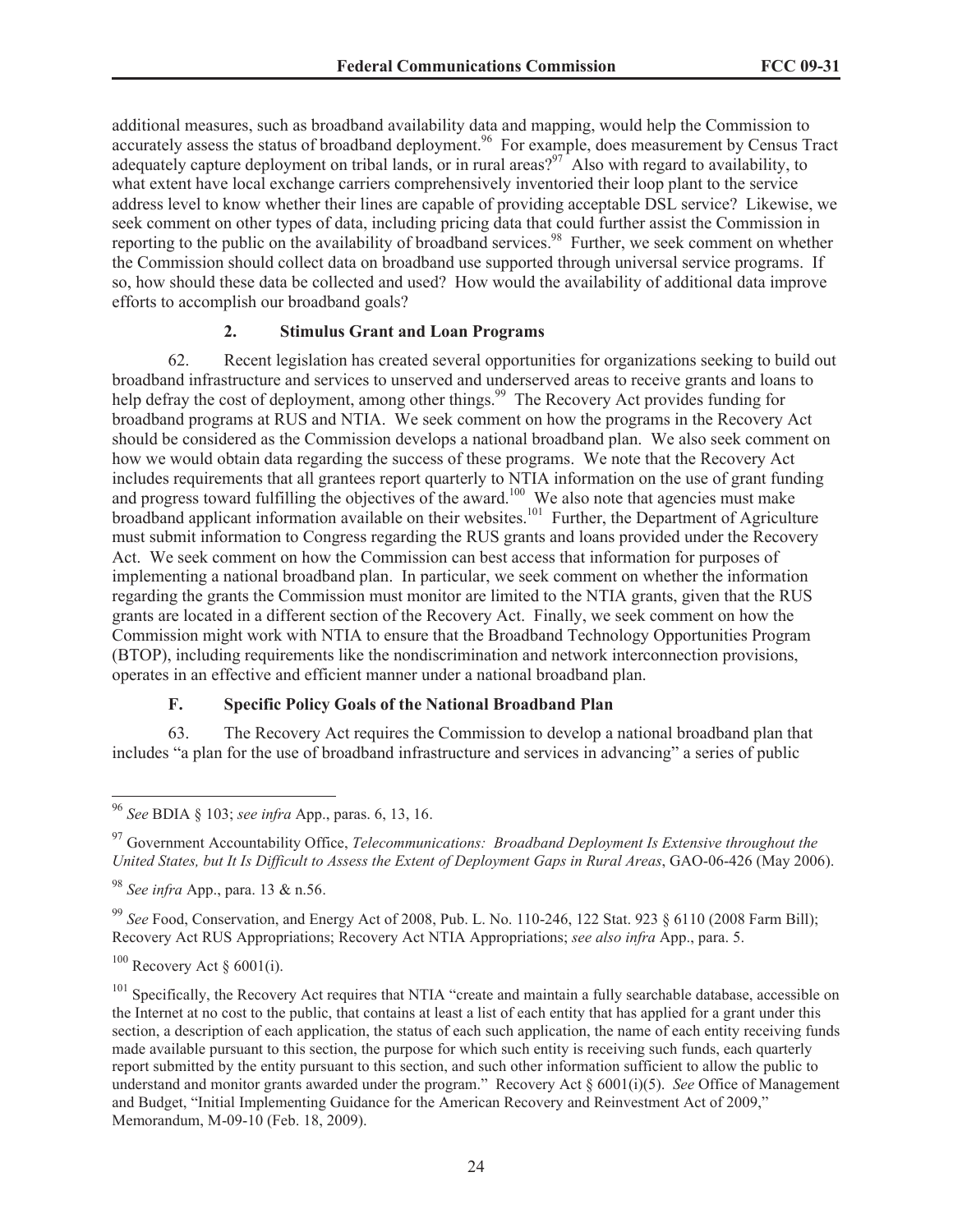additional measures, such as broadband availability data and mapping, would help the Commission to accurately assess the status of broadband deployment.[96] For example, does measurement by Census Tract adequately capture deployment on tribal lands, or in rural areas?[97] Also with regard to availability, to what extent have local exchange carriers comprehensively inventoried their loop plant to the service address level to know whether their lines are capable of providing acceptable DSL service? Likewise, we seek comment on other types of data, including pricing data that could further assist the Commission in reporting to the public on the availability of broadband services.[98] Further, we seek comment on whether the Commission should collect data on broadband use supported through universal service programs. If so, how should these data be collected and used? How would the availability of additional data improve efforts to accomplish our broadband goals?

### 2. Stimulus Grant and Loan Programs

62. Recent legislation has created several opportunities for organizations seeking to build out broadband infrastructure and services to unserved and underserved areas to receive grants and loans to help defray the cost of deployment, among other things.[99] The Recovery Act provides funding for broadband programs at RUS and NTIA. We seek comment on how the programs in the Recovery Act should be considered as the Commission develops a national broadband plan. We also seek comment on how we would obtain data regarding the success of these programs. We note that the Recovery Act includes requirements that all grantees report quarterly to NTIA information on the use of grant funding and progress toward fulfilling the objectives of the award.[100] We also note that agencies must make broadband applicant information available on their websites.[101] Further, the Department of Agriculture must submit information to Congress regarding the RUS grants and loans provided under the Recovery Act. We seek comment on how the Commission can best access that information for purposes of implementing a national broadband plan. In particular, we seek comment on whether the information regarding the grants the Commission must monitor are limited to the NTIA grants, given that the RUS grants are located in a different section of the Recovery Act. Finally, we seek comment on how the Commission might work with NTIA to ensure that the Broadband Technology Opportunities Program (BTOP), including requirements like the nondiscrimination and network interconnection provisions, operates in an effective and efficient manner under a national broadband plan.

## F. Specific Policy Goals of the National Broadband Plan

63. The Recovery Act requires the Commission to develop a national broadband plan that includes "a plan for the use of broadband infrastructure and services in advancing" a series of public

---

[96] *See* BDIA § 103; *see infra* App., paras. 6, 13, 16.

[97] Government Accountability Office, *Telecommunications: Broadband Deployment Is Extensive throughout the United States, but It Is Difficult to Assess the Extent of Deployment Gaps in Rural Areas*, GAO-06-426 (May 2006).

[98] *See infra* App., para. 13 & n.56.

[99] *See* Food, Conservation, and Energy Act of 2008, Pub. L. No. 110-246, 122 Stat. 923 § 6110 (2008 Farm Bill); Recovery Act RUS Appropriations; Recovery Act NTIA Appropriations; *see also infra* App., para. 5.

[100] Recovery Act § 6001(i).

[101] Specifically, the Recovery Act requires that NTIA "create and maintain a fully searchable database, accessible on the Internet at no cost to the public, that contains at least a list of each entity that has applied for a grant under this section, a description of each application, the status of each such application, the name of each entity receiving funds made available pursuant to this section, the purpose for which such entity is receiving such funds, each quarterly report submitted by the entity pursuant to this section, and such other information sufficient to allow the public to understand and monitor grants awarded under the program." Recovery Act § 6001(i)(5). *See* Office of Management and Budget, "Initial Implementing Guidance for the American Recovery and Reinvestment Act of 2009," Memorandum, M-09-10 (Feb. 18, 2009).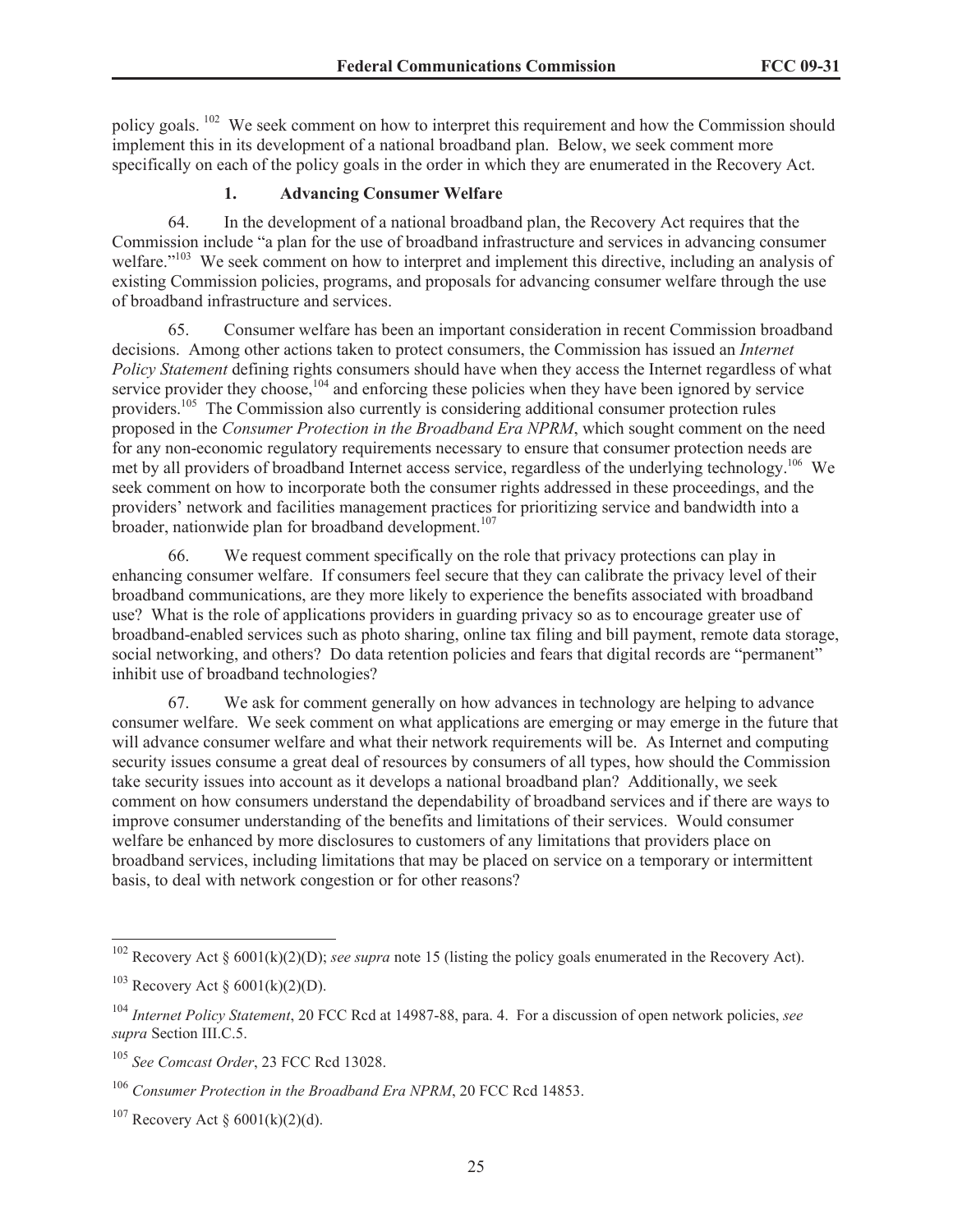policy goals. [102] We seek comment on how to interpret this requirement and how the Commission should implement this in its development of a national broadband plan. Below, we seek comment more specifically on each of the policy goals in the order in which they are enumerated in the Recovery Act.

### 1. Advancing Consumer Welfare

64. In the development of a national broadband plan, the Recovery Act requires that the Commission include "a plan for the use of broadband infrastructure and services in advancing consumer welfare."[103] We seek comment on how to interpret and implement this directive, including an analysis of existing Commission policies, programs, and proposals for advancing consumer welfare through the use of broadband infrastructure and services.

65. Consumer welfare has been an important consideration in recent Commission broadband decisions. Among other actions taken to protect consumers, the Commission has issued an *Internet Policy Statement* defining rights consumers should have when they access the Internet regardless of what service provider they choose,[104] and enforcing these policies when they have been ignored by service providers.[105] The Commission also currently is considering additional consumer protection rules proposed in the *Consumer Protection in the Broadband Era NPRM*, which sought comment on the need for any non-economic regulatory requirements necessary to ensure that consumer protection needs are met by all providers of broadband Internet access service, regardless of the underlying technology.[106] We seek comment on how to incorporate both the consumer rights addressed in these proceedings, and the providers' network and facilities management practices for prioritizing service and bandwidth into a broader, nationwide plan for broadband development.[107]

66. We request comment specifically on the role that privacy protections can play in enhancing consumer welfare. If consumers feel secure that they can calibrate the privacy level of their broadband communications, are they more likely to experience the benefits associated with broadband use? What is the role of applications providers in guarding privacy so as to encourage greater use of broadband-enabled services such as photo sharing, online tax filing and bill payment, remote data storage, social networking, and others? Do data retention policies and fears that digital records are "permanent" inhibit use of broadband technologies?

67. We ask for comment generally on how advances in technology are helping to advance consumer welfare. We seek comment on what applications are emerging or may emerge in the future that will advance consumer welfare and what their network requirements will be. As Internet and computing security issues consume a great deal of resources by consumers of all types, how should the Commission take security issues into account as it develops a national broadband plan? Additionally, we seek comment on how consumers understand the dependability of broadband services and if there are ways to improve consumer understanding of the benefits and limitations of their services. Would consumer welfare be enhanced by more disclosures to customers of any limitations that providers place on broadband services, including limitations that may be placed on service on a temporary or intermittent basis, to deal with network congestion or for other reasons?

---

[102] Recovery Act § 6001(k)(2)(D); *see supra* note 15 (listing the policy goals enumerated in the Recovery Act).

[103] Recovery Act § 6001(k)(2)(D).

[104] *Internet Policy Statement*, 20 FCC Rcd at 14987-88, para. 4. For a discussion of open network policies, *see supra* Section III.C.5.

[105] *See Comcast Order*, 23 FCC Rcd 13028.

[106] *Consumer Protection in the Broadband Era NPRM*, 20 FCC Rcd 14853.

[107] Recovery Act § 6001(k)(2)(d).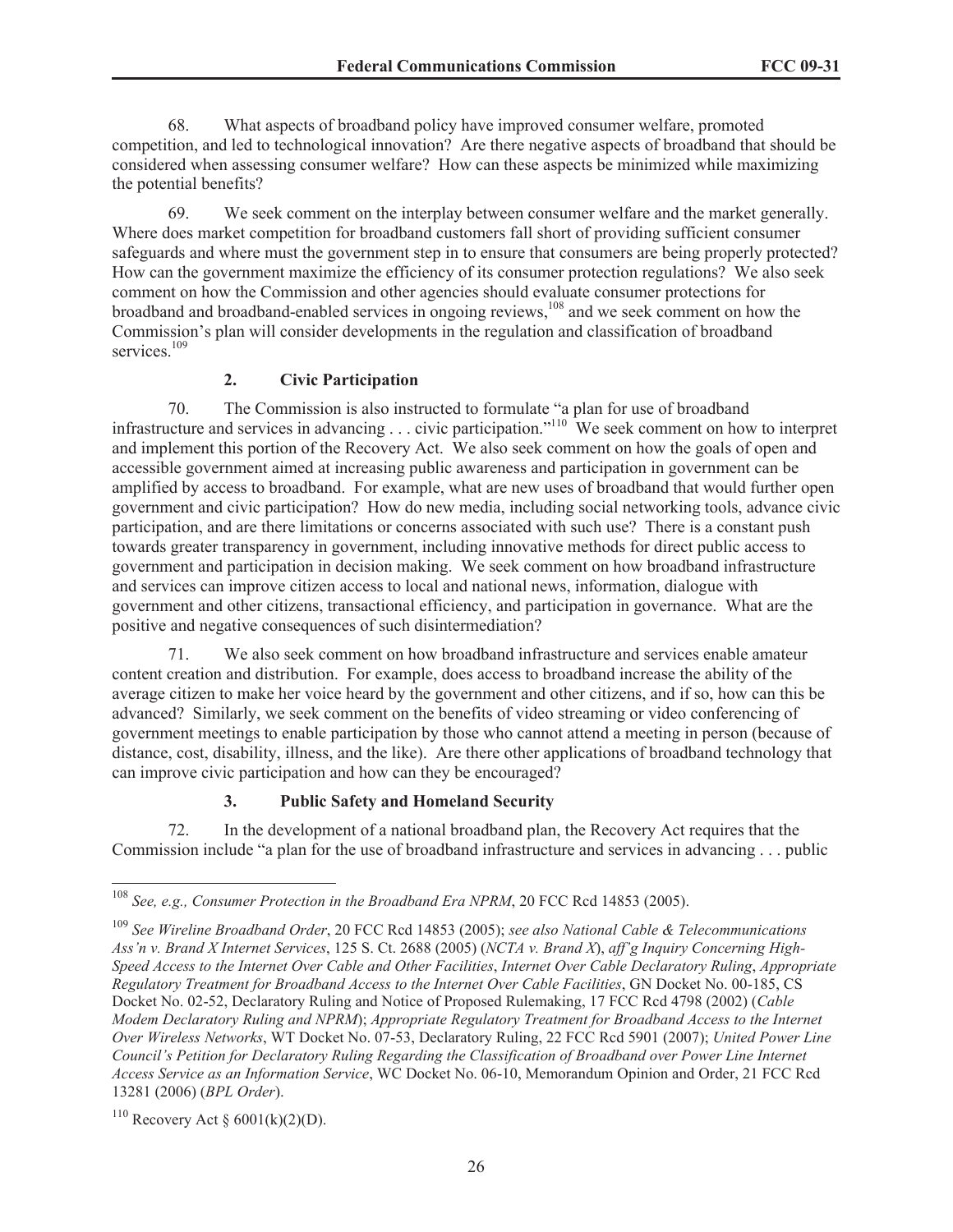68. What aspects of broadband policy have improved consumer welfare, promoted competition, and led to technological innovation? Are there negative aspects of broadband that should be considered when assessing consumer welfare? How can these aspects be minimized while maximizing the potential benefits?

69. We seek comment on the interplay between consumer welfare and the market generally. Where does market competition for broadband customers fall short of providing sufficient consumer safeguards and where must the government step in to ensure that consumers are being properly protected? How can the government maximize the efficiency of its consumer protection regulations? We also seek comment on how the Commission and other agencies should evaluate consumer protections for broadband and broadband-enabled services in ongoing reviews,[108] and we seek comment on how the Commission's plan will consider developments in the regulation and classification of broadband services.[109]

### 2. Civic Participation

70. The Commission is also instructed to formulate "a plan for use of broadband infrastructure and services in advancing . . . civic participation."[110] We seek comment on how to interpret and implement this portion of the Recovery Act. We also seek comment on how the goals of open and accessible government aimed at increasing public awareness and participation in government can be amplified by access to broadband. For example, what are new uses of broadband that would further open government and civic participation? How do new media, including social networking tools, advance civic participation, and are there limitations or concerns associated with such use? There is a constant push towards greater transparency in government, including innovative methods for direct public access to government and participation in decision making. We seek comment on how broadband infrastructure and services can improve citizen access to local and national news, information, dialogue with government and other citizens, transactional efficiency, and participation in governance. What are the positive and negative consequences of such disintermediation?

71. We also seek comment on how broadband infrastructure and services enable amateur content creation and distribution. For example, does access to broadband increase the ability of the average citizen to make her voice heard by the government and other citizens, and if so, how can this be advanced? Similarly, we seek comment on the benefits of video streaming or video conferencing of government meetings to enable participation by those who cannot attend a meeting in person (because of distance, cost, disability, illness, and the like). Are there other applications of broadband technology that can improve civic participation and how can they be encouraged?

### 3. Public Safety and Homeland Security

72. In the development of a national broadband plan, the Recovery Act requires that the Commission include "a plan for the use of broadband infrastructure and services in advancing . . . public

---

[108] *See, e.g., Consumer Protection in the Broadband Era NPRM*, 20 FCC Rcd 14853 (2005).

[109] *See Wireline Broadband Order*, 20 FCC Rcd 14853 (2005); *see also National Cable & Telecommunications Ass'n v. Brand X Internet Services*, 125 S. Ct. 2688 (2005) (*NCTA v. Brand X*), *aff'g Inquiry Concerning High-Speed Access to the Internet Over Cable and Other Facilities*, *Internet Over Cable Declaratory Ruling*, *Appropriate Regulatory Treatment for Broadband Access to the Internet Over Cable Facilities*, GN Docket No. 00-185, CS Docket No. 02-52, Declaratory Ruling and Notice of Proposed Rulemaking, 17 FCC Rcd 4798 (2002) (*Cable Modem Declaratory Ruling and NPRM*); *Appropriate Regulatory Treatment for Broadband Access to the Internet Over Wireless Networks*, WT Docket No. 07-53, Declaratory Ruling, 22 FCC Rcd 5901 (2007); *United Power Line Council's Petition for Declaratory Ruling Regarding the Classification of Broadband over Power Line Internet Access Service as an Information Service*, WC Docket No. 06-10, Memorandum Opinion and Order, 21 FCC Rcd 13281 (2006) (*BPL Order*).

[110] Recovery Act § 6001(k)(2)(D).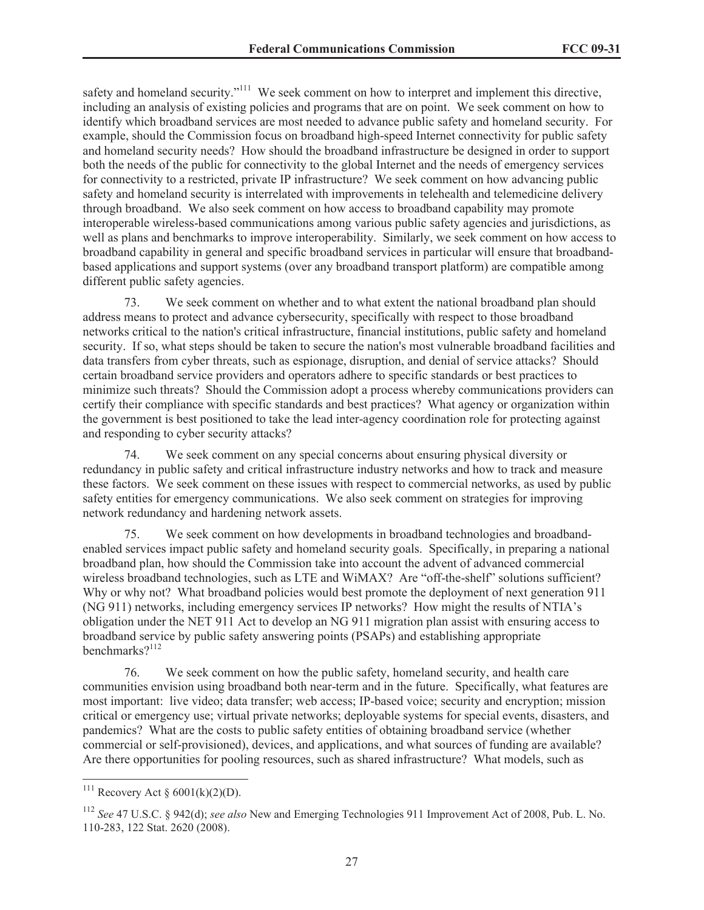safety and homeland security."[111] We seek comment on how to interpret and implement this directive, including an analysis of existing policies and programs that are on point. We seek comment on how to identify which broadband services are most needed to advance public safety and homeland security. For example, should the Commission focus on broadband high-speed Internet connectivity for public safety and homeland security needs? How should the broadband infrastructure be designed in order to support both the needs of the public for connectivity to the global Internet and the needs of emergency services for connectivity to a restricted, private IP infrastructure? We seek comment on how advancing public safety and homeland security is interrelated with improvements in telehealth and telemedicine delivery through broadband. We also seek comment on how access to broadband capability may promote interoperable wireless-based communications among various public safety agencies and jurisdictions, as well as plans and benchmarks to improve interoperability. Similarly, we seek comment on how access to broadband capability in general and specific broadband services in particular will ensure that broadband-based applications and support systems (over any broadband transport platform) are compatible among different public safety agencies.

73. We seek comment on whether and to what extent the national broadband plan should address means to protect and advance cybersecurity, specifically with respect to those broadband networks critical to the nation's critical infrastructure, financial institutions, public safety and homeland security. If so, what steps should be taken to secure the nation's most vulnerable broadband facilities and data transfers from cyber threats, such as espionage, disruption, and denial of service attacks? Should certain broadband service providers and operators adhere to specific standards or best practices to minimize such threats? Should the Commission adopt a process whereby communications providers can certify their compliance with specific standards and best practices? What agency or organization within the government is best positioned to take the lead inter-agency coordination role for protecting against and responding to cyber security attacks?

74. We seek comment on any special concerns about ensuring physical diversity or redundancy in public safety and critical infrastructure industry networks and how to track and measure these factors. We seek comment on these issues with respect to commercial networks, as used by public safety entities for emergency communications. We also seek comment on strategies for improving network redundancy and hardening network assets.

75. We seek comment on how developments in broadband technologies and broadband-enabled services impact public safety and homeland security goals. Specifically, in preparing a national broadband plan, how should the Commission take into account the advent of advanced commercial wireless broadband technologies, such as LTE and WiMAX? Are "off-the-shelf" solutions sufficient? Why or why not? What broadband policies would best promote the deployment of next generation 911 (NG 911) networks, including emergency services IP networks? How might the results of NTIA's obligation under the NET 911 Act to develop an NG 911 migration plan assist with ensuring access to broadband service by public safety answering points (PSAPs) and establishing appropriate benchmarks?[112]

76. We seek comment on how the public safety, homeland security, and health care communities envision using broadband both near-term and in the future. Specifically, what features are most important: live video; data transfer; web access; IP-based voice; security and encryption; mission critical or emergency use; virtual private networks; deployable systems for special events, disasters, and pandemics? What are the costs to public safety entities of obtaining broadband service (whether commercial or self-provisioned), devices, and applications, and what sources of funding are available? Are there opportunities for pooling resources, such as shared infrastructure? What models, such as

---

[111] Recovery Act § 6001(k)(2)(D).

[112] *See* 47 U.S.C. § 942(d); *see also* New and Emerging Technologies 911 Improvement Act of 2008, Pub. L. No. 110-283, 122 Stat. 2620 (2008).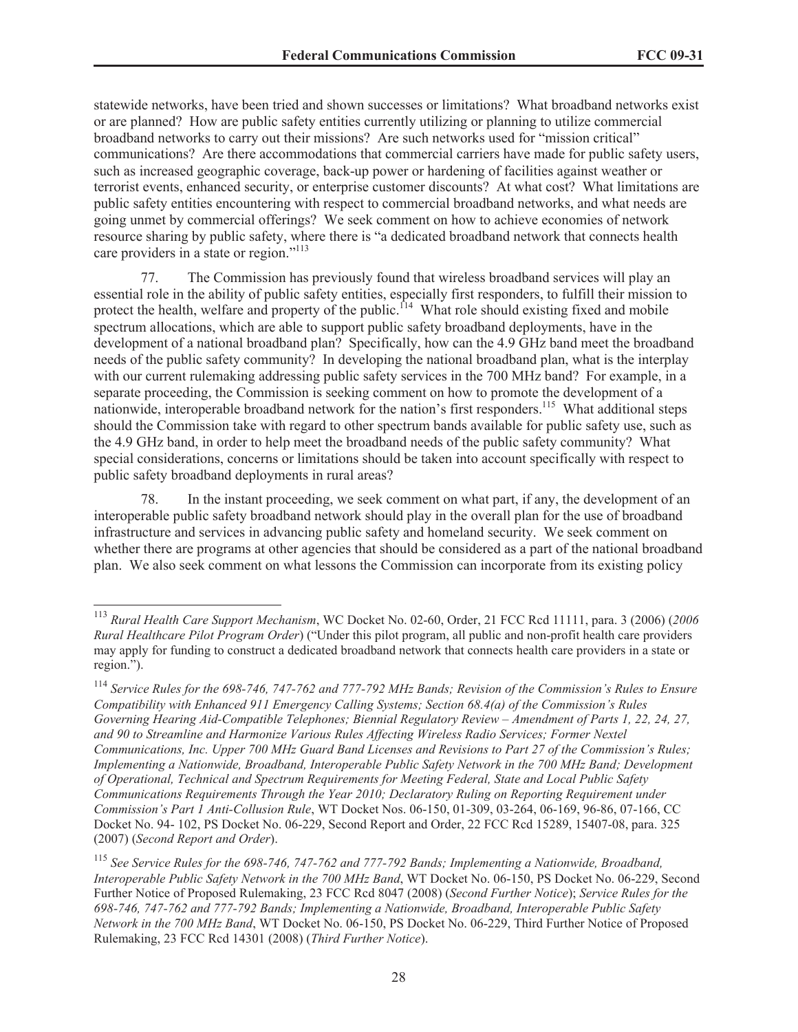statewide networks, have been tried and shown successes or limitations? What broadband networks exist or are planned? How are public safety entities currently utilizing or planning to utilize commercial broadband networks to carry out their missions? Are such networks used for "mission critical" communications? Are there accommodations that commercial carriers have made for public safety users, such as increased geographic coverage, back-up power or hardening of facilities against weather or terrorist events, enhanced security, or enterprise customer discounts? At what cost? What limitations are public safety entities encountering with respect to commercial broadband networks, and what needs are going unmet by commercial offerings? We seek comment on how to achieve economies of network resource sharing by public safety, where there is "a dedicated broadband network that connects health care providers in a state or region."[113]

77. The Commission has previously found that wireless broadband services will play an essential role in the ability of public safety entities, especially first responders, to fulfill their mission to protect the health, welfare and property of the public.[114] What role should existing fixed and mobile spectrum allocations, which are able to support public safety broadband deployments, have in the development of a national broadband plan? Specifically, how can the 4.9 GHz band meet the broadband needs of the public safety community? In developing the national broadband plan, what is the interplay with our current rulemaking addressing public safety services in the 700 MHz band? For example, in a separate proceeding, the Commission is seeking comment on how to promote the development of a nationwide, interoperable broadband network for the nation's first responders.[115] What additional steps should the Commission take with regard to other spectrum bands available for public safety use, such as the 4.9 GHz band, in order to help meet the broadband needs of the public safety community? What special considerations, concerns or limitations should be taken into account specifically with respect to public safety broadband deployments in rural areas?

78. In the instant proceeding, we seek comment on what part, if any, the development of an interoperable public safety broadband network should play in the overall plan for the use of broadband infrastructure and services in advancing public safety and homeland security. We seek comment on whether there are programs at other agencies that should be considered as a part of the national broadband plan. We also seek comment on what lessons the Commission can incorporate from its existing policy

---

[113] *Rural Health Care Support Mechanism*, WC Docket No. 02-60, Order, 21 FCC Rcd 11111, para. 3 (2006) (*2006 Rural Healthcare Pilot Program Order*) ("Under this pilot program, all public and non-profit health care providers may apply for funding to construct a dedicated broadband network that connects health care providers in a state or region.").

[114] *Service Rules for the 698-746, 747-762 and 777-792 MHz Bands; Revision of the Commission's Rules to Ensure Compatibility with Enhanced 911 Emergency Calling Systems; Section 68.4(a) of the Commission's Rules Governing Hearing Aid-Compatible Telephones; Biennial Regulatory Review – Amendment of Parts 1, 22, 24, 27, and 90 to Streamline and Harmonize Various Rules Affecting Wireless Radio Services; Former Nextel Communications, Inc. Upper 700 MHz Guard Band Licenses and Revisions to Part 27 of the Commission's Rules; Implementing a Nationwide, Broadband, Interoperable Public Safety Network in the 700 MHz Band; Development of Operational, Technical and Spectrum Requirements for Meeting Federal, State and Local Public Safety Communications Requirements Through the Year 2010; Declaratory Ruling on Reporting Requirement under Commission's Part 1 Anti-Collusion Rule*, WT Docket Nos. 06-150, 01-309, 03-264, 06-169, 96-86, 07-166, CC Docket No. 94- 102, PS Docket No. 06-229, Second Report and Order, 22 FCC Rcd 15289, 15407-08, para. 325 (2007) (*Second Report and Order*).

[115] *See Service Rules for the 698-746, 747-762 and 777-792 Bands; Implementing a Nationwide, Broadband, Interoperable Public Safety Network in the 700 MHz Band*, WT Docket No. 06-150, PS Docket No. 06-229, Second Further Notice of Proposed Rulemaking, 23 FCC Rcd 8047 (2008) (*Second Further Notice*); *Service Rules for the 698-746, 747-762 and 777-792 Bands; Implementing a Nationwide, Broadband, Interoperable Public Safety Network in the 700 MHz Band*, WT Docket No. 06-150, PS Docket No. 06-229, Third Further Notice of Proposed Rulemaking, 23 FCC Rcd 14301 (2008) (*Third Further Notice*).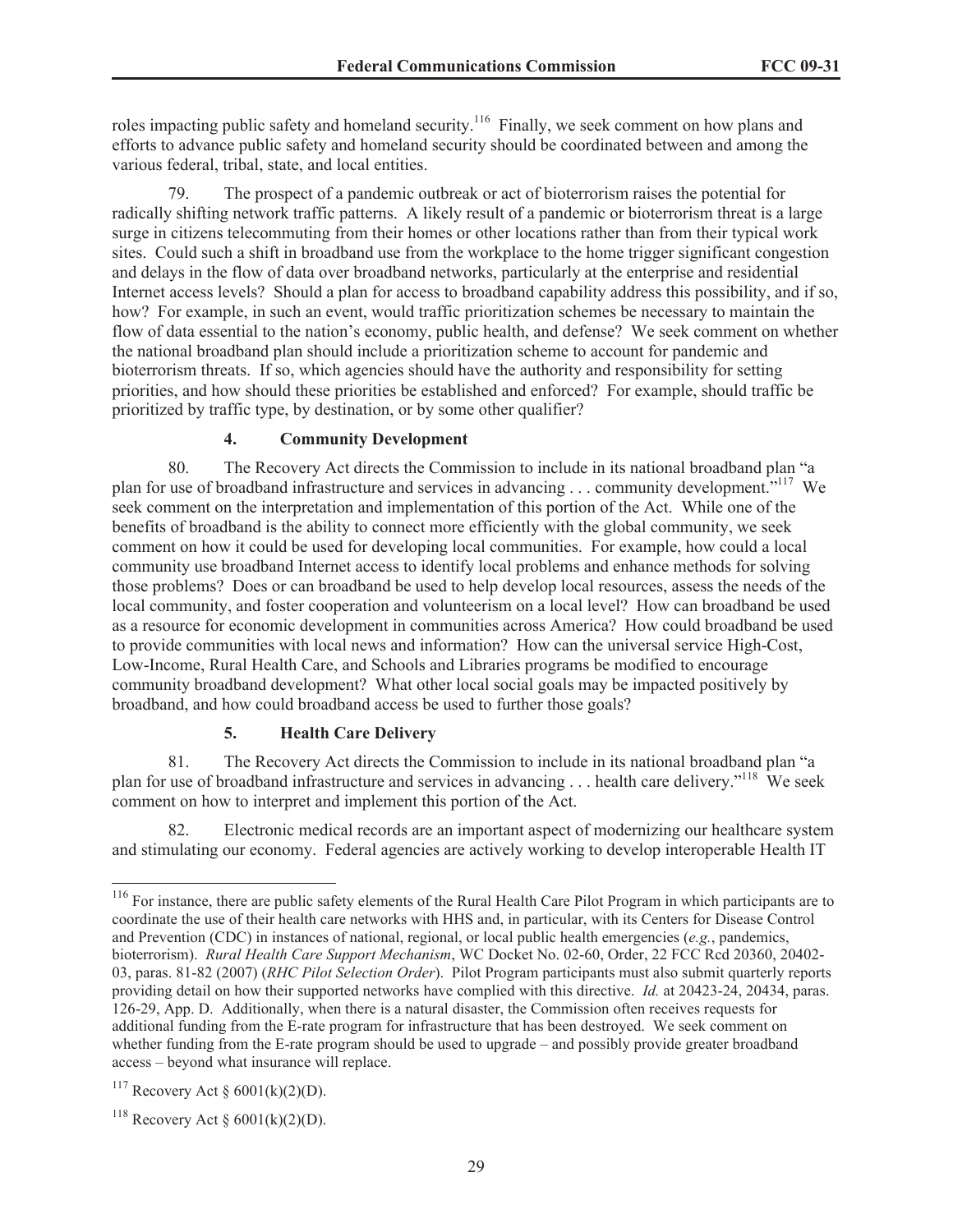roles impacting public safety and homeland security.[116] Finally, we seek comment on how plans and efforts to advance public safety and homeland security should be coordinated between and among the various federal, tribal, state, and local entities.

79. The prospect of a pandemic outbreak or act of bioterrorism raises the potential for radically shifting network traffic patterns. A likely result of a pandemic or bioterrorism threat is a large surge in citizens telecommuting from their homes or other locations rather than from their typical work sites. Could such a shift in broadband use from the workplace to the home trigger significant congestion and delays in the flow of data over broadband networks, particularly at the enterprise and residential Internet access levels? Should a plan for access to broadband capability address this possibility, and if so, how? For example, in such an event, would traffic prioritization schemes be necessary to maintain the flow of data essential to the nation's economy, public health, and defense? We seek comment on whether the national broadband plan should include a prioritization scheme to account for pandemic and bioterrorism threats. If so, which agencies should have the authority and responsibility for setting priorities, and how should these priorities be established and enforced? For example, should traffic be prioritized by traffic type, by destination, or by some other qualifier?

#### 4. Community Development

80. The Recovery Act directs the Commission to include in its national broadband plan "a plan for use of broadband infrastructure and services in advancing . . . community development."[117] We seek comment on the interpretation and implementation of this portion of the Act. While one of the benefits of broadband is the ability to connect more efficiently with the global community, we seek comment on how it could be used for developing local communities. For example, how could a local community use broadband Internet access to identify local problems and enhance methods for solving those problems? Does or can broadband be used to help develop local resources, assess the needs of the local community, and foster cooperation and volunteerism on a local level? How can broadband be used as a resource for economic development in communities across America? How could broadband be used to provide communities with local news and information? How can the universal service High-Cost, Low-Income, Rural Health Care, and Schools and Libraries programs be modified to encourage community broadband development? What other local social goals may be impacted positively by broadband, and how could broadband access be used to further those goals?

#### 5. Health Care Delivery

81. The Recovery Act directs the Commission to include in its national broadband plan "a plan for use of broadband infrastructure and services in advancing . . . health care delivery."[118] We seek comment on how to interpret and implement this portion of the Act.

82. Electronic medical records are an important aspect of modernizing our healthcare system and stimulating our economy. Federal agencies are actively working to develop interoperable Health IT

---

[116] For instance, there are public safety elements of the Rural Health Care Pilot Program in which participants are to coordinate the use of their health care networks with HHS and, in particular, with its Centers for Disease Control and Prevention (CDC) in instances of national, regional, or local public health emergencies (*e.g.*, pandemics, bioterrorism). *Rural Health Care Support Mechanism*, WC Docket No. 02-60, Order, 22 FCC Rcd 20360, 20402-03, paras. 81-82 (2007) (*RHC Pilot Selection Order*). Pilot Program participants must also submit quarterly reports providing detail on how their supported networks have complied with this directive. *Id.* at 20423-24, 20434, paras. 126-29, App. D. Additionally, when there is a natural disaster, the Commission often receives requests for additional funding from the E-rate program for infrastructure that has been destroyed. We seek comment on whether funding from the E-rate program should be used to upgrade – and possibly provide greater broadband access – beyond what insurance will replace.

[117] Recovery Act § 6001(k)(2)(D).

[118] Recovery Act § 6001(k)(2)(D).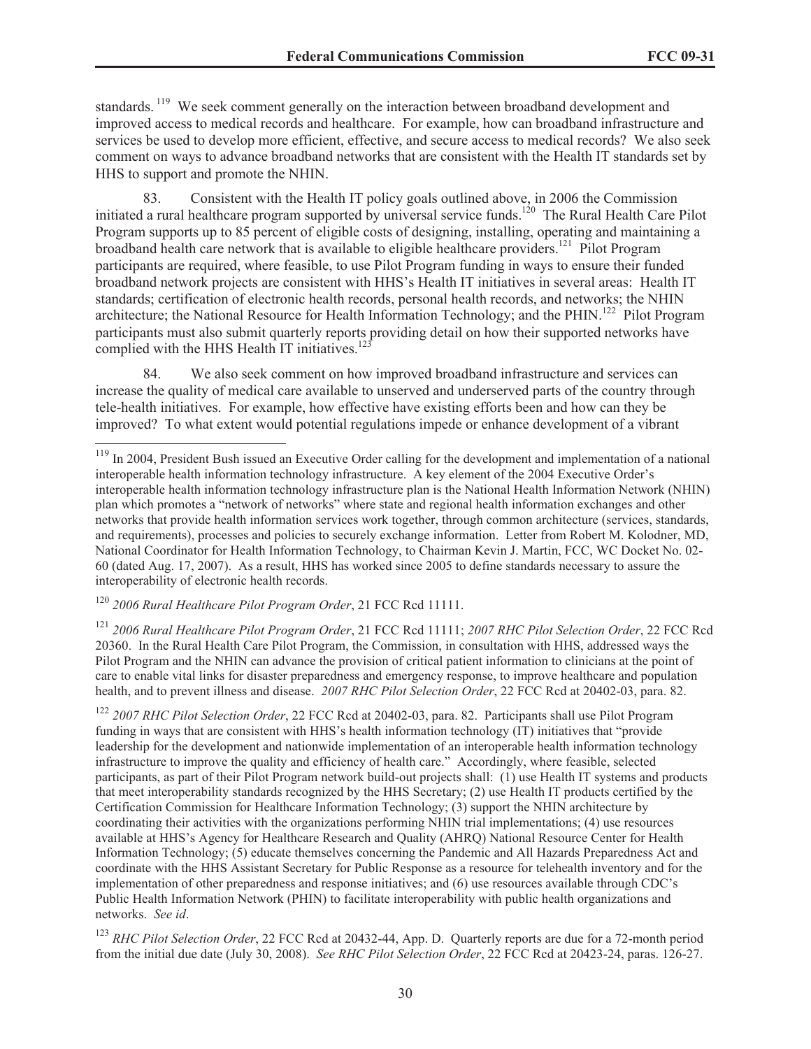standards.[119] We seek comment generally on the interaction between broadband development and improved access to medical records and healthcare. For example, how can broadband infrastructure and services be used to develop more efficient, effective, and secure access to medical records? We also seek comment on ways to advance broadband networks that are consistent with the Health IT standards set by HHS to support and promote the NHIN.

83. Consistent with the Health IT policy goals outlined above, in 2006 the Commission initiated a rural healthcare program supported by universal service funds.[120] The Rural Health Care Pilot Program supports up to 85 percent of eligible costs of designing, installing, operating and maintaining a broadband health care network that is available to eligible healthcare providers.[121] Pilot Program participants are required, where feasible, to use Pilot Program funding in ways to ensure their funded broadband network projects are consistent with HHS's Health IT initiatives in several areas: Health IT standards; certification of electronic health records, personal health records, and networks; the NHIN architecture; the National Resource for Health Information Technology; and the PHIN.[122] Pilot Program participants must also submit quarterly reports providing detail on how their supported networks have complied with the HHS Health IT initiatives.[123]

84. We also seek comment on how improved broadband infrastructure and services can increase the quality of medical care available to unserved and underserved parts of the country through tele-health initiatives. For example, how effective have existing efforts been and how can they be improved? To what extent would potential regulations impede or enhance development of a vibrant

---

[119] In 2004, President Bush issued an Executive Order calling for the development and implementation of a national interoperable health information technology infrastructure. A key element of the 2004 Executive Order's interoperable health information technology infrastructure plan is the National Health Information Network (NHIN) plan which promotes a "network of networks" where state and regional health information exchanges and other networks that provide health information services work together, through common architecture (services, standards, and requirements), processes and policies to securely exchange information. Letter from Robert M. Kolodner, MD, National Coordinator for Health Information Technology, to Chairman Kevin J. Martin, FCC, WC Docket No. 02-60 (dated Aug. 17, 2007). As a result, HHS has worked since 2005 to define standards necessary to assure the interoperability of electronic health records.

[120] *2006 Rural Healthcare Pilot Program Order*, 21 FCC Rcd 11111.

[121] *2006 Rural Healthcare Pilot Program Order*, 21 FCC Rcd 11111; *2007 RHC Pilot Selection Order*, 22 FCC Rcd 20360. In the Rural Health Care Pilot Program, the Commission, in consultation with HHS, addressed ways the Pilot Program and the NHIN can advance the provision of critical patient information to clinicians at the point of care to enable vital links for disaster preparedness and emergency response, to improve healthcare and population health, and to prevent illness and disease. *2007 RHC Pilot Selection Order*, 22 FCC Rcd at 20402-03, para. 82.

[122] *2007 RHC Pilot Selection Order*, 22 FCC Rcd at 20402-03, para. 82. Participants shall use Pilot Program funding in ways that are consistent with HHS's health information technology (IT) initiatives that "provide leadership for the development and nationwide implementation of an interoperable health information technology infrastructure to improve the quality and efficiency of health care." Accordingly, where feasible, selected participants, as part of their Pilot Program network build-out projects shall: (1) use Health IT systems and products that meet interoperability standards recognized by the HHS Secretary; (2) use Health IT products certified by the Certification Commission for Healthcare Information Technology; (3) support the NHIN architecture by coordinating their activities with the organizations performing NHIN trial implementations; (4) use resources available at HHS's Agency for Healthcare Research and Quality (AHRQ) National Resource Center for Health Information Technology; (5) educate themselves concerning the Pandemic and All Hazards Preparedness Act and coordinate with the HHS Assistant Secretary for Public Response as a resource for telehealth inventory and for the implementation of other preparedness and response initiatives; and (6) use resources available through CDC's Public Health Information Network (PHIN) to facilitate interoperability with public health organizations and networks. *See id*.

[123] *RHC Pilot Selection Order*, 22 FCC Rcd at 20432-44, App. D. Quarterly reports are due for a 72-month period from the initial due date (July 30, 2008). *See RHC Pilot Selection Order*, 22 FCC Rcd at 20423-24, paras. 126-27.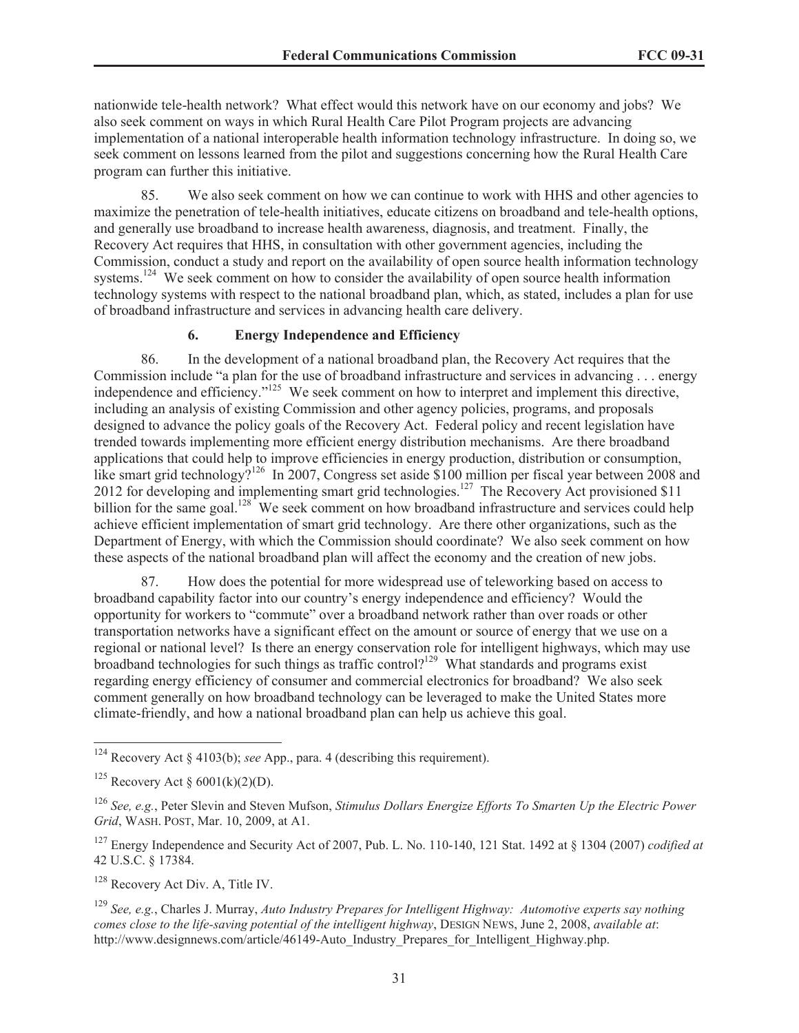nationwide tele-health network? What effect would this network have on our economy and jobs? We also seek comment on ways in which Rural Health Care Pilot Program projects are advancing implementation of a national interoperable health information technology infrastructure. In doing so, we seek comment on lessons learned from the pilot and suggestions concerning how the Rural Health Care program can further this initiative.

85. We also seek comment on how we can continue to work with HHS and other agencies to maximize the penetration of tele-health initiatives, educate citizens on broadband and tele-health options, and generally use broadband to increase health awareness, diagnosis, and treatment. Finally, the Recovery Act requires that HHS, in consultation with other government agencies, including the Commission, conduct a study and report on the availability of open source health information technology systems.[124] We seek comment on how to consider the availability of open source health information technology systems with respect to the national broadband plan, which, as stated, includes a plan for use of broadband infrastructure and services in advancing health care delivery.

### 6. Energy Independence and Efficiency

86. In the development of a national broadband plan, the Recovery Act requires that the Commission include "a plan for the use of broadband infrastructure and services in advancing . . . energy independence and efficiency."[125] We seek comment on how to interpret and implement this directive, including an analysis of existing Commission and other agency policies, programs, and proposals designed to advance the policy goals of the Recovery Act. Federal policy and recent legislation have trended towards implementing more efficient energy distribution mechanisms. Are there broadband applications that could help to improve efficiencies in energy production, distribution or consumption, like smart grid technology?[126] In 2007, Congress set aside $100 million per fiscal year between 2008 and 2012 for developing and implementing smart grid technologies.[127] The Recovery Act provisioned $11 billion for the same goal.[128] We seek comment on how broadband infrastructure and services could help achieve efficient implementation of smart grid technology. Are there other organizations, such as the Department of Energy, with which the Commission should coordinate? We also seek comment on how these aspects of the national broadband plan will affect the economy and the creation of new jobs.

87. How does the potential for more widespread use of teleworking based on access to broadband capability factor into our country's energy independence and efficiency? Would the opportunity for workers to "commute" over a broadband network rather than over roads or other transportation networks have a significant effect on the amount or source of energy that we use on a regional or national level? Is there an energy conservation role for intelligent highways, which may use broadband technologies for such things as traffic control?[129] What standards and programs exist regarding energy efficiency of consumer and commercial electronics for broadband? We also seek comment generally on how broadband technology can be leveraged to make the United States more climate-friendly, and how a national broadband plan can help us achieve this goal.

---

[124] Recovery Act § 4103(b); *see* App., para. 4 (describing this requirement).

[125] Recovery Act § 6001(k)(2)(D).

[126] *See, e.g.*, Peter Slevin and Steven Mufson, *Stimulus Dollars Energize Efforts To Smarten Up the Electric Power Grid*, WASH. POST, Mar. 10, 2009, at A1.

[127] Energy Independence and Security Act of 2007, Pub. L. No. 110-140, 121 Stat. 1492 at § 1304 (2007) *codified at* 42 U.S.C. § 17384.

[128] Recovery Act Div. A, Title IV.

[129] *See, e.g.*, Charles J. Murray, *Auto Industry Prepares for Intelligent Highway: Automotive experts say nothing comes close to the life-saving potential of the intelligent highway*, DESIGN NEWS, June 2, 2008, *available at*: http://www.designnews.com/article/46149-Auto_Industry_Prepares_for_Intelligent_Highway.php.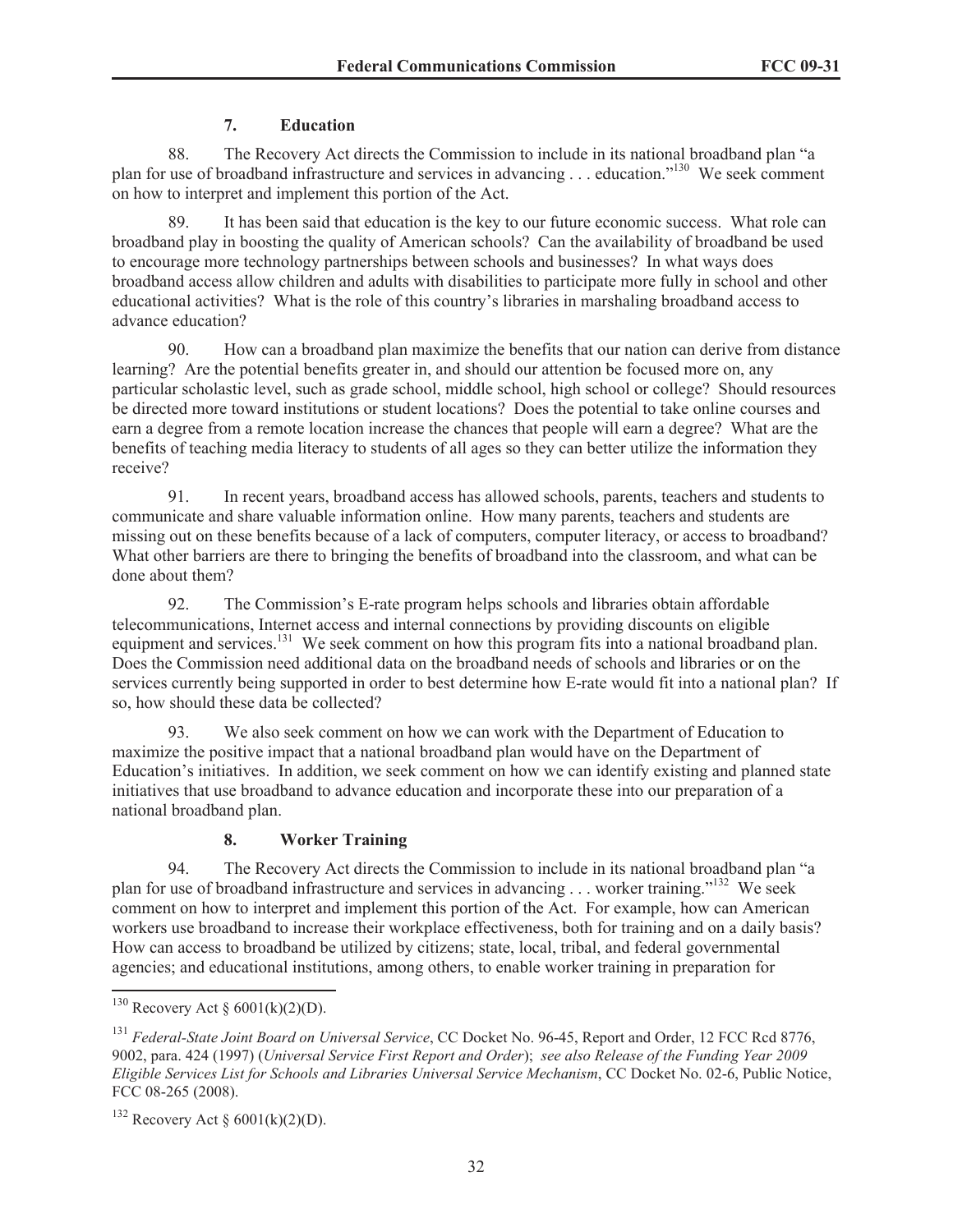### 7. Education

88. The Recovery Act directs the Commission to include in its national broadband plan "a plan for use of broadband infrastructure and services in advancing . . . education."[130] We seek comment on how to interpret and implement this portion of the Act.

89. It has been said that education is the key to our future economic success. What role can broadband play in boosting the quality of American schools? Can the availability of broadband be used to encourage more technology partnerships between schools and businesses? In what ways does broadband access allow children and adults with disabilities to participate more fully in school and other educational activities? What is the role of this country's libraries in marshaling broadband access to advance education?

90. How can a broadband plan maximize the benefits that our nation can derive from distance learning? Are the potential benefits greater in, and should our attention be focused more on, any particular scholastic level, such as grade school, middle school, high school or college? Should resources be directed more toward institutions or student locations? Does the potential to take online courses and earn a degree from a remote location increase the chances that people will earn a degree? What are the benefits of teaching media literacy to students of all ages so they can better utilize the information they receive?

91. In recent years, broadband access has allowed schools, parents, teachers and students to communicate and share valuable information online. How many parents, teachers and students are missing out on these benefits because of a lack of computers, computer literacy, or access to broadband? What other barriers are there to bringing the benefits of broadband into the classroom, and what can be done about them?

92. The Commission's E-rate program helps schools and libraries obtain affordable telecommunications, Internet access and internal connections by providing discounts on eligible equipment and services.[131] We seek comment on how this program fits into a national broadband plan. Does the Commission need additional data on the broadband needs of schools and libraries or on the services currently being supported in order to best determine how E-rate would fit into a national plan? If so, how should these data be collected?

93. We also seek comment on how we can work with the Department of Education to maximize the positive impact that a national broadband plan would have on the Department of Education's initiatives. In addition, we seek comment on how we can identify existing and planned state initiatives that use broadband to advance education and incorporate these into our preparation of a national broadband plan.

### 8. Worker Training

94. The Recovery Act directs the Commission to include in its national broadband plan "a plan for use of broadband infrastructure and services in advancing . . . worker training."[132] We seek comment on how to interpret and implement this portion of the Act. For example, how can American workers use broadband to increase their workplace effectiveness, both for training and on a daily basis? How can access to broadband be utilized by citizens; state, local, tribal, and federal governmental agencies; and educational institutions, among others, to enable worker training in preparation for

---

[130] Recovery Act § 6001(k)(2)(D).

[131] *Federal-State Joint Board on Universal Service*, CC Docket No. 96-45, Report and Order, 12 FCC Rcd 8776, 9002, para. 424 (1997) (*Universal Service First Report and Order*); *see also Release of the Funding Year 2009 Eligible Services List for Schools and Libraries Universal Service Mechanism*, CC Docket No. 02-6, Public Notice, FCC 08-265 (2008).

[132] Recovery Act § 6001(k)(2)(D).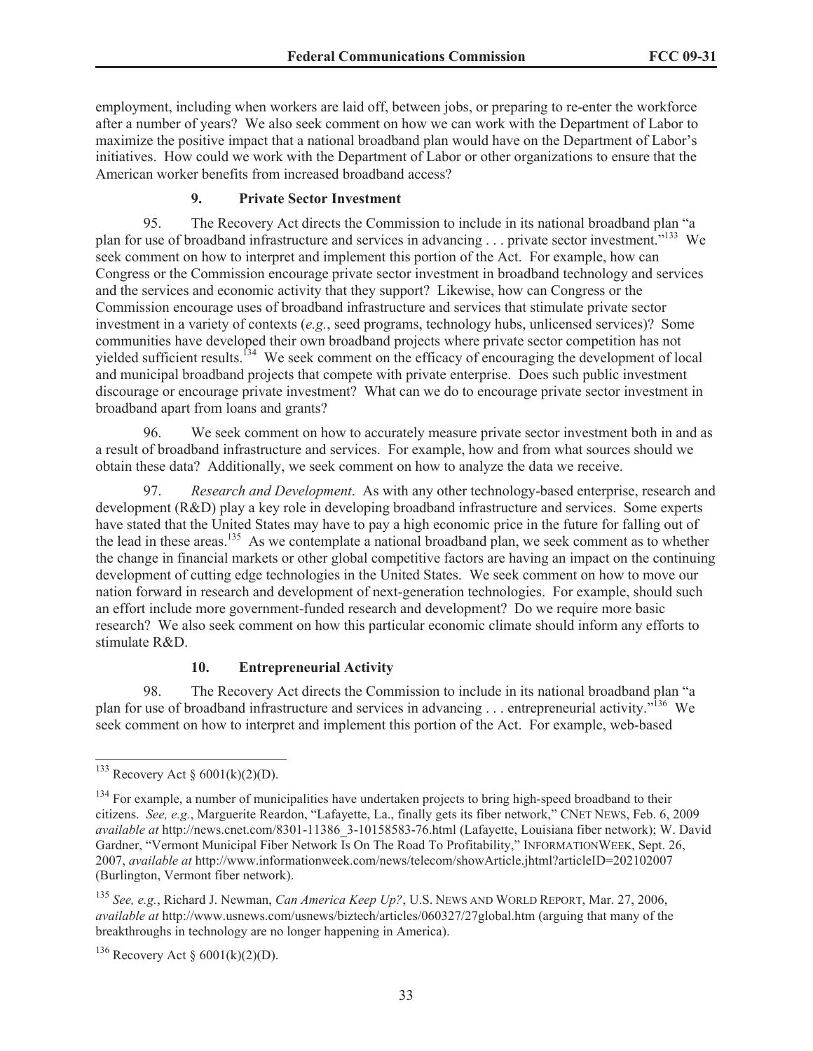employment, including when workers are laid off, between jobs, or preparing to re-enter the workforce after a number of years? We also seek comment on how we can work with the Department of Labor to maximize the positive impact that a national broadband plan would have on the Department of Labor's initiatives. How could we work with the Department of Labor or other organizations to ensure that the American worker benefits from increased broadband access?

### 9. Private Sector Investment

95. The Recovery Act directs the Commission to include in its national broadband plan "a plan for use of broadband infrastructure and services in advancing . . . private sector investment."[133] We seek comment on how to interpret and implement this portion of the Act. For example, how can Congress or the Commission encourage private sector investment in broadband technology and services and the services and economic activity that they support? Likewise, how can Congress or the Commission encourage uses of broadband infrastructure and services that stimulate private sector investment in a variety of contexts (*e.g.*, seed programs, technology hubs, unlicensed services)? Some communities have developed their own broadband projects where private sector competition has not yielded sufficient results.[134] We seek comment on the efficacy of encouraging the development of local and municipal broadband projects that compete with private enterprise. Does such public investment discourage or encourage private investment? What can we do to encourage private sector investment in broadband apart from loans and grants?

96. We seek comment on how to accurately measure private sector investment both in and as a result of broadband infrastructure and services. For example, how and from what sources should we obtain these data? Additionally, we seek comment on how to analyze the data we receive.

97. *Research and Development*. As with any other technology-based enterprise, research and development (R&D) play a key role in developing broadband infrastructure and services. Some experts have stated that the United States may have to pay a high economic price in the future for falling out of the lead in these areas.[135] As we contemplate a national broadband plan, we seek comment as to whether the change in financial markets or other global competitive factors are having an impact on the continuing development of cutting edge technologies in the United States. We seek comment on how to move our nation forward in research and development of next-generation technologies. For example, should such an effort include more government-funded research and development? Do we require more basic research? We also seek comment on how this particular economic climate should inform any efforts to stimulate R&D.

### 10. Entrepreneurial Activity

98. The Recovery Act directs the Commission to include in its national broadband plan "a plan for use of broadband infrastructure and services in advancing . . . entrepreneurial activity."[136] We seek comment on how to interpret and implement this portion of the Act. For example, web-based

---

[133] Recovery Act § 6001(k)(2)(D).

[134] For example, a number of municipalities have undertaken projects to bring high-speed broadband to their citizens. *See, e.g.*, Marguerite Reardon, "Lafayette, La., finally gets its fiber network," CNET NEWS, Feb. 6, 2009 *available at* http://news.cnet.com/8301-11386_3-10158583-76.html (Lafayette, Louisiana fiber network); W. David Gardner, "Vermont Municipal Fiber Network Is On The Road To Profitability," INFORMATIONWEEK, Sept. 26, 2007, *available at* http://www.informationweek.com/news/telecom/showArticle.jhtml?articleID=202102007 (Burlington, Vermont fiber network).

[135] *See, e.g.*, Richard J. Newman, *Can America Keep Up?*, U.S. NEWS AND WORLD REPORT, Mar. 27, 2006, *available at* http://www.usnews.com/usnews/biztech/articles/060327/27global.htm (arguing that many of the breakthroughs in technology are no longer happening in America).

[136] Recovery Act § 6001(k)(2)(D).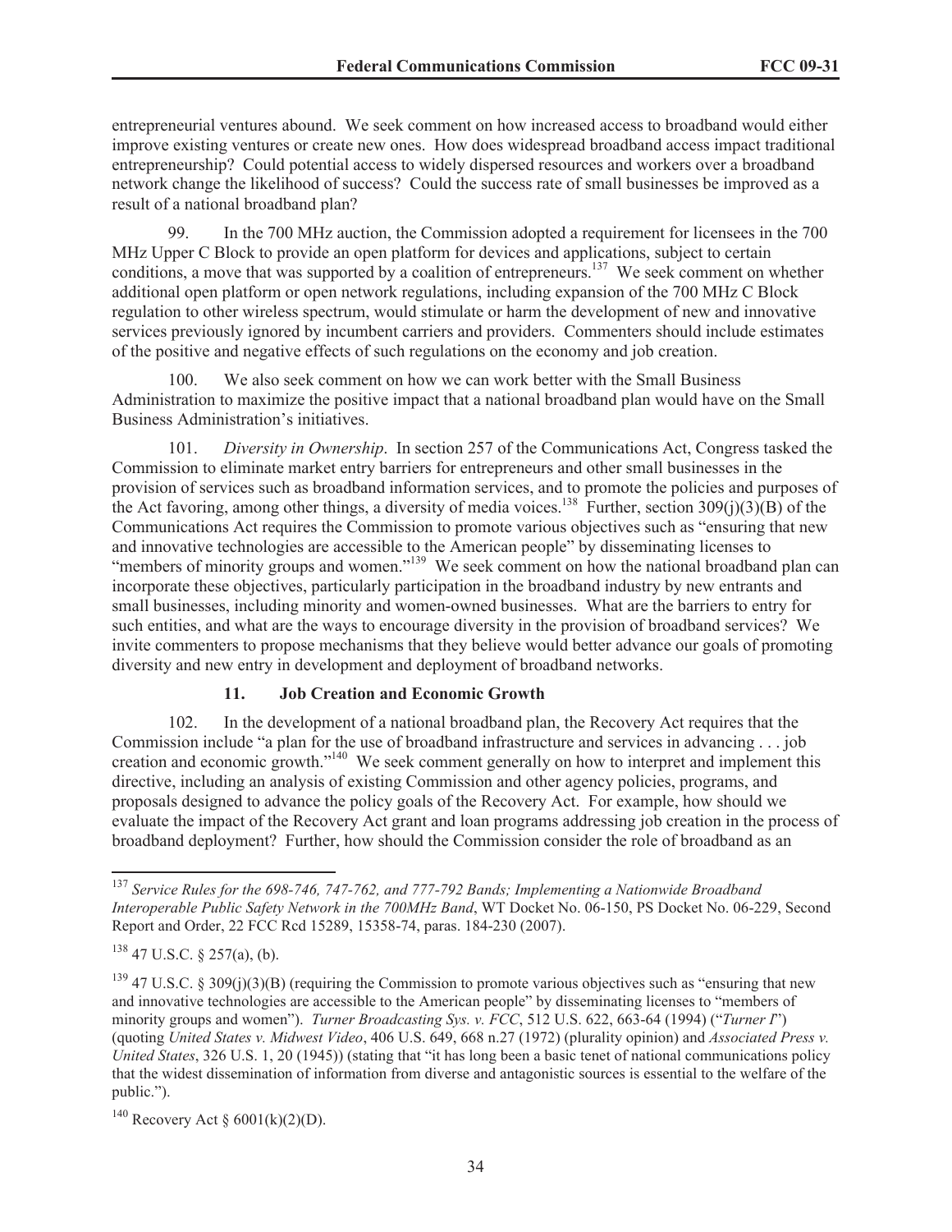entrepreneurial ventures abound. We seek comment on how increased access to broadband would either improve existing ventures or create new ones. How does widespread broadband access impact traditional entrepreneurship? Could potential access to widely dispersed resources and workers over a broadband network change the likelihood of success? Could the success rate of small businesses be improved as a result of a national broadband plan?

99. In the 700 MHz auction, the Commission adopted a requirement for licensees in the 700 MHz Upper C Block to provide an open platform for devices and applications, subject to certain conditions, a move that was supported by a coalition of entrepreneurs.[137] We seek comment on whether additional open platform or open network regulations, including expansion of the 700 MHz C Block regulation to other wireless spectrum, would stimulate or harm the development of new and innovative services previously ignored by incumbent carriers and providers. Commenters should include estimates of the positive and negative effects of such regulations on the economy and job creation.

100. We also seek comment on how we can work better with the Small Business Administration to maximize the positive impact that a national broadband plan would have on the Small Business Administration's initiatives.

101. *Diversity in Ownership*. In section 257 of the Communications Act, Congress tasked the Commission to eliminate market entry barriers for entrepreneurs and other small businesses in the provision of services such as broadband information services, and to promote the policies and purposes of the Act favoring, among other things, a diversity of media voices.[138] Further, section 309(j)(3)(B) of the Communications Act requires the Commission to promote various objectives such as "ensuring that new and innovative technologies are accessible to the American people" by disseminating licenses to "members of minority groups and women."[139] We seek comment on how the national broadband plan can incorporate these objectives, particularly participation in the broadband industry by new entrants and small businesses, including minority and women-owned businesses. What are the barriers to entry for such entities, and what are the ways to encourage diversity in the provision of broadband services? We invite commenters to propose mechanisms that they believe would better advance our goals of promoting diversity and new entry in development and deployment of broadband networks.

### 11. Job Creation and Economic Growth

102. In the development of a national broadband plan, the Recovery Act requires that the Commission include "a plan for the use of broadband infrastructure and services in advancing . . . job creation and economic growth."[140] We seek comment generally on how to interpret and implement this directive, including an analysis of existing Commission and other agency policies, programs, and proposals designed to advance the policy goals of the Recovery Act. For example, how should we evaluate the impact of the Recovery Act grant and loan programs addressing job creation in the process of broadband deployment? Further, how should the Commission consider the role of broadband as an

---

[137] *Service Rules for the 698-746, 747-762, and 777-792 Bands; Implementing a Nationwide Broadband Interoperable Public Safety Network in the 700MHz Band*, WT Docket No. 06-150, PS Docket No. 06-229, Second Report and Order, 22 FCC Rcd 15289, 15358-74, paras. 184-230 (2007).

[138] 47 U.S.C. § 257(a), (b).

[139] 47 U.S.C. § 309(j)(3)(B) (requiring the Commission to promote various objectives such as "ensuring that new and innovative technologies are accessible to the American people" by disseminating licenses to "members of minority groups and women"). *Turner Broadcasting Sys. v. FCC*, 512 U.S. 622, 663-64 (1994) ("*Turner I*") (quoting *United States v. Midwest Video*, 406 U.S. 649, 668 n.27 (1972) (plurality opinion) and *Associated Press v. United States*, 326 U.S. 1, 20 (1945)) (stating that "it has long been a basic tenet of national communications policy that the widest dissemination of information from diverse and antagonistic sources is essential to the welfare of the public.").

[140] Recovery Act § 6001(k)(2)(D).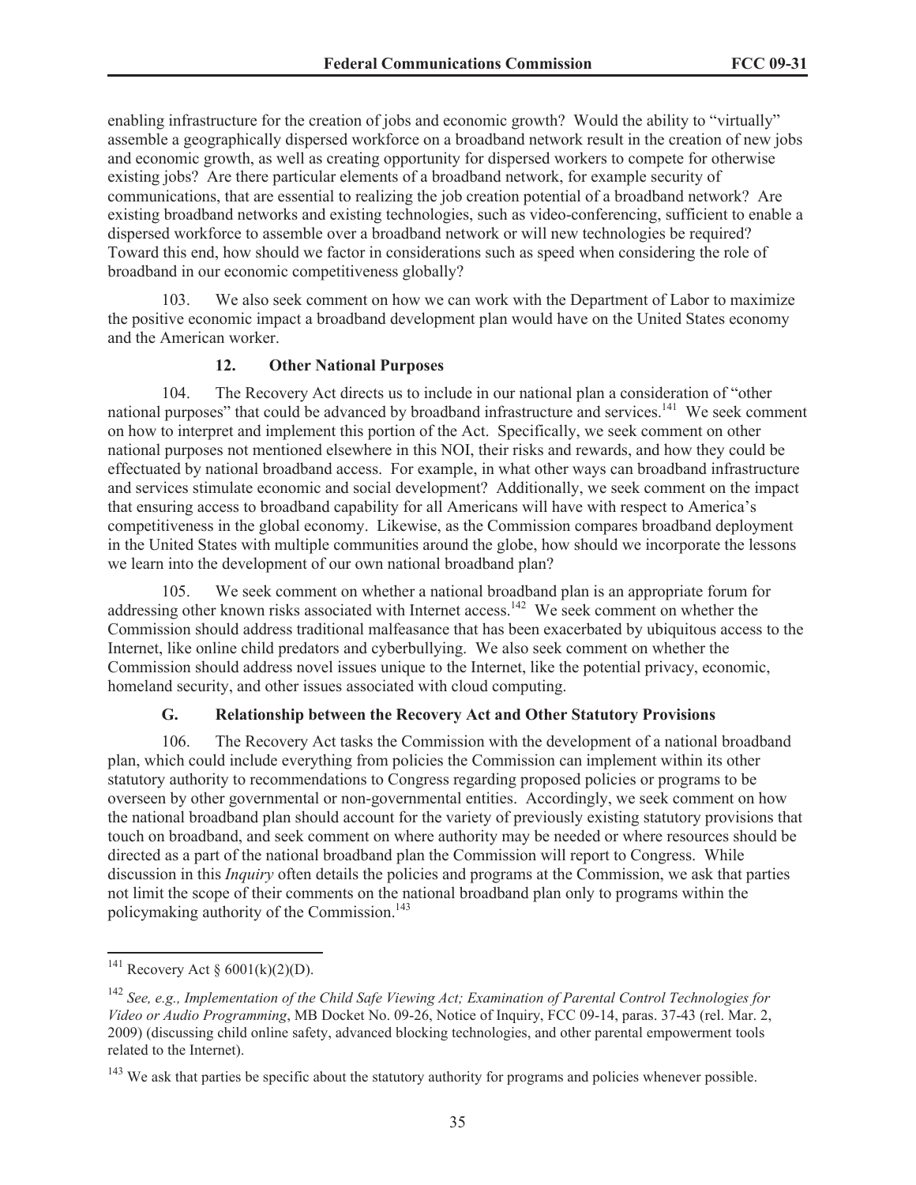enabling infrastructure for the creation of jobs and economic growth? Would the ability to "virtually" assemble a geographically dispersed workforce on a broadband network result in the creation of new jobs and economic growth, as well as creating opportunity for dispersed workers to compete for otherwise existing jobs? Are there particular elements of a broadband network, for example security of communications, that are essential to realizing the job creation potential of a broadband network? Are existing broadband networks and existing technologies, such as video-conferencing, sufficient to enable a dispersed workforce to assemble over a broadband network or will new technologies be required? Toward this end, how should we factor in considerations such as speed when considering the role of broadband in our economic competitiveness globally?

103. We also seek comment on how we can work with the Department of Labor to maximize the positive economic impact a broadband development plan would have on the United States economy and the American worker.

### 12. Other National Purposes

104. The Recovery Act directs us to include in our national plan a consideration of "other national purposes" that could be advanced by broadband infrastructure and services.[141] We seek comment on how to interpret and implement this portion of the Act. Specifically, we seek comment on other national purposes not mentioned elsewhere in this NOI, their risks and rewards, and how they could be effectuated by national broadband access. For example, in what other ways can broadband infrastructure and services stimulate economic and social development? Additionally, we seek comment on the impact that ensuring access to broadband capability for all Americans will have with respect to America's competitiveness in the global economy. Likewise, as the Commission compares broadband deployment in the United States with multiple communities around the globe, how should we incorporate the lessons we learn into the development of our own national broadband plan?

105. We seek comment on whether a national broadband plan is an appropriate forum for addressing other known risks associated with Internet access.[142] We seek comment on whether the Commission should address traditional malfeasance that has been exacerbated by ubiquitous access to the Internet, like online child predators and cyberbullying. We also seek comment on whether the Commission should address novel issues unique to the Internet, like the potential privacy, economic, homeland security, and other issues associated with cloud computing.

## G. Relationship between the Recovery Act and Other Statutory Provisions

106. The Recovery Act tasks the Commission with the development of a national broadband plan, which could include everything from policies the Commission can implement within its other statutory authority to recommendations to Congress regarding proposed policies or programs to be overseen by other governmental or non-governmental entities. Accordingly, we seek comment on how the national broadband plan should account for the variety of previously existing statutory provisions that touch on broadband, and seek comment on where authority may be needed or where resources should be directed as a part of the national broadband plan the Commission will report to Congress. While discussion in this *Inquiry* often details the policies and programs at the Commission, we ask that parties not limit the scope of their comments on the national broadband plan only to programs within the policymaking authority of the Commission.[143]

---

[141] Recovery Act § 6001(k)(2)(D).

[142] *See, e.g., Implementation of the Child Safe Viewing Act; Examination of Parental Control Technologies for Video or Audio Programming*, MB Docket No. 09-26, Notice of Inquiry, FCC 09-14, paras. 37-43 (rel. Mar. 2, 2009) (discussing child online safety, advanced blocking technologies, and other parental empowerment tools related to the Internet).

[143] We ask that parties be specific about the statutory authority for programs and policies whenever possible.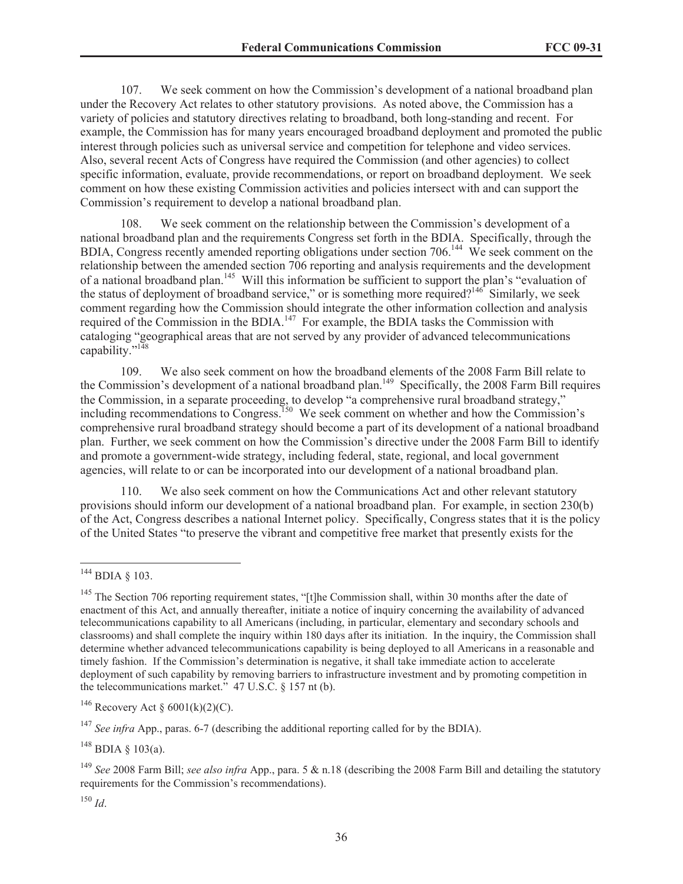107. We seek comment on how the Commission's development of a national broadband plan under the Recovery Act relates to other statutory provisions. As noted above, the Commission has a variety of policies and statutory directives relating to broadband, both long-standing and recent. For example, the Commission has for many years encouraged broadband deployment and promoted the public interest through policies such as universal service and competition for telephone and video services. Also, several recent Acts of Congress have required the Commission (and other agencies) to collect specific information, evaluate, provide recommendations, or report on broadband deployment. We seek comment on how these existing Commission activities and policies intersect with and can support the Commission's requirement to develop a national broadband plan.

108. We seek comment on the relationship between the Commission's development of a national broadband plan and the requirements Congress set forth in the BDIA. Specifically, through the BDIA, Congress recently amended reporting obligations under section 706.[144] We seek comment on the relationship between the amended section 706 reporting and analysis requirements and the development of a national broadband plan.[145] Will this information be sufficient to support the plan's "evaluation of the status of deployment of broadband service," or is something more required?[146] Similarly, we seek comment regarding how the Commission should integrate the other information collection and analysis required of the Commission in the BDIA.[147] For example, the BDIA tasks the Commission with cataloging "geographical areas that are not served by any provider of advanced telecommunications capability."[148]

109. We also seek comment on how the broadband elements of the 2008 Farm Bill relate to the Commission's development of a national broadband plan.[149] Specifically, the 2008 Farm Bill requires the Commission, in a separate proceeding, to develop "a comprehensive rural broadband strategy," including recommendations to Congress.[150] We seek comment on whether and how the Commission's comprehensive rural broadband strategy should become a part of its development of a national broadband plan. Further, we seek comment on how the Commission's directive under the 2008 Farm Bill to identify and promote a government-wide strategy, including federal, state, regional, and local government agencies, will relate to or can be incorporated into our development of a national broadband plan.

110. We also seek comment on how the Communications Act and other relevant statutory provisions should inform our development of a national broadband plan. For example, in section 230(b) of the Act, Congress describes a national Internet policy. Specifically, Congress states that it is the policy of the United States "to preserve the vibrant and competitive free market that presently exists for the

---

[144] BDIA § 103.

[145] The Section 706 reporting requirement states, "[t]he Commission shall, within 30 months after the date of enactment of this Act, and annually thereafter, initiate a notice of inquiry concerning the availability of advanced telecommunications capability to all Americans (including, in particular, elementary and secondary schools and classrooms) and shall complete the inquiry within 180 days after its initiation. In the inquiry, the Commission shall determine whether advanced telecommunications capability is being deployed to all Americans in a reasonable and timely fashion. If the Commission's determination is negative, it shall take immediate action to accelerate deployment of such capability by removing barriers to infrastructure investment and by promoting competition in the telecommunications market." 47 U.S.C. § 157 nt (b).

[146] Recovery Act § 6001(k)(2)(C).

[147] *See infra* App., paras. 6-7 (describing the additional reporting called for by the BDIA).

[148] BDIA § 103(a).

[149] *See* 2008 Farm Bill; *see also infra* App., para. 5 & n.18 (describing the 2008 Farm Bill and detailing the statutory requirements for the Commission's recommendations).

[150] *Id*.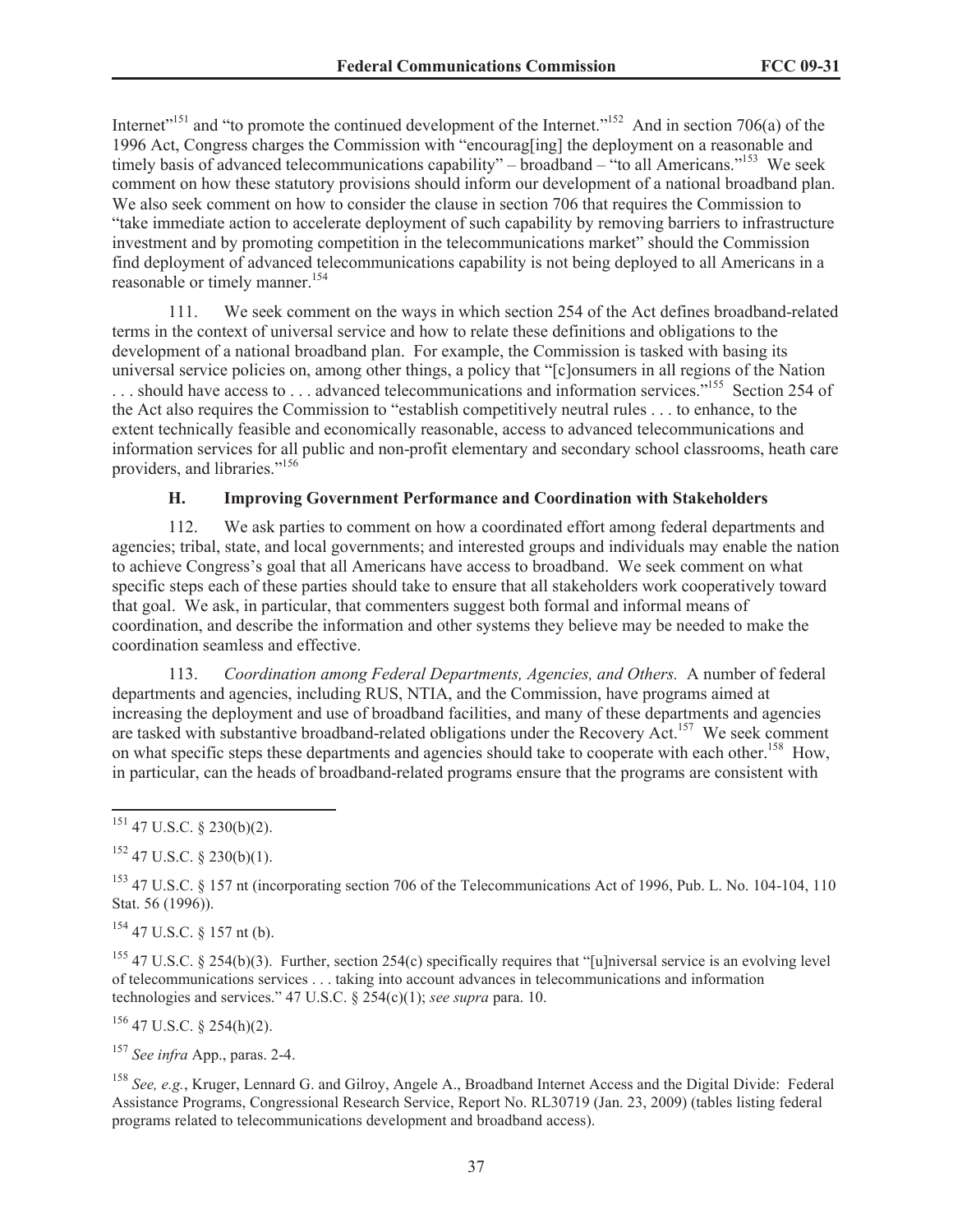Internet"[151] and "to promote the continued development of the Internet."[152] And in section 706(a) of the 1996 Act, Congress charges the Commission with "encourag[ing] the deployment on a reasonable and timely basis of advanced telecommunications capability" – broadband – "to all Americans."[153] We seek comment on how these statutory provisions should inform our development of a national broadband plan. We also seek comment on how to consider the clause in section 706 that requires the Commission to "take immediate action to accelerate deployment of such capability by removing barriers to infrastructure investment and by promoting competition in the telecommunications market" should the Commission find deployment of advanced telecommunications capability is not being deployed to all Americans in a reasonable or timely manner.[154]

111. We seek comment on the ways in which section 254 of the Act defines broadband-related terms in the context of universal service and how to relate these definitions and obligations to the development of a national broadband plan. For example, the Commission is tasked with basing its universal service policies on, among other things, a policy that "[c]onsumers in all regions of the Nation . . . should have access to . . . advanced telecommunications and information services."[155] Section 254 of the Act also requires the Commission to "establish competitively neutral rules . . . to enhance, to the extent technically feasible and economically reasonable, access to advanced telecommunications and information services for all public and non-profit elementary and secondary school classrooms, heath care providers, and libraries."[156]

### H. Improving Government Performance and Coordination with Stakeholders

112. We ask parties to comment on how a coordinated effort among federal departments and agencies; tribal, state, and local governments; and interested groups and individuals may enable the nation to achieve Congress's goal that all Americans have access to broadband. We seek comment on what specific steps each of these parties should take to ensure that all stakeholders work cooperatively toward that goal. We ask, in particular, that commenters suggest both formal and informal means of coordination, and describe the information and other systems they believe may be needed to make the coordination seamless and effective.

113. *Coordination among Federal Departments, Agencies, and Others.* A number of federal departments and agencies, including RUS, NTIA, and the Commission, have programs aimed at increasing the deployment and use of broadband facilities, and many of these departments and agencies are tasked with substantive broadband-related obligations under the Recovery Act.[157] We seek comment on what specific steps these departments and agencies should take to cooperate with each other.[158] How, in particular, can the heads of broadband-related programs ensure that the programs are consistent with

---

[151] 47 U.S.C. § 230(b)(2).

[152] 47 U.S.C. § 230(b)(1).

[153] 47 U.S.C. § 157 nt (incorporating section 706 of the Telecommunications Act of 1996, Pub. L. No. 104-104, 110 Stat. 56 (1996)).

[154] 47 U.S.C. § 157 nt (b).

[155] 47 U.S.C. § 254(b)(3). Further, section 254(c) specifically requires that "[u]niversal service is an evolving level of telecommunications services . . . taking into account advances in telecommunications and information technologies and services." 47 U.S.C. § 254(c)(1); *see supra* para. 10.

[156] 47 U.S.C. § 254(h)(2).

[157] *See infra* App., paras. 2-4.

[158] *See, e.g.*, Kruger, Lennard G. and Gilroy, Angele A., Broadband Internet Access and the Digital Divide: Federal Assistance Programs, Congressional Research Service, Report No. RL30719 (Jan. 23, 2009) (tables listing federal programs related to telecommunications development and broadband access).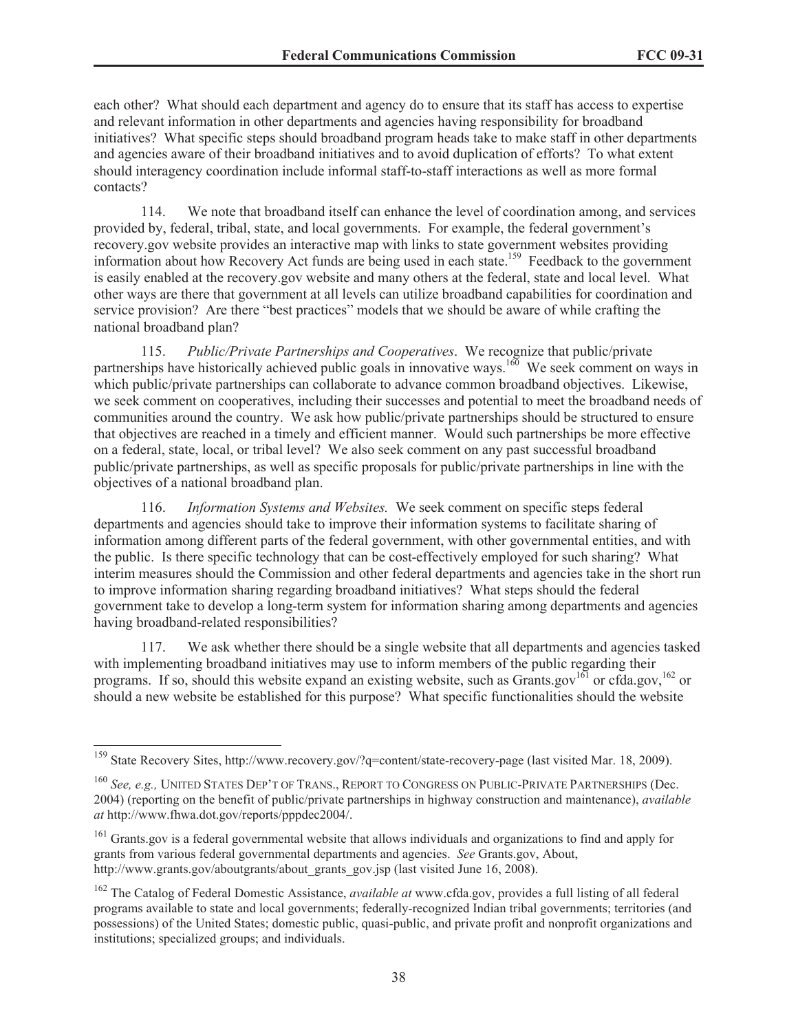each other? What should each department and agency do to ensure that its staff has access to expertise and relevant information in other departments and agencies having responsibility for broadband initiatives? What specific steps should broadband program heads take to make staff in other departments and agencies aware of their broadband initiatives and to avoid duplication of efforts? To what extent should interagency coordination include informal staff-to-staff interactions as well as more formal contacts?

114. We note that broadband itself can enhance the level of coordination among, and services provided by, federal, tribal, state, and local governments. For example, the federal government's recovery.gov website provides an interactive map with links to state government websites providing information about how Recovery Act funds are being used in each state.[159] Feedback to the government is easily enabled at the recovery.gov website and many others at the federal, state and local level. What other ways are there that government at all levels can utilize broadband capabilities for coordination and service provision? Are there "best practices" models that we should be aware of while crafting the national broadband plan?

115. *Public/Private Partnerships and Cooperatives*. We recognize that public/private partnerships have historically achieved public goals in innovative ways.[160] We seek comment on ways in which public/private partnerships can collaborate to advance common broadband objectives. Likewise, we seek comment on cooperatives, including their successes and potential to meet the broadband needs of communities around the country. We ask how public/private partnerships should be structured to ensure that objectives are reached in a timely and efficient manner. Would such partnerships be more effective on a federal, state, local, or tribal level? We also seek comment on any past successful broadband public/private partnerships, as well as specific proposals for public/private partnerships in line with the objectives of a national broadband plan.

116. *Information Systems and Websites.* We seek comment on specific steps federal departments and agencies should take to improve their information systems to facilitate sharing of information among different parts of the federal government, with other governmental entities, and with the public. Is there specific technology that can be cost-effectively employed for such sharing? What interim measures should the Commission and other federal departments and agencies take in the short run to improve information sharing regarding broadband initiatives? What steps should the federal government take to develop a long-term system for information sharing among departments and agencies having broadband-related responsibilities?

117. We ask whether there should be a single website that all departments and agencies tasked with implementing broadband initiatives may use to inform members of the public regarding their programs. If so, should this website expand an existing website, such as Grants.gov[161] or cfda.gov,[162] or should a new website be established for this purpose? What specific functionalities should the website

---

[159] State Recovery Sites, http://www.recovery.gov/?q=content/state-recovery-page (last visited Mar. 18, 2009).

[160] *See, e.g.,* UNITED STATES DEP'T OF TRANS., REPORT TO CONGRESS ON PUBLIC-PRIVATE PARTNERSHIPS (Dec. 2004) (reporting on the benefit of public/private partnerships in highway construction and maintenance), *available at* http://www.fhwa.dot.gov/reports/pppdec2004/.

[161] Grants.gov is a federal governmental website that allows individuals and organizations to find and apply for grants from various federal governmental departments and agencies. *See* Grants.gov, About, http://www.grants.gov/aboutgrants/about_grants_gov.jsp (last visited June 16, 2008).

[162] The Catalog of Federal Domestic Assistance, *available at* www.cfda.gov, provides a full listing of all federal programs available to state and local governments; federally-recognized Indian tribal governments; territories (and possessions) of the United States; domestic public, quasi-public, and private profit and nonprofit organizations and institutions; specialized groups; and individuals.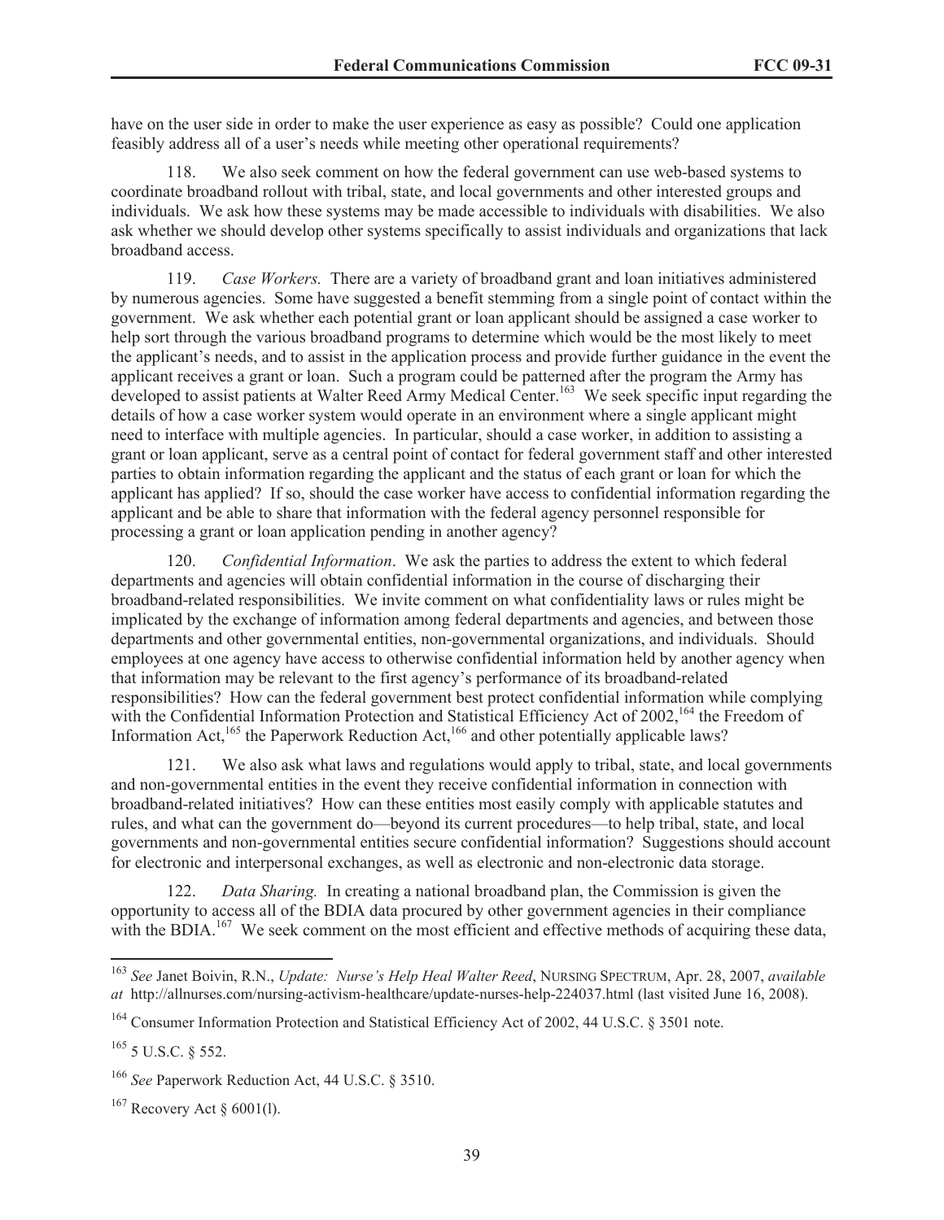have on the user side in order to make the user experience as easy as possible? Could one application feasibly address all of a user's needs while meeting other operational requirements?

118. We also seek comment on how the federal government can use web-based systems to coordinate broadband rollout with tribal, state, and local governments and other interested groups and individuals. We ask how these systems may be made accessible to individuals with disabilities. We also ask whether we should develop other systems specifically to assist individuals and organizations that lack broadband access.

119. *Case Workers.* There are a variety of broadband grant and loan initiatives administered by numerous agencies. Some have suggested a benefit stemming from a single point of contact within the government. We ask whether each potential grant or loan applicant should be assigned a case worker to help sort through the various broadband programs to determine which would be the most likely to meet the applicant's needs, and to assist in the application process and provide further guidance in the event the applicant receives a grant or loan. Such a program could be patterned after the program the Army has developed to assist patients at Walter Reed Army Medical Center.[163] We seek specific input regarding the details of how a case worker system would operate in an environment where a single applicant might need to interface with multiple agencies. In particular, should a case worker, in addition to assisting a grant or loan applicant, serve as a central point of contact for federal government staff and other interested parties to obtain information regarding the applicant and the status of each grant or loan for which the applicant has applied? If so, should the case worker have access to confidential information regarding the applicant and be able to share that information with the federal agency personnel responsible for processing a grant or loan application pending in another agency?

120. *Confidential Information*. We ask the parties to address the extent to which federal departments and agencies will obtain confidential information in the course of discharging their broadband-related responsibilities. We invite comment on what confidentiality laws or rules might be implicated by the exchange of information among federal departments and agencies, and between those departments and other governmental entities, non-governmental organizations, and individuals. Should employees at one agency have access to otherwise confidential information held by another agency when that information may be relevant to the first agency's performance of its broadband-related responsibilities? How can the federal government best protect confidential information while complying with the Confidential Information Protection and Statistical Efficiency Act of 2002,[164] the Freedom of Information Act,[165] the Paperwork Reduction Act,[166] and other potentially applicable laws?

121. We also ask what laws and regulations would apply to tribal, state, and local governments and non-governmental entities in the event they receive confidential information in connection with broadband-related initiatives? How can these entities most easily comply with applicable statutes and rules, and what can the government do—beyond its current procedures—to help tribal, state, and local governments and non-governmental entities secure confidential information? Suggestions should account for electronic and interpersonal exchanges, as well as electronic and non-electronic data storage.

122. *Data Sharing.* In creating a national broadband plan, the Commission is given the opportunity to access all of the BDIA data procured by other government agencies in their compliance with the BDIA.[167] We seek comment on the most efficient and effective methods of acquiring these data,

---

[163] *See* Janet Boivin, R.N., *Update: Nurse's Help Heal Walter Reed*, NURSING SPECTRUM, Apr. 28, 2007, *available at* http://allnurses.com/nursing-activism-healthcare/update-nurses-help-224037.html (last visited June 16, 2008).

[164] Consumer Information Protection and Statistical Efficiency Act of 2002, 44 U.S.C. § 3501 note.

[165] 5 U.S.C. § 552.

[166] *See* Paperwork Reduction Act, 44 U.S.C. § 3510.

[167] Recovery Act § 6001(l).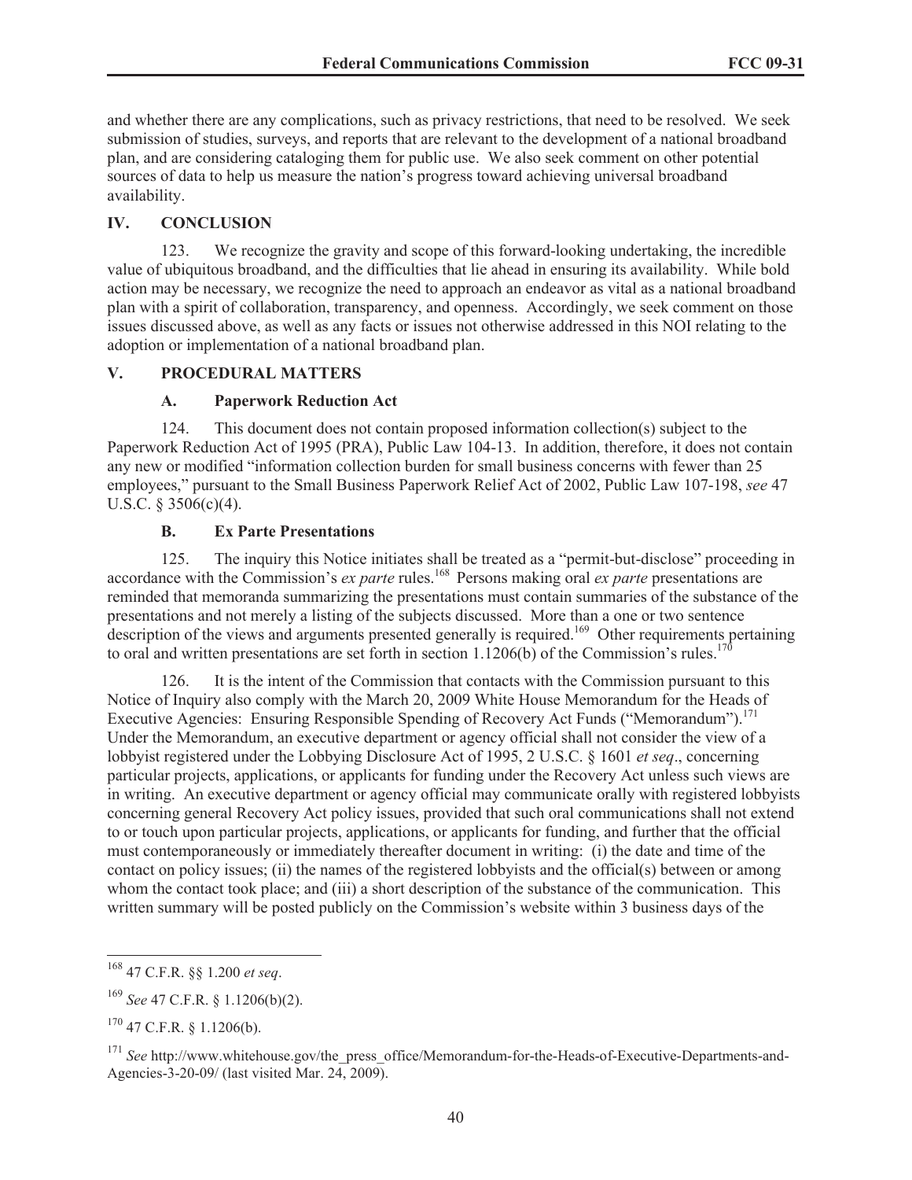and whether there are any complications, such as privacy restrictions, that need to be resolved. We seek submission of studies, surveys, and reports that are relevant to the development of a national broadband plan, and are considering cataloging them for public use. We also seek comment on other potential sources of data to help us measure the nation's progress toward achieving universal broadband availability.

## IV. CONCLUSION

123. We recognize the gravity and scope of this forward-looking undertaking, the incredible value of ubiquitous broadband, and the difficulties that lie ahead in ensuring its availability. While bold action may be necessary, we recognize the need to approach an endeavor as vital as a national broadband plan with a spirit of collaboration, transparency, and openness. Accordingly, we seek comment on those issues discussed above, as well as any facts or issues not otherwise addressed in this NOI relating to the adoption or implementation of a national broadband plan.

## V. PROCEDURAL MATTERS

### A. Paperwork Reduction Act

124. This document does not contain proposed information collection(s) subject to the Paperwork Reduction Act of 1995 (PRA), Public Law 104-13. In addition, therefore, it does not contain any new or modified "information collection burden for small business concerns with fewer than 25 employees," pursuant to the Small Business Paperwork Relief Act of 2002, Public Law 107-198, *see* 47 U.S.C. § 3506(c)(4).

### B. Ex Parte Presentations

125. The inquiry this Notice initiates shall be treated as a "permit-but-disclose" proceeding in accordance with the Commission's *ex parte* rules.[168] Persons making oral *ex parte* presentations are reminded that memoranda summarizing the presentations must contain summaries of the substance of the presentations and not merely a listing of the subjects discussed. More than a one or two sentence description of the views and arguments presented generally is required.[169] Other requirements pertaining to oral and written presentations are set forth in section 1.1206(b) of the Commission's rules.[170]

126. It is the intent of the Commission that contacts with the Commission pursuant to this Notice of Inquiry also comply with the March 20, 2009 White House Memorandum for the Heads of Executive Agencies: Ensuring Responsible Spending of Recovery Act Funds ("Memorandum").[171] Under the Memorandum, an executive department or agency official shall not consider the view of a lobbyist registered under the Lobbying Disclosure Act of 1995, 2 U.S.C. § 1601 *et seq*., concerning particular projects, applications, or applicants for funding under the Recovery Act unless such views are in writing. An executive department or agency official may communicate orally with registered lobbyists concerning general Recovery Act policy issues, provided that such oral communications shall not extend to or touch upon particular projects, applications, or applicants for funding, and further that the official must contemporaneously or immediately thereafter document in writing: (i) the date and time of the contact on policy issues; (ii) the names of the registered lobbyists and the official(s) between or among whom the contact took place; and (iii) a short description of the substance of the communication. This written summary will be posted publicly on the Commission's website within 3 business days of the

---

[168] 47 C.F.R. §§ 1.200 *et seq*.

[169] *See* 47 C.F.R. § 1.1206(b)(2).

[170] 47 C.F.R. § 1.1206(b).

[171] *See* http://www.whitehouse.gov/the_press_office/Memorandum-for-the-Heads-of-Executive-Departments-and-Agencies-3-20-09/ (last visited Mar. 24, 2009).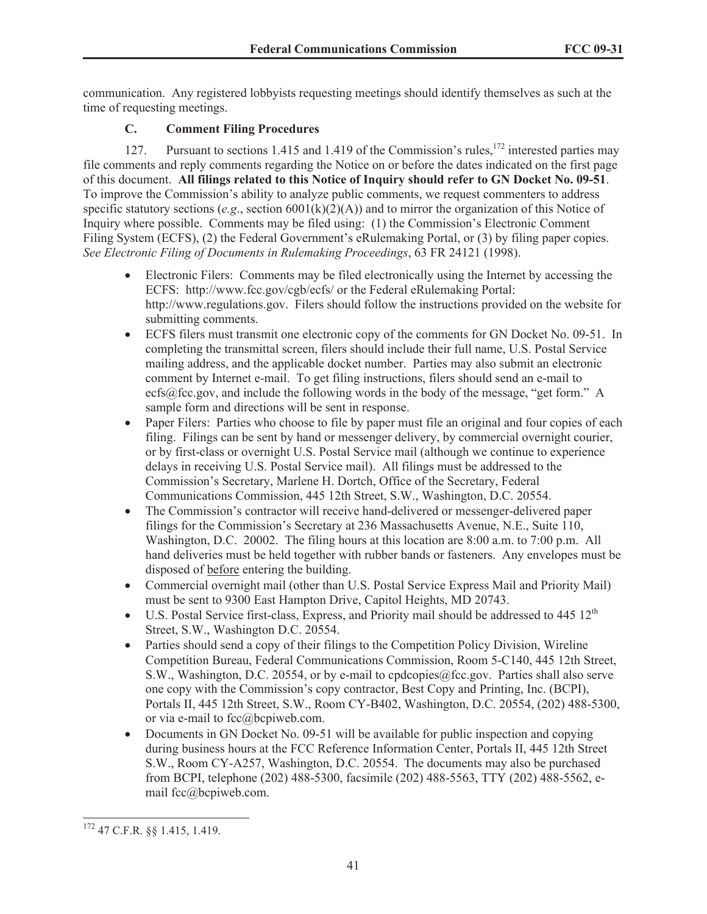communication. Any registered lobbyists requesting meetings should identify themselves as such at the time of requesting meetings.

### C. Comment Filing Procedures

127. Pursuant to sections 1.415 and 1.419 of the Commission's rules,[172] interested parties may file comments and reply comments regarding the Notice on or before the dates indicated on the first page of this document. **All filings related to this Notice of Inquiry should refer to GN Docket No. 09-51**. To improve the Commission's ability to analyze public comments, we request commenters to address specific statutory sections (*e.g*., section 6001(k)(2)(A)) and to mirror the organization of this Notice of Inquiry where possible. Comments may be filed using: (1) the Commission's Electronic Comment Filing System (ECFS), (2) the Federal Government's eRulemaking Portal, or (3) by filing paper copies. *See Electronic Filing of Documents in Rulemaking Proceedings*, 63 FR 24121 (1998).

- Electronic Filers: Comments may be filed electronically using the Internet by accessing the ECFS: http://www.fcc.gov/cgb/ecfs/ or the Federal eRulemaking Portal: http://www.regulations.gov. Filers should follow the instructions provided on the website for submitting comments.
- ECFS filers must transmit one electronic copy of the comments for GN Docket No. 09-51. In completing the transmittal screen, filers should include their full name, U.S. Postal Service mailing address, and the applicable docket number. Parties may also submit an electronic comment by Internet e-mail. To get filing instructions, filers should send an e-mail to ecfs@fcc.gov, and include the following words in the body of the message, "get form." A sample form and directions will be sent in response.
- Paper Filers: Parties who choose to file by paper must file an original and four copies of each filing. Filings can be sent by hand or messenger delivery, by commercial overnight courier, or by first-class or overnight U.S. Postal Service mail (although we continue to experience delays in receiving U.S. Postal Service mail). All filings must be addressed to the Commission's Secretary, Marlene H. Dortch, Office of the Secretary, Federal Communications Commission, 445 12th Street, S.W., Washington, D.C. 20554.
- The Commission's contractor will receive hand-delivered or messenger-delivered paper filings for the Commission's Secretary at 236 Massachusetts Avenue, N.E., Suite 110, Washington, D.C. 20002. The filing hours at this location are 8:00 a.m. to 7:00 p.m. All hand deliveries must be held together with rubber bands or fasteners. Any envelopes must be disposed of <u>before</u> entering the building.
- Commercial overnight mail (other than U.S. Postal Service Express Mail and Priority Mail) must be sent to 9300 East Hampton Drive, Capitol Heights, MD 20743.
- U.S. Postal Service first-class, Express, and Priority mail should be addressed to 445 12th Street, S.W., Washington D.C. 20554.
- Parties should send a copy of their filings to the Competition Policy Division, Wireline Competition Bureau, Federal Communications Commission, Room 5-C140, 445 12th Street, S.W., Washington, D.C. 20554, or by e-mail to cpdcopies@fcc.gov. Parties shall also serve one copy with the Commission's copy contractor, Best Copy and Printing, Inc. (BCPI), Portals II, 445 12th Street, S.W., Room CY-B402, Washington, D.C. 20554, (202) 488-5300, or via e-mail to fcc@bcpiweb.com.
- Documents in GN Docket No. 09-51 will be available for public inspection and copying during business hours at the FCC Reference Information Center, Portals II, 445 12th Street S.W., Room CY-A257, Washington, D.C. 20554. The documents may also be purchased from BCPI, telephone (202) 488-5300, facsimile (202) 488-5563, TTY (202) 488-5562, e-mail fcc@bcpiweb.com.

---

[172] 47 C.F.R. §§ 1.415, 1.419.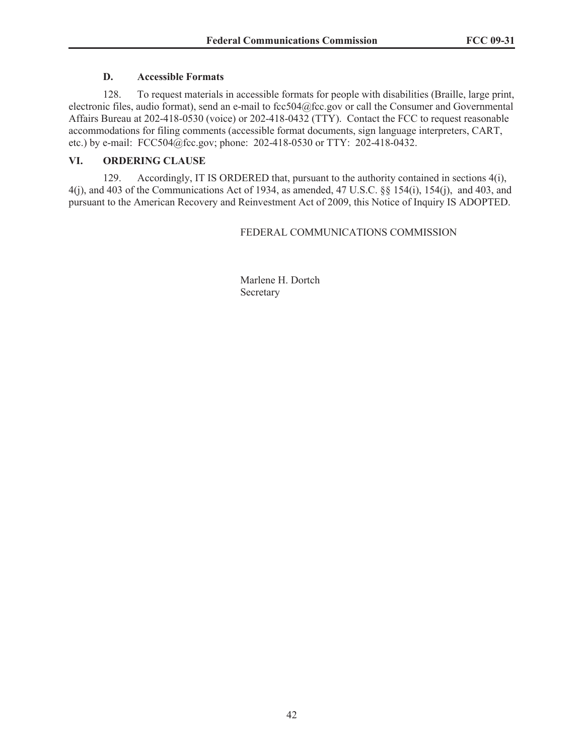### D. Accessible Formats

128. To request materials in accessible formats for people with disabilities (Braille, large print, electronic files, audio format), send an e-mail to fcc504@fcc.gov or call the Consumer and Governmental Affairs Bureau at 202-418-0530 (voice) or 202-418-0432 (TTY). Contact the FCC to request reasonable accommodations for filing comments (accessible format documents, sign language interpreters, CART, etc.) by e-mail: FCC504@fcc.gov; phone: 202-418-0530 or TTY: 202-418-0432.

## VI. ORDERING CLAUSE

129. Accordingly, IT IS ORDERED that, pursuant to the authority contained in sections 4(i), 4(j), and 403 of the Communications Act of 1934, as amended, 47 U.S.C. §§ 154(i), 154(j), and 403, and pursuant to the American Recovery and Reinvestment Act of 2009, this Notice of Inquiry IS ADOPTED.

FEDERAL COMMUNICATIONS COMMISSION

Marlene H. Dortch
Secretary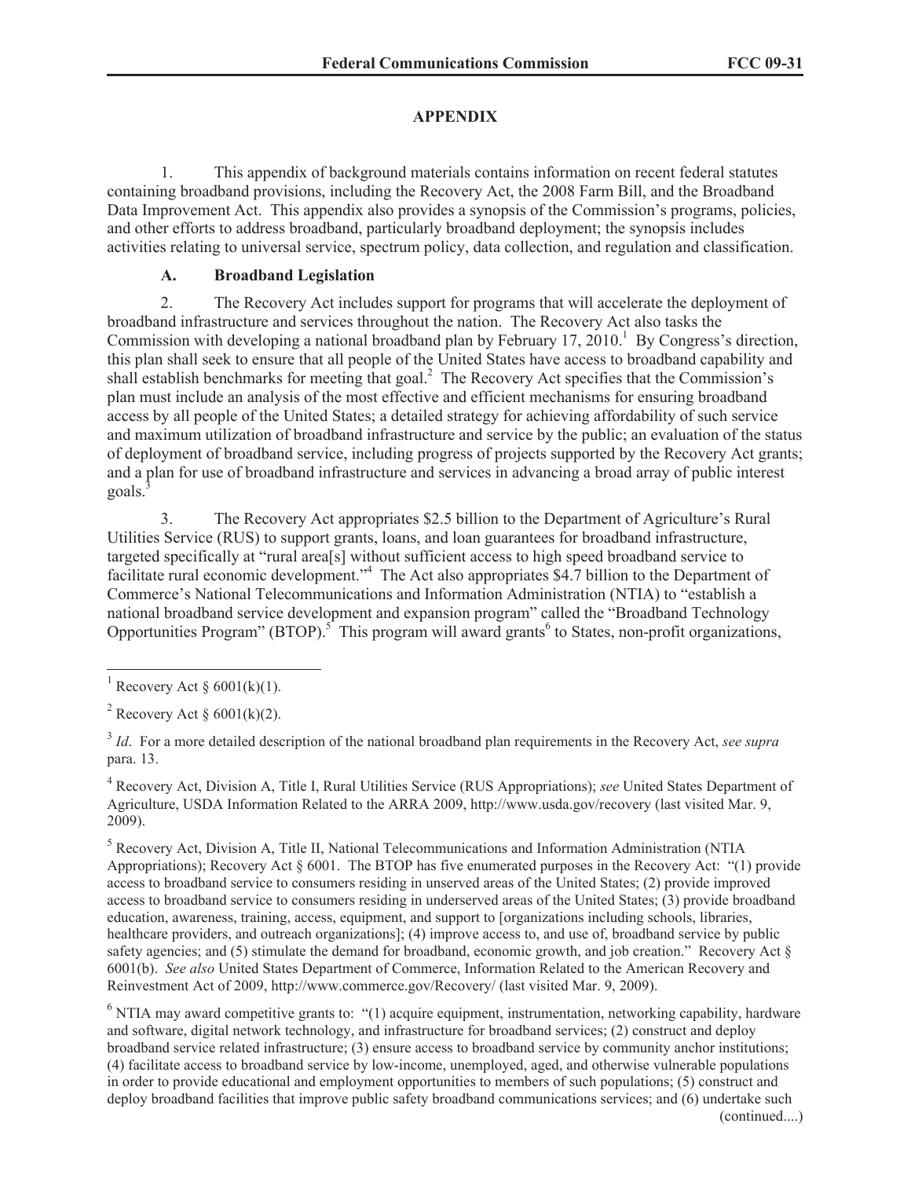# APPENDIX

1. This appendix of background materials contains information on recent federal statutes containing broadband provisions, including the Recovery Act, the 2008 Farm Bill, and the Broadband Data Improvement Act. This appendix also provides a synopsis of the Commission's programs, policies, and other efforts to address broadband, particularly broadband deployment; the synopsis includes activities relating to universal service, spectrum policy, data collection, and regulation and classification.

## A. Broadband Legislation

2. The Recovery Act includes support for programs that will accelerate the deployment of broadband infrastructure and services throughout the nation. The Recovery Act also tasks the Commission with developing a national broadband plan by February 17, 2010.[1] By Congress's direction, this plan shall seek to ensure that all people of the United States have access to broadband capability and shall establish benchmarks for meeting that goal.[2] The Recovery Act specifies that the Commission's plan must include an analysis of the most effective and efficient mechanisms for ensuring broadband access by all people of the United States; a detailed strategy for achieving affordability of such service and maximum utilization of broadband infrastructure and service by the public; an evaluation of the status of deployment of broadband service, including progress of projects supported by the Recovery Act grants; and a plan for use of broadband infrastructure and services in advancing a broad array of public interest goals.[3]

3. The Recovery Act appropriates \$2.5 billion to the Department of Agriculture's Rural Utilities Service (RUS) to support grants, loans, and loan guarantees for broadband infrastructure, targeted specifically at "rural area[s] without sufficient access to high speed broadband service to facilitate rural economic development."[4] The Act also appropriates \$4.7 billion to the Department of Commerce's National Telecommunications and Information Administration (NTIA) to "establish a national broadband service development and expansion program" called the "Broadband Technology Opportunities Program" (BTOP).[5] This program will award grants[6] to States, non-profit organizations,

---

[1] Recovery Act § 6001(k)(1).

[2] Recovery Act § 6001(k)(2).

[3] *Id*. For a more detailed description of the national broadband plan requirements in the Recovery Act, *see supra* para. 13.

[4] Recovery Act, Division A, Title I, Rural Utilities Service (RUS Appropriations); *see* United States Department of Agriculture, USDA Information Related to the ARRA 2009, http://www.usda.gov/recovery (last visited Mar. 9, 2009).

[5] Recovery Act, Division A, Title II, National Telecommunications and Information Administration (NTIA Appropriations); Recovery Act § 6001. The BTOP has five enumerated purposes in the Recovery Act: "(1) provide access to broadband service to consumers residing in unserved areas of the United States; (2) provide improved access to broadband service to consumers residing in underserved areas of the United States; (3) provide broadband education, awareness, training, access, equipment, and support to [organizations including schools, libraries, healthcare providers, and outreach organizations]; (4) improve access to, and use of, broadband service by public safety agencies; and (5) stimulate the demand for broadband, economic growth, and job creation." Recovery Act § 6001(b). *See also* United States Department of Commerce, Information Related to the American Recovery and Reinvestment Act of 2009, http://www.commerce.gov/Recovery/ (last visited Mar. 9, 2009).

[6] NTIA may award competitive grants to: "(1) acquire equipment, instrumentation, networking capability, hardware and software, digital network technology, and infrastructure for broadband services; (2) construct and deploy broadband service related infrastructure; (3) ensure access to broadband service by community anchor institutions; (4) facilitate access to broadband service by low-income, unemployed, aged, and otherwise vulnerable populations in order to provide educational and employment opportunities to members of such populations; (5) construct and deploy broadband facilities that improve public safety broadband communications services; and (6) undertake such (continued....)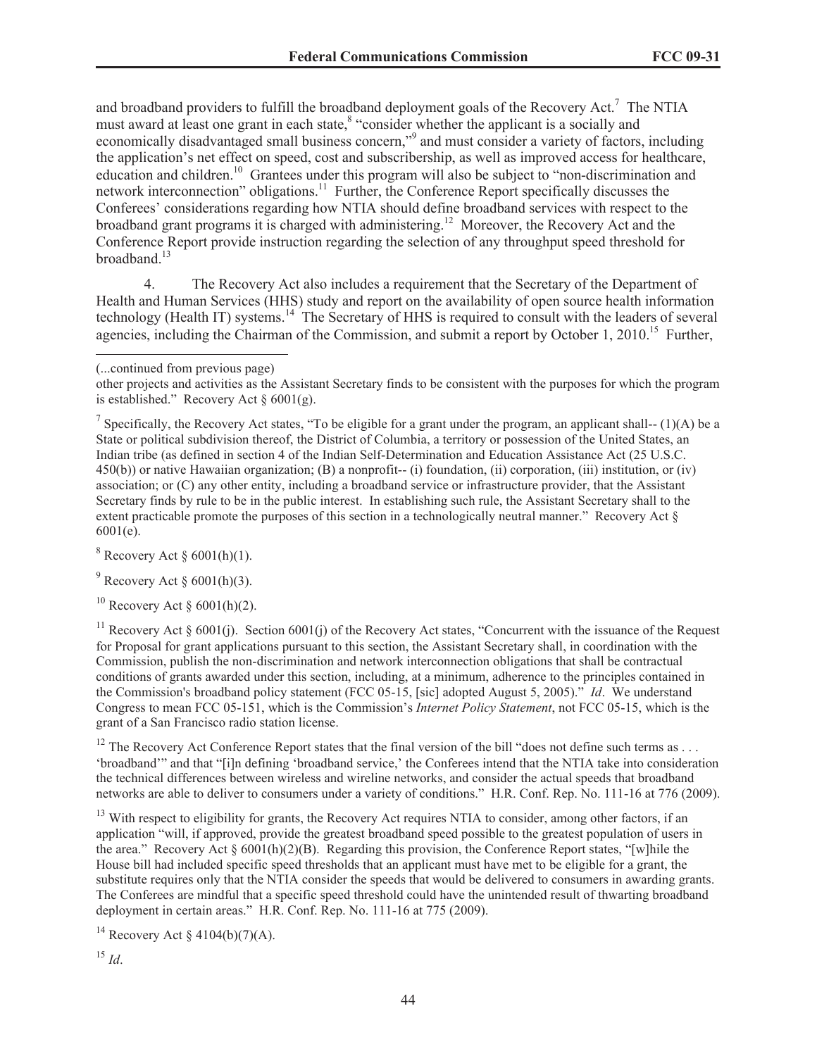and broadband providers to fulfill the broadband deployment goals of the Recovery Act.[7] The NTIA must award at least one grant in each state,[8] "consider whether the applicant is a socially and economically disadvantaged small business concern,"[9] and must consider a variety of factors, including the application's net effect on speed, cost and subscribership, as well as improved access for healthcare, education and children.[10] Grantees under this program will also be subject to "non-discrimination and network interconnection" obligations.[11] Further, the Conference Report specifically discusses the Conferees' considerations regarding how NTIA should define broadband services with respect to the broadband grant programs it is charged with administering.[12] Moreover, the Recovery Act and the Conference Report provide instruction regarding the selection of any throughput speed threshold for broadband.[13]

4. The Recovery Act also includes a requirement that the Secretary of the Department of Health and Human Services (HHS) study and report on the availability of open source health information technology (Health IT) systems.[14] The Secretary of HHS is required to consult with the leaders of several agencies, including the Chairman of the Commission, and submit a report by October 1, 2010.[15] Further,

---

(...continued from previous page)

other projects and activities as the Assistant Secretary finds to be consistent with the purposes for which the program is established." Recovery Act § 6001(g).

[7] Specifically, the Recovery Act states, "To be eligible for a grant under the program, an applicant shall-- (1)(A) be a State or political subdivision thereof, the District of Columbia, a territory or possession of the United States, an Indian tribe (as defined in section 4 of the Indian Self-Determination and Education Assistance Act (25 U.S.C. 450(b)) or native Hawaiian organization; (B) a nonprofit-- (i) foundation, (ii) corporation, (iii) institution, or (iv) association; or (C) any other entity, including a broadband service or infrastructure provider, that the Assistant Secretary finds by rule to be in the public interest. In establishing such rule, the Assistant Secretary shall to the extent practicable promote the purposes of this section in a technologically neutral manner." Recovery Act § 6001(e).

[8] Recovery Act § 6001(h)(1).

[9] Recovery Act § 6001(h)(3).

[10] Recovery Act § 6001(h)(2).

[11] Recovery Act § 6001(j). Section 6001(j) of the Recovery Act states, "Concurrent with the issuance of the Request for Proposal for grant applications pursuant to this section, the Assistant Secretary shall, in coordination with the Commission, publish the non-discrimination and network interconnection obligations that shall be contractual conditions of grants awarded under this section, including, at a minimum, adherence to the principles contained in the Commission's broadband policy statement (FCC 05-15, [sic] adopted August 5, 2005)." *Id*. We understand Congress to mean FCC 05-151, which is the Commission's *Internet Policy Statement*, not FCC 05-15, which is the grant of a San Francisco radio station license.

[12] The Recovery Act Conference Report states that the final version of the bill "does not define such terms as . . . 'broadband'" and that "[i]n defining 'broadband service,' the Conferees intend that the NTIA take into consideration the technical differences between wireless and wireline networks, and consider the actual speeds that broadband networks are able to deliver to consumers under a variety of conditions." H.R. Conf. Rep. No. 111-16 at 776 (2009).

[13] With respect to eligibility for grants, the Recovery Act requires NTIA to consider, among other factors, if an application "will, if approved, provide the greatest broadband speed possible to the greatest population of users in the area." Recovery Act § 6001(h)(2)(B). Regarding this provision, the Conference Report states, "[w]hile the House bill had included specific speed thresholds that an applicant must have met to be eligible for a grant, the substitute requires only that the NTIA consider the speeds that would be delivered to consumers in awarding grants. The Conferees are mindful that a specific speed threshold could have the unintended result of thwarting broadband deployment in certain areas." H.R. Conf. Rep. No. 111-16 at 775 (2009).

[14] Recovery Act § 4104(b)(7)(A).

[15] *Id*.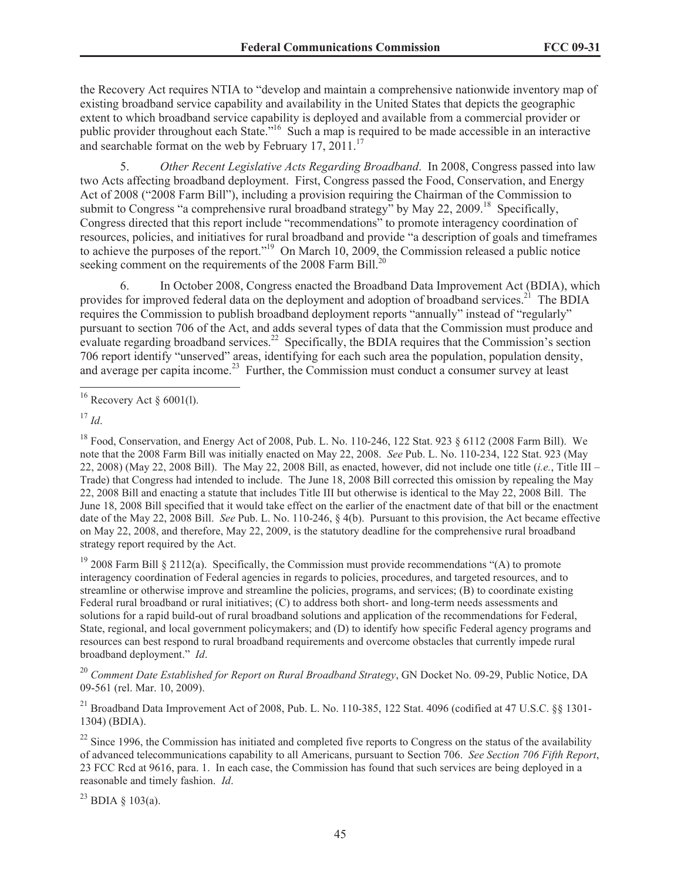the Recovery Act requires NTIA to "develop and maintain a comprehensive nationwide inventory map of existing broadband service capability and availability in the United States that depicts the geographic extent to which broadband service capability is deployed and available from a commercial provider or public provider throughout each State."[16] Such a map is required to be made accessible in an interactive and searchable format on the web by February 17, 2011.[17]

5. *Other Recent Legislative Acts Regarding Broadband*. In 2008, Congress passed into law two Acts affecting broadband deployment. First, Congress passed the Food, Conservation, and Energy Act of 2008 ("2008 Farm Bill"), including a provision requiring the Chairman of the Commission to submit to Congress "a comprehensive rural broadband strategy" by May 22, 2009.[18] Specifically, Congress directed that this report include "recommendations" to promote interagency coordination of resources, policies, and initiatives for rural broadband and provide "a description of goals and timeframes to achieve the purposes of the report."[19] On March 10, 2009, the Commission released a public notice seeking comment on the requirements of the 2008 Farm Bill.[20]

6. In October 2008, Congress enacted the Broadband Data Improvement Act (BDIA), which provides for improved federal data on the deployment and adoption of broadband services.[21] The BDIA requires the Commission to publish broadband deployment reports "annually" instead of "regularly" pursuant to section 706 of the Act, and adds several types of data that the Commission must produce and evaluate regarding broadband services.[22] Specifically, the BDIA requires that the Commission's section 706 report identify "unserved" areas, identifying for each such area the population, population density, and average per capita income.[23] Further, the Commission must conduct a consumer survey at least

---

[16] Recovery Act § 6001(l).

[17] *Id*.

[18] Food, Conservation, and Energy Act of 2008, Pub. L. No. 110-246, 122 Stat. 923 § 6112 (2008 Farm Bill). We note that the 2008 Farm Bill was initially enacted on May 22, 2008. *See* Pub. L. No. 110-234, 122 Stat. 923 (May 22, 2008) (May 22, 2008 Bill). The May 22, 2008 Bill, as enacted, however, did not include one title (*i.e.*, Title III – Trade) that Congress had intended to include. The June 18, 2008 Bill corrected this omission by repealing the May 22, 2008 Bill and enacting a statute that includes Title III but otherwise is identical to the May 22, 2008 Bill. The June 18, 2008 Bill specified that it would take effect on the earlier of the enactment date of that bill or the enactment date of the May 22, 2008 Bill. *See* Pub. L. No. 110-246, § 4(b). Pursuant to this provision, the Act became effective on May 22, 2008, and therefore, May 22, 2009, is the statutory deadline for the comprehensive rural broadband strategy report required by the Act.

[19] 2008 Farm Bill § 2112(a). Specifically, the Commission must provide recommendations "(A) to promote interagency coordination of Federal agencies in regards to policies, procedures, and targeted resources, and to streamline or otherwise improve and streamline the policies, programs, and services; (B) to coordinate existing Federal rural broadband or rural initiatives; (C) to address both short- and long-term needs assessments and solutions for a rapid build-out of rural broadband solutions and application of the recommendations for Federal, State, regional, and local government policymakers; and (D) to identify how specific Federal agency programs and resources can best respond to rural broadband requirements and overcome obstacles that currently impede rural broadband deployment." *Id*.

[20] *Comment Date Established for Report on Rural Broadband Strategy*, GN Docket No. 09-29, Public Notice, DA 09-561 (rel. Mar. 10, 2009).

[21] Broadband Data Improvement Act of 2008, Pub. L. No. 110-385, 122 Stat. 4096 (codified at 47 U.S.C. §§ 1301-1304) (BDIA).

[22] Since 1996, the Commission has initiated and completed five reports to Congress on the status of the availability of advanced telecommunications capability to all Americans, pursuant to Section 706. *See Section 706 Fifth Report*, 23 FCC Rcd at 9616, para. 1. In each case, the Commission has found that such services are being deployed in a reasonable and timely fashion. *Id*.

[23] BDIA § 103(a).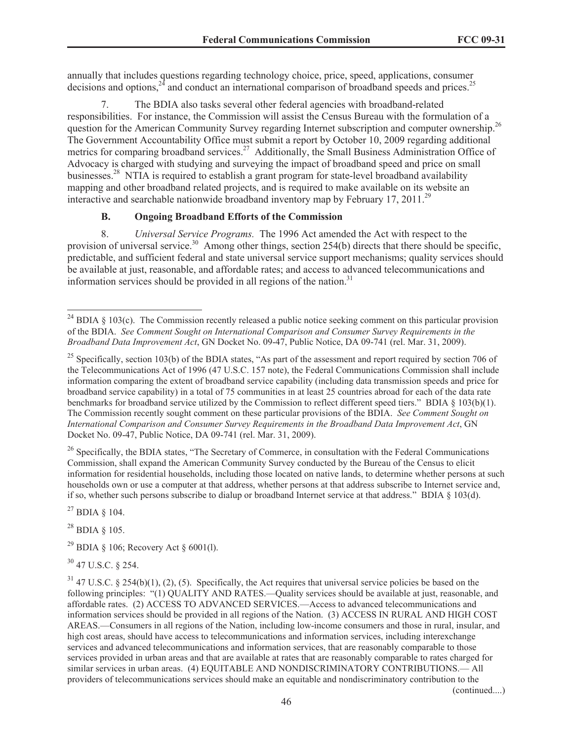annually that includes questions regarding technology choice, price, speed, applications, consumer decisions and options,[24] and conduct an international comparison of broadband speeds and prices.[25]

7. The BDIA also tasks several other federal agencies with broadband-related responsibilities. For instance, the Commission will assist the Census Bureau with the formulation of a question for the American Community Survey regarding Internet subscription and computer ownership.[26] The Government Accountability Office must submit a report by October 10, 2009 regarding additional metrics for comparing broadband services.[27] Additionally, the Small Business Administration Office of Advocacy is charged with studying and surveying the impact of broadband speed and price on small businesses.[28] NTIA is required to establish a grant program for state-level broadband availability mapping and other broadband related projects, and is required to make available on its website an interactive and searchable nationwide broadband inventory map by February 17, 2011.[29]

### B. Ongoing Broadband Efforts of the Commission

8. *Universal Service Programs.* The 1996 Act amended the Act with respect to the provision of universal service.[30] Among other things, section 254(b) directs that there should be specific, predictable, and sufficient federal and state universal service support mechanisms; quality services should be available at just, reasonable, and affordable rates; and access to advanced telecommunications and information services should be provided in all regions of the nation.[31]

---

[24] BDIA § 103(c). The Commission recently released a public notice seeking comment on this particular provision of the BDIA. *See Comment Sought on International Comparison and Consumer Survey Requirements in the Broadband Data Improvement Act*, GN Docket No. 09-47, Public Notice, DA 09-741 (rel. Mar. 31, 2009).

[25] Specifically, section 103(b) of the BDIA states, "As part of the assessment and report required by section 706 of the Telecommunications Act of 1996 (47 U.S.C. 157 note), the Federal Communications Commission shall include information comparing the extent of broadband service capability (including data transmission speeds and price for broadband service capability) in a total of 75 communities in at least 25 countries abroad for each of the data rate benchmarks for broadband service utilized by the Commission to reflect different speed tiers." BDIA § 103(b)(1). The Commission recently sought comment on these particular provisions of the BDIA. *See Comment Sought on International Comparison and Consumer Survey Requirements in the Broadband Data Improvement Act*, GN Docket No. 09-47, Public Notice, DA 09-741 (rel. Mar. 31, 2009).

[26] Specifically, the BDIA states, "The Secretary of Commerce, in consultation with the Federal Communications Commission, shall expand the American Community Survey conducted by the Bureau of the Census to elicit information for residential households, including those located on native lands, to determine whether persons at such households own or use a computer at that address, whether persons at that address subscribe to Internet service and, if so, whether such persons subscribe to dialup or broadband Internet service at that address." BDIA § 103(d).

[27] BDIA § 104.

[28] BDIA § 105.

[29] BDIA § 106; Recovery Act § 6001(l).

[30] 47 U.S.C. § 254.

[31] 47 U.S.C. § 254(b)(1), (2), (5). Specifically, the Act requires that universal service policies be based on the following principles: "(1) QUALITY AND RATES.—Quality services should be available at just, reasonable, and affordable rates. (2) ACCESS TO ADVANCED SERVICES.—Access to advanced telecommunications and information services should be provided in all regions of the Nation. (3) ACCESS IN RURAL AND HIGH COST AREAS.—Consumers in all regions of the Nation, including low-income consumers and those in rural, insular, and high cost areas, should have access to telecommunications and information services, including interexchange services and advanced telecommunications and information services, that are reasonably comparable to those services provided in urban areas and that are available at rates that are reasonably comparable to rates charged for similar services in urban areas. (4) EQUITABLE AND NONDISCRIMINATORY CONTRIBUTIONS.— All providers of telecommunications services should make an equitable and nondiscriminatory contribution to the

(continued....)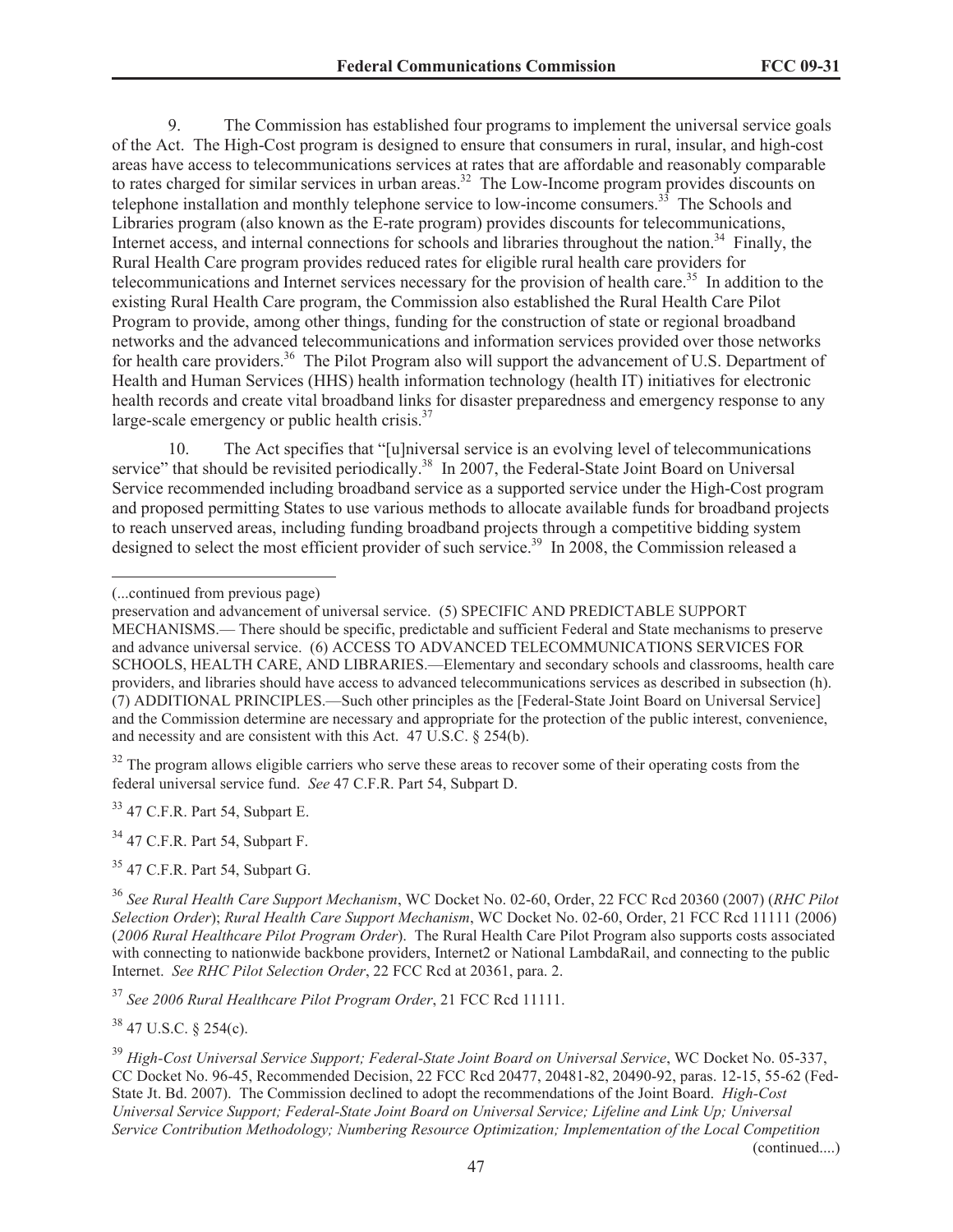9. The Commission has established four programs to implement the universal service goals of the Act. The High-Cost program is designed to ensure that consumers in rural, insular, and high-cost areas have access to telecommunications services at rates that are affordable and reasonably comparable to rates charged for similar services in urban areas.[32] The Low-Income program provides discounts on telephone installation and monthly telephone service to low-income consumers.[33] The Schools and Libraries program (also known as the E-rate program) provides discounts for telecommunications, Internet access, and internal connections for schools and libraries throughout the nation.[34] Finally, the Rural Health Care program provides reduced rates for eligible rural health care providers for telecommunications and Internet services necessary for the provision of health care.[35] In addition to the existing Rural Health Care program, the Commission also established the Rural Health Care Pilot Program to provide, among other things, funding for the construction of state or regional broadband networks and the advanced telecommunications and information services provided over those networks for health care providers.[36] The Pilot Program also will support the advancement of U.S. Department of Health and Human Services (HHS) health information technology (health IT) initiatives for electronic health records and create vital broadband links for disaster preparedness and emergency response to any large-scale emergency or public health crisis.[37]

10. The Act specifies that "[u]niversal service is an evolving level of telecommunications service" that should be revisited periodically.[38] In 2007, the Federal-State Joint Board on Universal Service recommended including broadband service as a supported service under the High-Cost program and proposed permitting States to use various methods to allocate available funds for broadband projects to reach unserved areas, including funding broadband projects through a competitive bidding system designed to select the most efficient provider of such service.[39] In 2008, the Commission released a

---

(...continued from previous page)

preservation and advancement of universal service. (5) SPECIFIC AND PREDICTABLE SUPPORT MECHANISMS.— There should be specific, predictable and sufficient Federal and State mechanisms to preserve and advance universal service. (6) ACCESS TO ADVANCED TELECOMMUNICATIONS SERVICES FOR SCHOOLS, HEALTH CARE, AND LIBRARIES.—Elementary and secondary schools and classrooms, health care providers, and libraries should have access to advanced telecommunications services as described in subsection (h). (7) ADDITIONAL PRINCIPLES.—Such other principles as the [Federal-State Joint Board on Universal Service] and the Commission determine are necessary and appropriate for the protection of the public interest, convenience, and necessity and are consistent with this Act. 47 U.S.C. § 254(b).

[32] The program allows eligible carriers who serve these areas to recover some of their operating costs from the federal universal service fund. *See* 47 C.F.R. Part 54, Subpart D.

[33] 47 C.F.R. Part 54, Subpart E.

[34] 47 C.F.R. Part 54, Subpart F.

[35] 47 C.F.R. Part 54, Subpart G.

[36] *See Rural Health Care Support Mechanism*, WC Docket No. 02-60, Order, 22 FCC Rcd 20360 (2007) (*RHC Pilot Selection Order*); *Rural Health Care Support Mechanism*, WC Docket No. 02-60, Order, 21 FCC Rcd 11111 (2006) (*2006 Rural Healthcare Pilot Program Order*). The Rural Health Care Pilot Program also supports costs associated with connecting to nationwide backbone providers, Internet2 or National LambdaRail, and connecting to the public Internet. *See RHC Pilot Selection Order*, 22 FCC Rcd at 20361, para. 2.

[37] *See 2006 Rural Healthcare Pilot Program Order*, 21 FCC Rcd 11111.

[38] 47 U.S.C. § 254(c).

[39] *High-Cost Universal Service Support; Federal-State Joint Board on Universal Service*, WC Docket No. 05-337, CC Docket No. 96-45, Recommended Decision, 22 FCC Rcd 20477, 20481-82, 20490-92, paras. 12-15, 55-62 (Fed-State Jt. Bd. 2007). The Commission declined to adopt the recommendations of the Joint Board. *High-Cost Universal Service Support; Federal-State Joint Board on Universal Service; Lifeline and Link Up; Universal Service Contribution Methodology; Numbering Resource Optimization; Implementation of the Local Competition*

(continued....)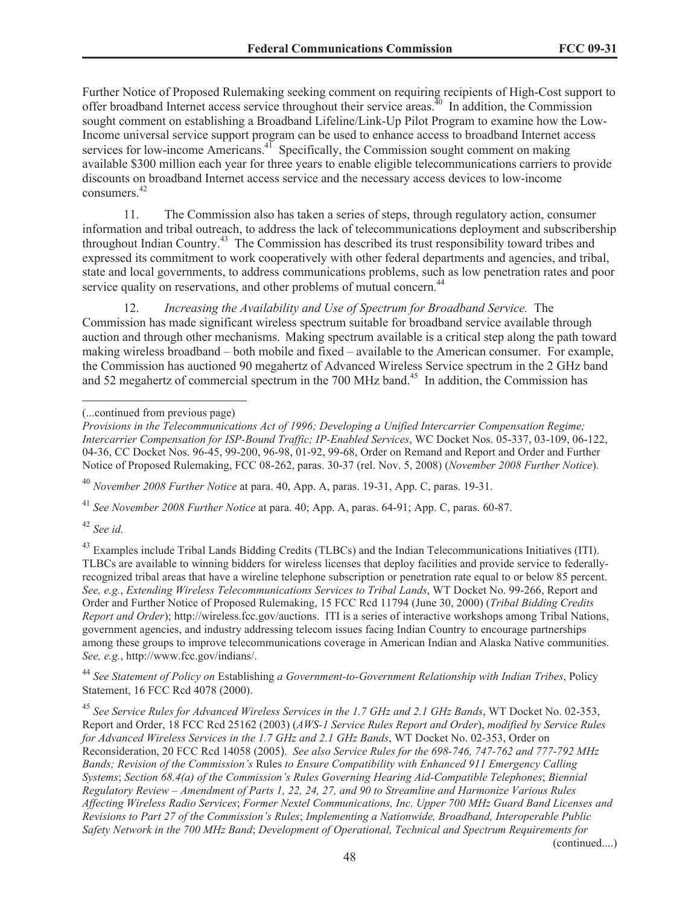Further Notice of Proposed Rulemaking seeking comment on requiring recipients of High-Cost support to offer broadband Internet access service throughout their service areas.[40] In addition, the Commission sought comment on establishing a Broadband Lifeline/Link-Up Pilot Program to examine how the Low-Income universal service support program can be used to enhance access to broadband Internet access services for low-income Americans.[41] Specifically, the Commission sought comment on making available $300 million each year for three years to enable eligible telecommunications carriers to provide discounts on broadband Internet access service and the necessary access devices to low-income consumers.[42]

11. The Commission also has taken a series of steps, through regulatory action, consumer information and tribal outreach, to address the lack of telecommunications deployment and subscribership throughout Indian Country.[43] The Commission has described its trust responsibility toward tribes and expressed its commitment to work cooperatively with other federal departments and agencies, and tribal, state and local governments, to address communications problems, such as low penetration rates and poor service quality on reservations, and other problems of mutual concern.[44]

12. *Increasing the Availability and Use of Spectrum for Broadband Service.* The Commission has made significant wireless spectrum suitable for broadband service available through auction and through other mechanisms. Making spectrum available is a critical step along the path toward making wireless broadband – both mobile and fixed – available to the American consumer. For example, the Commission has auctioned 90 megahertz of Advanced Wireless Service spectrum in the 2 GHz band and 52 megahertz of commercial spectrum in the 700 MHz band.[45] In addition, the Commission has

---

(...continued from previous page)
*Provisions in the Telecommunications Act of 1996; Developing a Unified Intercarrier Compensation Regime; Intercarrier Compensation for ISP-Bound Traffic; IP-Enabled Services*, WC Docket Nos. 05-337, 03-109, 06-122, 04-36, CC Docket Nos. 96-45, 99-200, 96-98, 01-92, 99-68, Order on Remand and Report and Order and Further Notice of Proposed Rulemaking, FCC 08-262, paras. 30-37 (rel. Nov. 5, 2008) (*November 2008 Further Notice*).

[40] *November 2008 Further Notice* at para. 40, App. A, paras. 19-31, App. C, paras. 19-31.

[41] *See November 2008 Further Notice* at para. 40; App. A, paras. 64-91; App. C, paras. 60-87.

[42] *See id.*

[43] Examples include Tribal Lands Bidding Credits (TLBCs) and the Indian Telecommunications Initiatives (ITI). TLBCs are available to winning bidders for wireless licenses that deploy facilities and provide service to federally-recognized tribal areas that have a wireline telephone subscription or penetration rate equal to or below 85 percent. *See, e.g.*, *Extending Wireless Telecommunications Services to Tribal Lands*, WT Docket No. 99-266, Report and Order and Further Notice of Proposed Rulemaking, 15 FCC Rcd 11794 (June 30, 2000) (*Tribal Bidding Credits Report and Order*); http://wireless.fcc.gov/auctions. ITI is a series of interactive workshops among Tribal Nations, government agencies, and industry addressing telecom issues facing Indian Country to encourage partnerships among these groups to improve telecommunications coverage in American Indian and Alaska Native communities. *See, e.g.*, http://www.fcc.gov/indians/.

[44] *See Statement of Policy on* Establishing *a Government-to-Government Relationship with Indian Tribes*, Policy Statement, 16 FCC Rcd 4078 (2000).

[45] *See Service Rules for Advanced Wireless Services in the 1.7 GHz and 2.1 GHz Bands*, WT Docket No. 02-353, Report and Order, 18 FCC Rcd 25162 (2003) (*AWS-1 Service Rules Report and Order*), *modified by Service Rules for Advanced Wireless Services in the 1.7 GHz and 2.1 GHz Bands*, WT Docket No. 02-353, Order on Reconsideration, 20 FCC Rcd 14058 (2005). *See also Service Rules for the 698-746, 747-762 and 777-792 MHz Bands; Revision of the Commission's* Rules *to Ensure Compatibility with Enhanced 911 Emergency Calling Systems*; *Section 68.4(a) of the Commission's Rules Governing Hearing Aid-Compatible Telephones*; *Biennial Regulatory Review – Amendment of Parts 1, 22, 24, 27, and 90 to Streamline and Harmonize Various Rules Affecting Wireless Radio Services*; *Former Nextel Communications, Inc. Upper 700 MHz Guard Band Licenses and Revisions to Part 27 of the Commission's Rules*; *Implementing a Nationwide, Broadband, Interoperable Public Safety Network in the 700 MHz Band*; *Development of Operational, Technical and Spectrum Requirements for*

(continued....)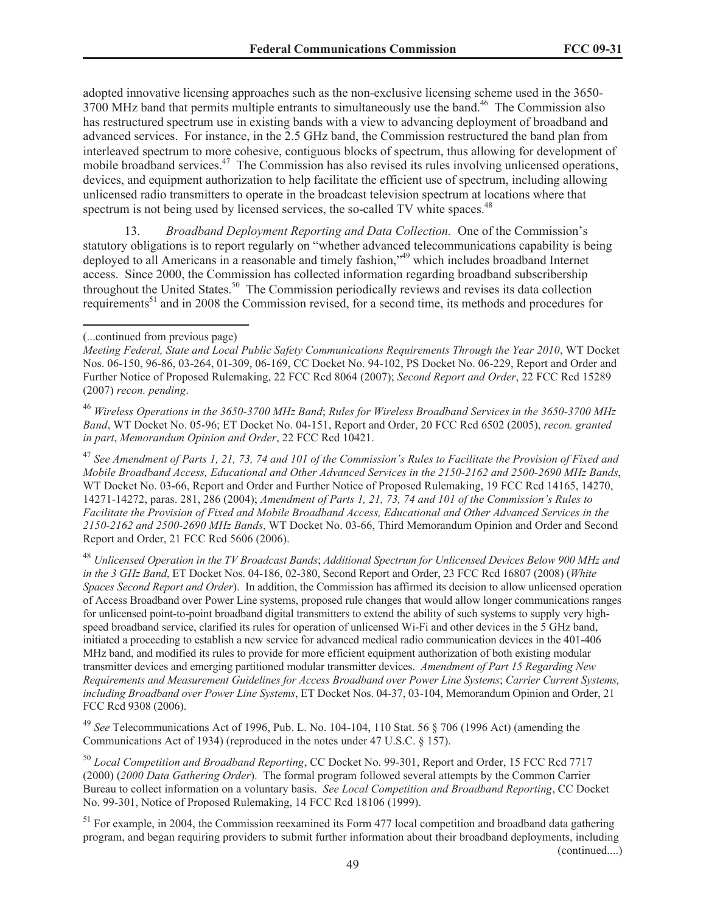adopted innovative licensing approaches such as the non-exclusive licensing scheme used in the 3650-3700 MHz band that permits multiple entrants to simultaneously use the band.[46] The Commission also has restructured spectrum use in existing bands with a view to advancing deployment of broadband and advanced services. For instance, in the 2.5 GHz band, the Commission restructured the band plan from interleaved spectrum to more cohesive, contiguous blocks of spectrum, thus allowing for development of mobile broadband services.[47] The Commission has also revised its rules involving unlicensed operations, devices, and equipment authorization to help facilitate the efficient use of spectrum, including allowing unlicensed radio transmitters to operate in the broadcast television spectrum at locations where that spectrum is not being used by licensed services, the so-called TV white spaces.[48]

13. *Broadband Deployment Reporting and Data Collection.* One of the Commission's statutory obligations is to report regularly on "whether advanced telecommunications capability is being deployed to all Americans in a reasonable and timely fashion,"[49] which includes broadband Internet access. Since 2000, the Commission has collected information regarding broadband subscribership throughout the United States.[50] The Commission periodically reviews and revises its data collection requirements[51] and in 2008 the Commission revised, for a second time, its methods and procedures for

---

(...continued from previous page)

*Meeting Federal, State and Local Public Safety Communications Requirements Through the Year 2010*, WT Docket Nos. 06-150, 96-86, 03-264, 01-309, 06-169, CC Docket No. 94-102, PS Docket No. 06-229, Report and Order and Further Notice of Proposed Rulemaking, 22 FCC Rcd 8064 (2007); *Second Report and Order*, 22 FCC Rcd 15289 (2007) *recon. pending*.

[46] *Wireless Operations in the 3650-3700 MHz Band*; *Rules for Wireless Broadband Services in the 3650-3700 MHz Band*, WT Docket No. 05-96; ET Docket No. 04-151, Report and Order, 20 FCC Rcd 6502 (2005), *recon. granted in part*, *Memorandum Opinion and Order*, 22 FCC Rcd 10421.

[47] *See Amendment of Parts 1, 21, 73, 74 and 101 of the Commission's Rules to Facilitate the Provision of Fixed and Mobile Broadband Access, Educational and Other Advanced Services in the 2150-2162 and 2500-2690 MHz Bands*, WT Docket No. 03-66, Report and Order and Further Notice of Proposed Rulemaking, 19 FCC Rcd 14165, 14270, 14271-14272, paras. 281, 286 (2004); *Amendment of Parts 1, 21, 73, 74 and 101 of the Commission's Rules to Facilitate the Provision of Fixed and Mobile Broadband Access, Educational and Other Advanced Services in the 2150-2162 and 2500-2690 MHz Bands*, WT Docket No. 03-66, Third Memorandum Opinion and Order and Second Report and Order, 21 FCC Rcd 5606 (2006).

[48] *Unlicensed Operation in the TV Broadcast Bands*; *Additional Spectrum for Unlicensed Devices Below 900 MHz and in the 3 GHz Band*, ET Docket Nos. 04-186, 02-380, Second Report and Order, 23 FCC Rcd 16807 (2008) (*White Spaces Second Report and Order*). In addition, the Commission has affirmed its decision to allow unlicensed operation of Access Broadband over Power Line systems, proposed rule changes that would allow longer communications ranges for unlicensed point-to-point broadband digital transmitters to extend the ability of such systems to supply very high-speed broadband service, clarified its rules for operation of unlicensed Wi-Fi and other devices in the 5 GHz band, initiated a proceeding to establish a new service for advanced medical radio communication devices in the 401-406 MHz band, and modified its rules to provide for more efficient equipment authorization of both existing modular transmitter devices and emerging partitioned modular transmitter devices. *Amendment of Part 15 Regarding New Requirements and Measurement Guidelines for Access Broadband over Power Line Systems*; *Carrier Current Systems, including Broadband over Power Line Systems*, ET Docket Nos. 04-37, 03-104, Memorandum Opinion and Order, 21 FCC Rcd 9308 (2006).

[49] *See* Telecommunications Act of 1996, Pub. L. No. 104-104, 110 Stat. 56 § 706 (1996 Act) (amending the Communications Act of 1934) (reproduced in the notes under 47 U.S.C. § 157).

[50] *Local Competition and Broadband Reporting*, CC Docket No. 99-301, Report and Order, 15 FCC Rcd 7717 (2000) (*2000 Data Gathering Order*). The formal program followed several attempts by the Common Carrier Bureau to collect information on a voluntary basis. *See Local Competition and Broadband Reporting*, CC Docket No. 99-301, Notice of Proposed Rulemaking, 14 FCC Rcd 18106 (1999).

[51] For example, in 2004, the Commission reexamined its Form 477 local competition and broadband data gathering program, and began requiring providers to submit further information about their broadband deployments, including

(continued....)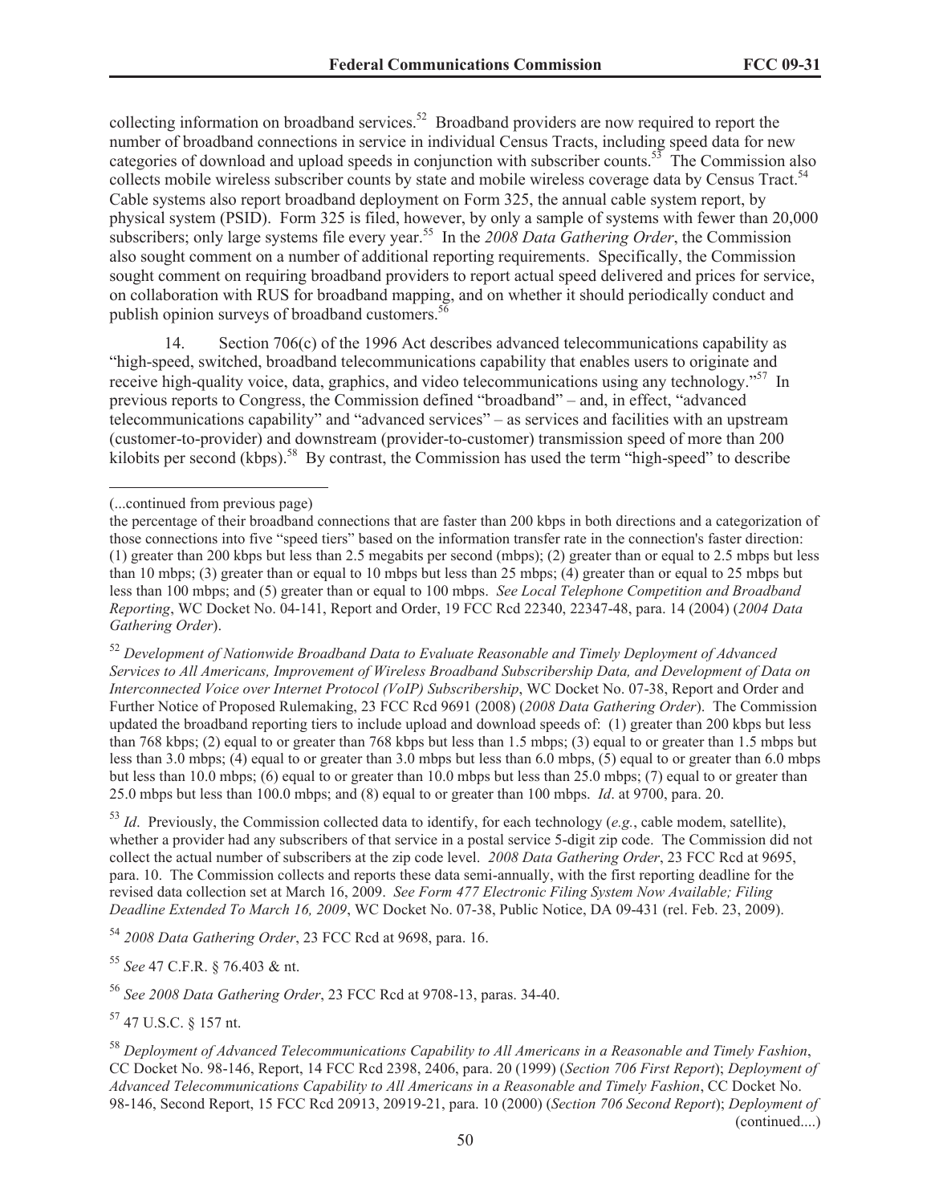collecting information on broadband services.[52] Broadband providers are now required to report the number of broadband connections in service in individual Census Tracts, including speed data for new categories of download and upload speeds in conjunction with subscriber counts.[53] The Commission also collects mobile wireless subscriber counts by state and mobile wireless coverage data by Census Tract.[54] Cable systems also report broadband deployment on Form 325, the annual cable system report, by physical system (PSID). Form 325 is filed, however, by only a sample of systems with fewer than 20,000 subscribers; only large systems file every year.[55] In the *2008 Data Gathering Order*, the Commission also sought comment on a number of additional reporting requirements. Specifically, the Commission sought comment on requiring broadband providers to report actual speed delivered and prices for service, on collaboration with RUS for broadband mapping, and on whether it should periodically conduct and publish opinion surveys of broadband customers.[56]

14. Section 706(c) of the 1996 Act describes advanced telecommunications capability as "high-speed, switched, broadband telecommunications capability that enables users to originate and receive high-quality voice, data, graphics, and video telecommunications using any technology."[57] In previous reports to Congress, the Commission defined "broadband" – and, in effect, "advanced telecommunications capability" and "advanced services" – as services and facilities with an upstream (customer-to-provider) and downstream (provider-to-customer) transmission speed of more than 200 kilobits per second (kbps).[58] By contrast, the Commission has used the term "high-speed" to describe

---

(...continued from previous page)

the percentage of their broadband connections that are faster than 200 kbps in both directions and a categorization of those connections into five "speed tiers" based on the information transfer rate in the connection's faster direction: (1) greater than 200 kbps but less than 2.5 megabits per second (mbps); (2) greater than or equal to 2.5 mbps but less than 10 mbps; (3) greater than or equal to 10 mbps but less than 25 mbps; (4) greater than or equal to 25 mbps but less than 100 mbps; and (5) greater than or equal to 100 mbps. *See Local Telephone Competition and Broadband Reporting*, WC Docket No. 04-141, Report and Order, 19 FCC Rcd 22340, 22347-48, para. 14 (2004) (*2004 Data Gathering Order*).

[52] *Development of Nationwide Broadband Data to Evaluate Reasonable and Timely Deployment of Advanced Services to All Americans, Improvement of Wireless Broadband Subscribership Data, and Development of Data on Interconnected Voice over Internet Protocol (VoIP) Subscribership*, WC Docket No. 07-38, Report and Order and Further Notice of Proposed Rulemaking, 23 FCC Rcd 9691 (2008) (*2008 Data Gathering Order*). The Commission updated the broadband reporting tiers to include upload and download speeds of: (1) greater than 200 kbps but less than 768 kbps; (2) equal to or greater than 768 kbps but less than 1.5 mbps; (3) equal to or greater than 1.5 mbps but less than 3.0 mbps; (4) equal to or greater than 3.0 mbps but less than 6.0 mbps, (5) equal to or greater than 6.0 mbps but less than 10.0 mbps; (6) equal to or greater than 10.0 mbps but less than 25.0 mbps; (7) equal to or greater than 25.0 mbps but less than 100.0 mbps; and (8) equal to or greater than 100 mbps. *Id*. at 9700, para. 20.

[53] *Id*. Previously, the Commission collected data to identify, for each technology (*e.g.*, cable modem, satellite), whether a provider had any subscribers of that service in a postal service 5-digit zip code. The Commission did not collect the actual number of subscribers at the zip code level. *2008 Data Gathering Order*, 23 FCC Rcd at 9695, para. 10. The Commission collects and reports these data semi-annually, with the first reporting deadline for the revised data collection set at March 16, 2009. *See Form 477 Electronic Filing System Now Available; Filing Deadline Extended To March 16, 2009*, WC Docket No. 07-38, Public Notice, DA 09-431 (rel. Feb. 23, 2009).

[54] *2008 Data Gathering Order*, 23 FCC Rcd at 9698, para. 16.

[55] *See* 47 C.F.R. § 76.403 & nt.

[56] *See 2008 Data Gathering Order*, 23 FCC Rcd at 9708-13, paras. 34-40.

[57] 47 U.S.C. § 157 nt.

[58] *Deployment of Advanced Telecommunications Capability to All Americans in a Reasonable and Timely Fashion*, CC Docket No. 98-146, Report, 14 FCC Rcd 2398, 2406, para. 20 (1999) (*Section 706 First Report*); *Deployment of Advanced Telecommunications Capability to All Americans in a Reasonable and Timely Fashion*, CC Docket No. 98-146, Second Report, 15 FCC Rcd 20913, 20919-21, para. 10 (2000) (*Section 706 Second Report*); *Deployment of*

(continued....)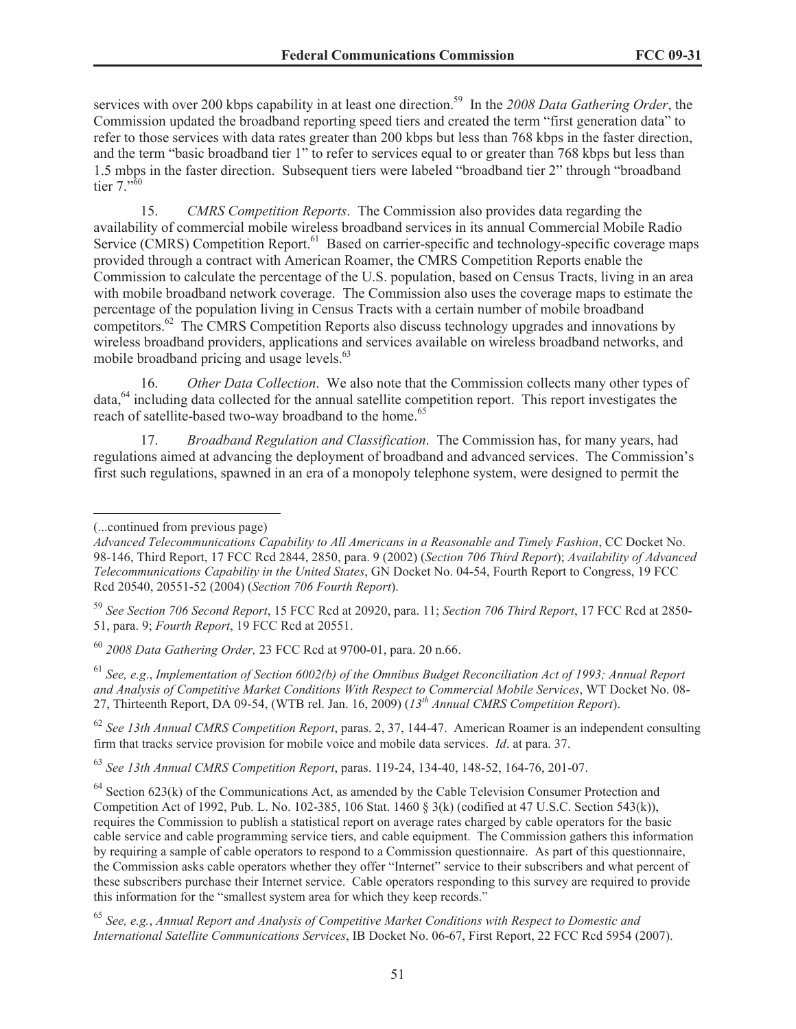services with over 200 kbps capability in at least one direction.[59] In the *2008 Data Gathering Order*, the Commission updated the broadband reporting speed tiers and created the term "first generation data" to refer to those services with data rates greater than 200 kbps but less than 768 kbps in the faster direction, and the term "basic broadband tier 1" to refer to services equal to or greater than 768 kbps but less than 1.5 mbps in the faster direction. Subsequent tiers were labeled "broadband tier 2" through "broadband tier 7."[60]

15. *CMRS Competition Reports*. The Commission also provides data regarding the availability of commercial mobile wireless broadband services in its annual Commercial Mobile Radio Service (CMRS) Competition Report.[61] Based on carrier-specific and technology-specific coverage maps provided through a contract with American Roamer, the CMRS Competition Reports enable the Commission to calculate the percentage of the U.S. population, based on Census Tracts, living in an area with mobile broadband network coverage. The Commission also uses the coverage maps to estimate the percentage of the population living in Census Tracts with a certain number of mobile broadband competitors.[62] The CMRS Competition Reports also discuss technology upgrades and innovations by wireless broadband providers, applications and services available on wireless broadband networks, and mobile broadband pricing and usage levels.[63]

16. *Other Data Collection*. We also note that the Commission collects many other types of data,[64] including data collected for the annual satellite competition report. This report investigates the reach of satellite-based two-way broadband to the home.[65]

17. *Broadband Regulation and Classification*. The Commission has, for many years, had regulations aimed at advancing the deployment of broadband and advanced services. The Commission's first such regulations, spawned in an era of a monopoly telephone system, were designed to permit the

---

(...continued from previous page)
*Advanced Telecommunications Capability to All Americans in a Reasonable and Timely Fashion*, CC Docket No. 98-146, Third Report, 17 FCC Rcd 2844, 2850, para. 9 (2002) (*Section 706 Third Report*); *Availability of Advanced Telecommunications Capability in the United States*, GN Docket No. 04-54, Fourth Report to Congress, 19 FCC Rcd 20540, 20551-52 (2004) (*Section 706 Fourth Report*).

[59] *See Section 706 Second Report*, 15 FCC Rcd at 20920, para. 11; *Section 706 Third Report*, 17 FCC Rcd at 2850-51, para. 9; *Fourth Report*, 19 FCC Rcd at 20551.

[60] *2008 Data Gathering Order,* 23 FCC Rcd at 9700-01, para. 20 n.66.

[61] *See, e.g*., *Implementation of Section 6002(b) of the Omnibus Budget Reconciliation Act of 1993; Annual Report and Analysis of Competitive Market Conditions With Respect to Commercial Mobile Services*, WT Docket No. 08-27, Thirteenth Report, DA 09-54, (WTB rel. Jan. 16, 2009) (*13th Annual CMRS Competition Report*).

[62] *See 13th Annual CMRS Competition Report*, paras. 2, 37, 144-47. American Roamer is an independent consulting firm that tracks service provision for mobile voice and mobile data services. *Id*. at para. 37.

[63] *See 13th Annual CMRS Competition Report*, paras. 119-24, 134-40, 148-52, 164-76, 201-07.

[64] Section 623(k) of the Communications Act, as amended by the Cable Television Consumer Protection and Competition Act of 1992, Pub. L. No. 102-385, 106 Stat. 1460 § 3(k) (codified at 47 U.S.C. Section 543(k)), requires the Commission to publish a statistical report on average rates charged by cable operators for the basic cable service and cable programming service tiers, and cable equipment. The Commission gathers this information by requiring a sample of cable operators to respond to a Commission questionnaire. As part of this questionnaire, the Commission asks cable operators whether they offer "Internet" service to their subscribers and what percent of these subscribers purchase their Internet service. Cable operators responding to this survey are required to provide this information for the "smallest system area for which they keep records."

[65] *See, e.g.*, *Annual Report and Analysis of Competitive Market Conditions with Respect to Domestic and International Satellite Communications Services*, IB Docket No. 06-67, First Report, 22 FCC Rcd 5954 (2007).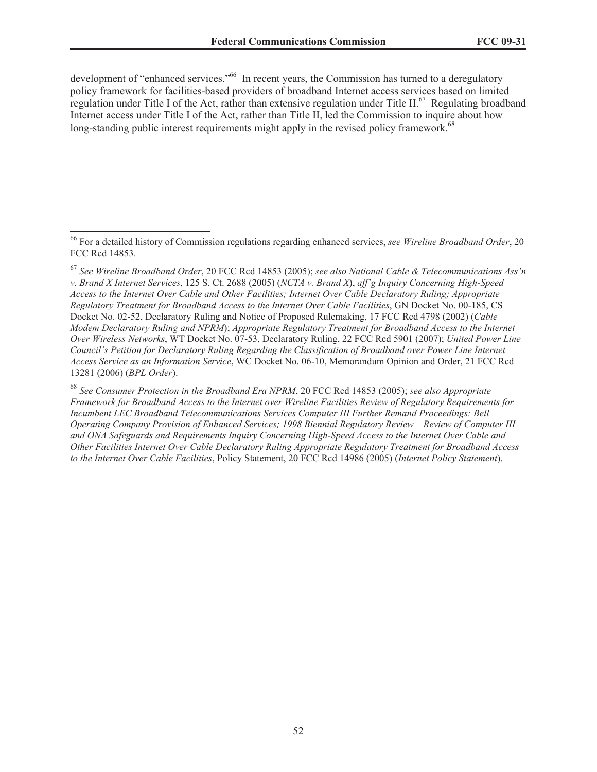development of "enhanced services."[66] In recent years, the Commission has turned to a deregulatory policy framework for facilities-based providers of broadband Internet access services based on limited regulation under Title I of the Act, rather than extensive regulation under Title II.[67] Regulating broadband Internet access under Title I of the Act, rather than Title II, led the Commission to inquire about how long-standing public interest requirements might apply in the revised policy framework.[68]

---

[66] For a detailed history of Commission regulations regarding enhanced services, *see Wireline Broadband Order*, 20 FCC Rcd 14853.

[67] *See Wireline Broadband Order*, 20 FCC Rcd 14853 (2005); *see also National Cable & Telecommunications Ass'n v. Brand X Internet Services*, 125 S. Ct. 2688 (2005) (*NCTA v. Brand X*), *aff'g Inquiry Concerning High-Speed Access to the Internet Over Cable and Other Facilities; Internet Over Cable Declaratory Ruling; Appropriate Regulatory Treatment for Broadband Access to the Internet Over Cable Facilities*, GN Docket No. 00-185, CS Docket No. 02-52, Declaratory Ruling and Notice of Proposed Rulemaking, 17 FCC Rcd 4798 (2002) (*Cable Modem Declaratory Ruling and NPRM*); *Appropriate Regulatory Treatment for Broadband Access to the Internet Over Wireless Networks*, WT Docket No. 07-53, Declaratory Ruling, 22 FCC Rcd 5901 (2007); *United Power Line Council's Petition for Declaratory Ruling Regarding the Classification of Broadband over Power Line Internet Access Service as an Information Service*, WC Docket No. 06-10, Memorandum Opinion and Order, 21 FCC Rcd 13281 (2006) (*BPL Order*).

[68] *See Consumer Protection in the Broadband Era NPRM*, 20 FCC Rcd 14853 (2005); *see also Appropriate Framework for Broadband Access to the Internet over Wireline Facilities Review of Regulatory Requirements for Incumbent LEC Broadband Telecommunications Services Computer III Further Remand Proceedings: Bell Operating Company Provision of Enhanced Services; 1998 Biennial Regulatory Review – Review of Computer III and ONA Safeguards and Requirements Inquiry Concerning High-Speed Access to the Internet Over Cable and Other Facilities Internet Over Cable Declaratory Ruling Appropriate Regulatory Treatment for Broadband Access to the Internet Over Cable Facilities*, Policy Statement, 20 FCC Rcd 14986 (2005) (*Internet Policy Statement*).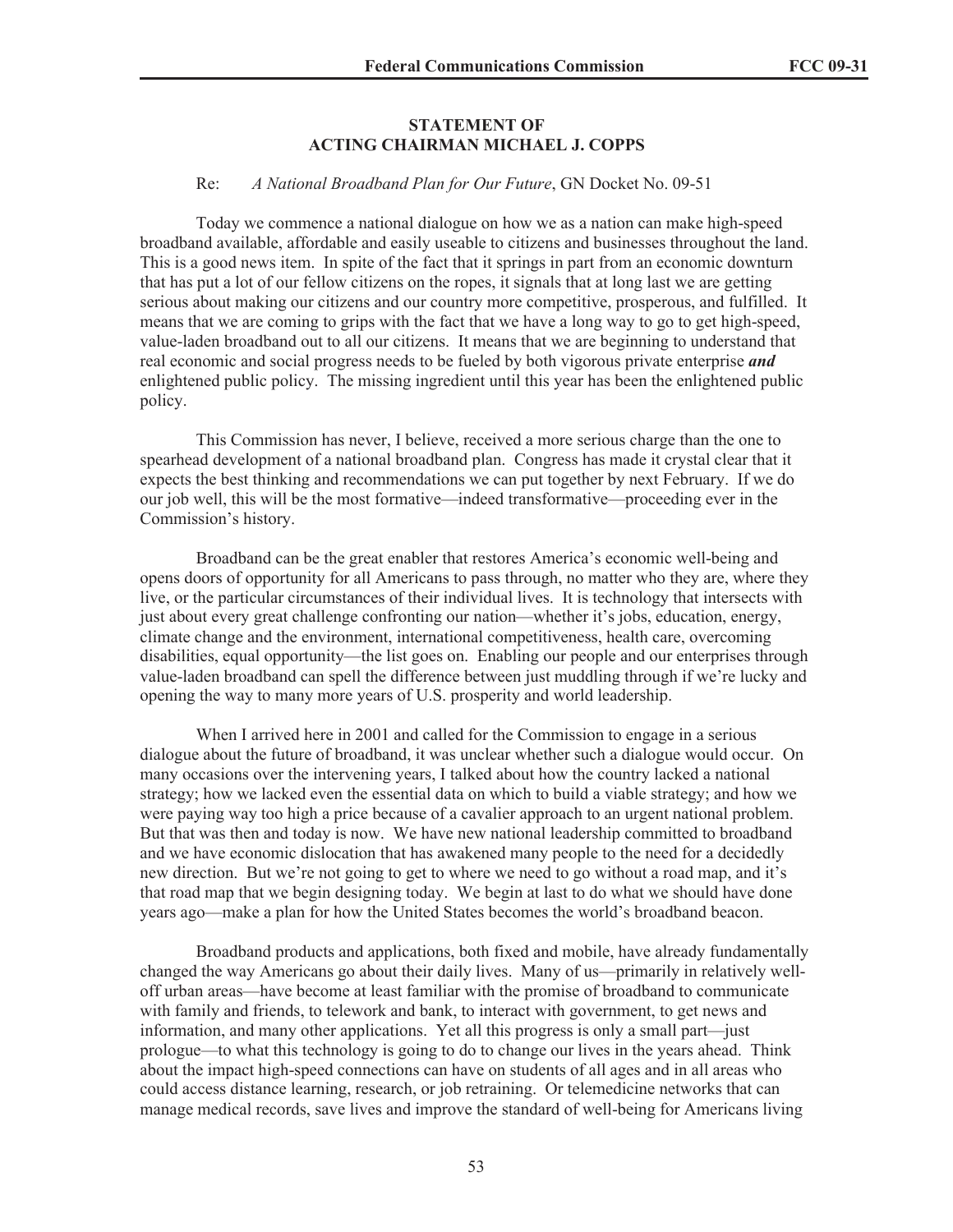**STATEMENT OF**
**ACTING CHAIRMAN MICHAEL J. COPPS**

Re: *A National Broadband Plan for Our Future*, GN Docket No. 09-51

Today we commence a national dialogue on how we as a nation can make high-speed broadband available, affordable and easily useable to citizens and businesses throughout the land. This is a good news item. In spite of the fact that it springs in part from an economic downturn that has put a lot of our fellow citizens on the ropes, it signals that at long last we are getting serious about making our citizens and our country more competitive, prosperous, and fulfilled. It means that we are coming to grips with the fact that we have a long way to go to get high-speed, value-laden broadband out to all our citizens. It means that we are beginning to understand that real economic and social progress needs to be fueled by both vigorous private enterprise ***and*** enlightened public policy. The missing ingredient until this year has been the enlightened public policy.

This Commission has never, I believe, received a more serious charge than the one to spearhead development of a national broadband plan. Congress has made it crystal clear that it expects the best thinking and recommendations we can put together by next February. If we do our job well, this will be the most formative—indeed transformative—proceeding ever in the Commission's history.

Broadband can be the great enabler that restores America's economic well-being and opens doors of opportunity for all Americans to pass through, no matter who they are, where they live, or the particular circumstances of their individual lives. It is technology that intersects with just about every great challenge confronting our nation—whether it's jobs, education, energy, climate change and the environment, international competitiveness, health care, overcoming disabilities, equal opportunity—the list goes on. Enabling our people and our enterprises through value-laden broadband can spell the difference between just muddling through if we're lucky and opening the way to many more years of U.S. prosperity and world leadership.

When I arrived here in 2001 and called for the Commission to engage in a serious dialogue about the future of broadband, it was unclear whether such a dialogue would occur. On many occasions over the intervening years, I talked about how the country lacked a national strategy; how we lacked even the essential data on which to build a viable strategy; and how we were paying way too high a price because of a cavalier approach to an urgent national problem. But that was then and today is now. We have new national leadership committed to broadband and we have economic dislocation that has awakened many people to the need for a decidedly new direction. But we're not going to get to where we need to go without a road map, and it's that road map that we begin designing today. We begin at last to do what we should have done years ago—make a plan for how the United States becomes the world's broadband beacon.

Broadband products and applications, both fixed and mobile, have already fundamentally changed the way Americans go about their daily lives. Many of us—primarily in relatively well-off urban areas—have become at least familiar with the promise of broadband to communicate with family and friends, to telework and bank, to interact with government, to get news and information, and many other applications. Yet all this progress is only a small part—just prologue—to what this technology is going to do to change our lives in the years ahead. Think about the impact high-speed connections can have on students of all ages and in all areas who could access distance learning, research, or job retraining. Or telemedicine networks that can manage medical records, save lives and improve the standard of well-being for Americans living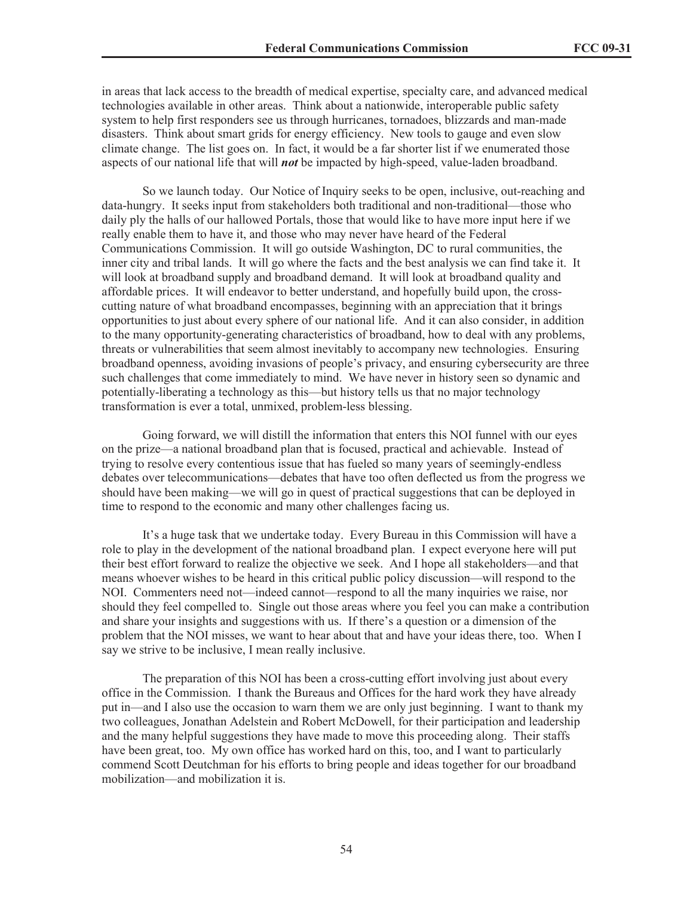in areas that lack access to the breadth of medical expertise, specialty care, and advanced medical technologies available in other areas. Think about a nationwide, interoperable public safety system to help first responders see us through hurricanes, tornadoes, blizzards and man-made disasters. Think about smart grids for energy efficiency. New tools to gauge and even slow climate change. The list goes on. In fact, it would be a far shorter list if we enumerated those aspects of our national life that will ***not*** be impacted by high-speed, value-laden broadband.

So we launch today. Our Notice of Inquiry seeks to be open, inclusive, out-reaching and data-hungry. It seeks input from stakeholders both traditional and non-traditional—those who daily ply the halls of our hallowed Portals, those that would like to have more input here if we really enable them to have it, and those who may never have heard of the Federal Communications Commission. It will go outside Washington, DC to rural communities, the inner city and tribal lands. It will go where the facts and the best analysis we can find take it. It will look at broadband supply and broadband demand. It will look at broadband quality and affordable prices. It will endeavor to better understand, and hopefully build upon, the cross-cutting nature of what broadband encompasses, beginning with an appreciation that it brings opportunities to just about every sphere of our national life. And it can also consider, in addition to the many opportunity-generating characteristics of broadband, how to deal with any problems, threats or vulnerabilities that seem almost inevitably to accompany new technologies. Ensuring broadband openness, avoiding invasions of people's privacy, and ensuring cybersecurity are three such challenges that come immediately to mind. We have never in history seen so dynamic and potentially-liberating a technology as this—but history tells us that no major technology transformation is ever a total, unmixed, problem-less blessing.

Going forward, we will distill the information that enters this NOI funnel with our eyes on the prize—a national broadband plan that is focused, practical and achievable. Instead of trying to resolve every contentious issue that has fueled so many years of seemingly-endless debates over telecommunications—debates that have too often deflected us from the progress we should have been making—we will go in quest of practical suggestions that can be deployed in time to respond to the economic and many other challenges facing us.

It's a huge task that we undertake today. Every Bureau in this Commission will have a role to play in the development of the national broadband plan. I expect everyone here will put their best effort forward to realize the objective we seek. And I hope all stakeholders—and that means whoever wishes to be heard in this critical public policy discussion—will respond to the NOI. Commenters need not—indeed cannot—respond to all the many inquiries we raise, nor should they feel compelled to. Single out those areas where you feel you can make a contribution and share your insights and suggestions with us. If there's a question or a dimension of the problem that the NOI misses, we want to hear about that and have your ideas there, too. When I say we strive to be inclusive, I mean really inclusive.

The preparation of this NOI has been a cross-cutting effort involving just about every office in the Commission. I thank the Bureaus and Offices for the hard work they have already put in—and I also use the occasion to warn them we are only just beginning. I want to thank my two colleagues, Jonathan Adelstein and Robert McDowell, for their participation and leadership and the many helpful suggestions they have made to move this proceeding along. Their staffs have been great, too. My own office has worked hard on this, too, and I want to particularly commend Scott Deutchman for his efforts to bring people and ideas together for our broadband mobilization—and mobilization it is.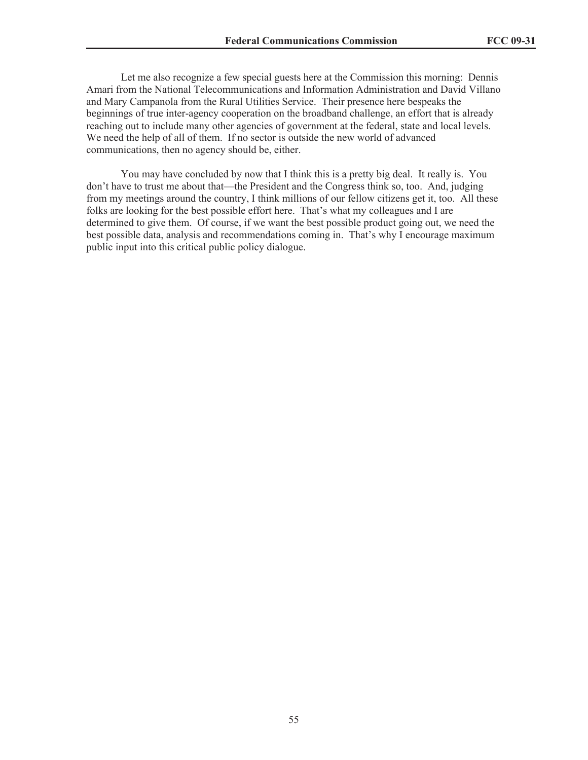Let me also recognize a few special guests here at the Commission this morning: Dennis Amari from the National Telecommunications and Information Administration and David Villano and Mary Campanola from the Rural Utilities Service. Their presence here bespeaks the beginnings of true inter-agency cooperation on the broadband challenge, an effort that is already reaching out to include many other agencies of government at the federal, state and local levels. We need the help of all of them. If no sector is outside the new world of advanced communications, then no agency should be, either.

You may have concluded by now that I think this is a pretty big deal. It really is. You don't have to trust me about that—the President and the Congress think so, too. And, judging from my meetings around the country, I think millions of our fellow citizens get it, too. All these folks are looking for the best possible effort here. That's what my colleagues and I are determined to give them. Of course, if we want the best possible product going out, we need the best possible data, analysis and recommendations coming in. That's why I encourage maximum public input into this critical public policy dialogue.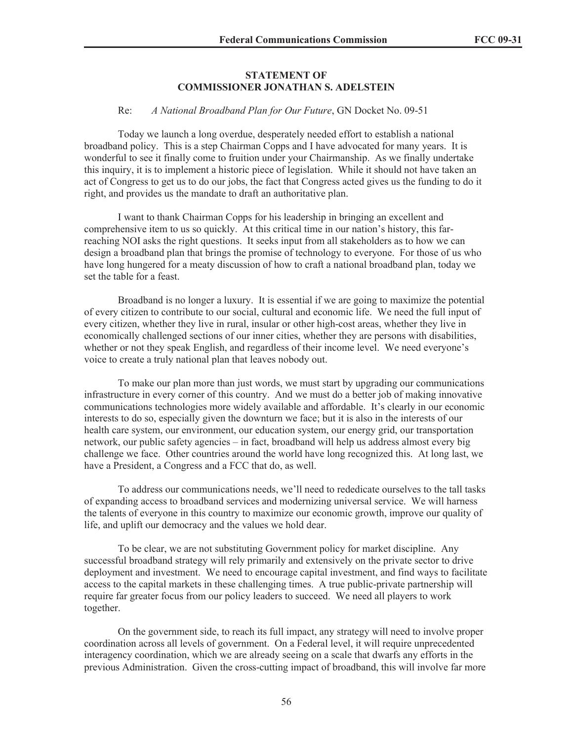**STATEMENT OF**
**COMMISSIONER JONATHAN S. ADELSTEIN**

Re: *A National Broadband Plan for Our Future*, GN Docket No. 09-51

Today we launch a long overdue, desperately needed effort to establish a national broadband policy. This is a step Chairman Copps and I have advocated for many years. It is wonderful to see it finally come to fruition under your Chairmanship. As we finally undertake this inquiry, it is to implement a historic piece of legislation. While it should not have taken an act of Congress to get us to do our jobs, the fact that Congress acted gives us the funding to do it right, and provides us the mandate to draft an authoritative plan.

I want to thank Chairman Copps for his leadership in bringing an excellent and comprehensive item to us so quickly. At this critical time in our nation's history, this far-reaching NOI asks the right questions. It seeks input from all stakeholders as to how we can design a broadband plan that brings the promise of technology to everyone. For those of us who have long hungered for a meaty discussion of how to craft a national broadband plan, today we set the table for a feast.

Broadband is no longer a luxury. It is essential if we are going to maximize the potential of every citizen to contribute to our social, cultural and economic life. We need the full input of every citizen, whether they live in rural, insular or other high-cost areas, whether they live in economically challenged sections of our inner cities, whether they are persons with disabilities, whether or not they speak English, and regardless of their income level. We need everyone's voice to create a truly national plan that leaves nobody out.

To make our plan more than just words, we must start by upgrading our communications infrastructure in every corner of this country. And we must do a better job of making innovative communications technologies more widely available and affordable. It's clearly in our economic interests to do so, especially given the downturn we face; but it is also in the interests of our health care system, our environment, our education system, our energy grid, our transportation network, our public safety agencies – in fact, broadband will help us address almost every big challenge we face. Other countries around the world have long recognized this. At long last, we have a President, a Congress and a FCC that do, as well.

To address our communications needs, we'll need to rededicate ourselves to the tall tasks of expanding access to broadband services and modernizing universal service. We will harness the talents of everyone in this country to maximize our economic growth, improve our quality of life, and uplift our democracy and the values we hold dear.

To be clear, we are not substituting Government policy for market discipline. Any successful broadband strategy will rely primarily and extensively on the private sector to drive deployment and investment. We need to encourage capital investment, and find ways to facilitate access to the capital markets in these challenging times. A true public-private partnership will require far greater focus from our policy leaders to succeed. We need all players to work together.

On the government side, to reach its full impact, any strategy will need to involve proper coordination across all levels of government. On a Federal level, it will require unprecedented interagency coordination, which we are already seeing on a scale that dwarfs any efforts in the previous Administration. Given the cross-cutting impact of broadband, this will involve far more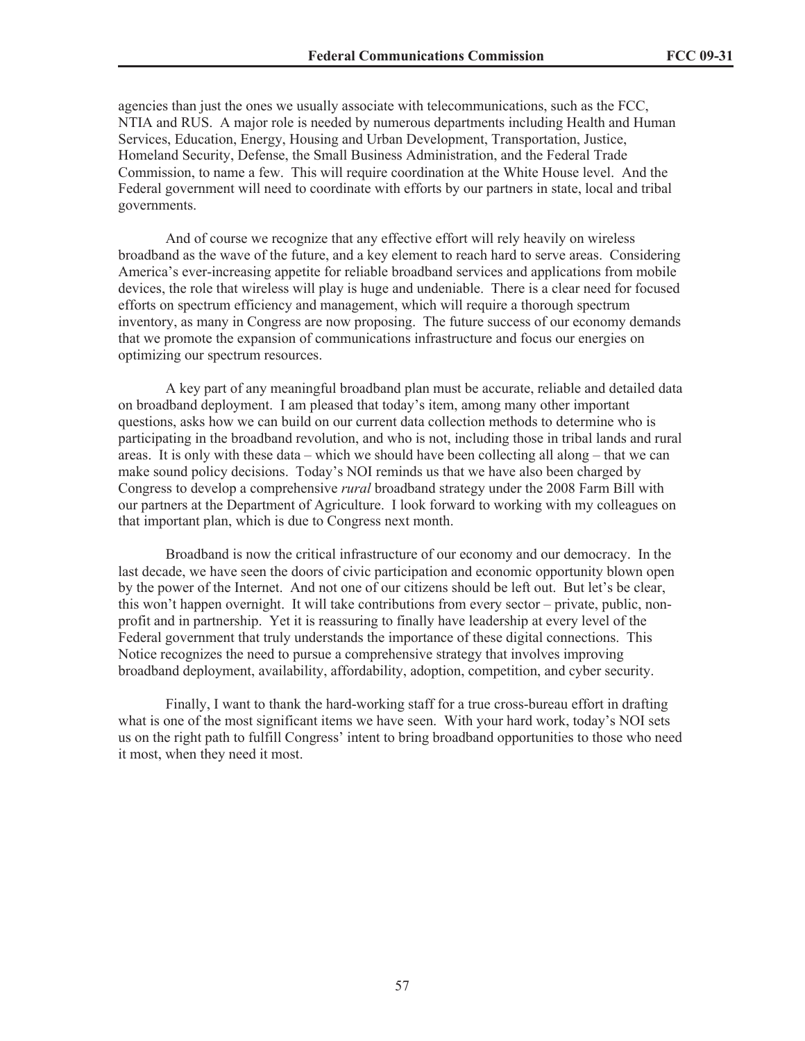agencies than just the ones we usually associate with telecommunications, such as the FCC, NTIA and RUS. A major role is needed by numerous departments including Health and Human Services, Education, Energy, Housing and Urban Development, Transportation, Justice, Homeland Security, Defense, the Small Business Administration, and the Federal Trade Commission, to name a few. This will require coordination at the White House level. And the Federal government will need to coordinate with efforts by our partners in state, local and tribal governments.

And of course we recognize that any effective effort will rely heavily on wireless broadband as the wave of the future, and a key element to reach hard to serve areas. Considering America's ever-increasing appetite for reliable broadband services and applications from mobile devices, the role that wireless will play is huge and undeniable. There is a clear need for focused efforts on spectrum efficiency and management, which will require a thorough spectrum inventory, as many in Congress are now proposing. The future success of our economy demands that we promote the expansion of communications infrastructure and focus our energies on optimizing our spectrum resources.

A key part of any meaningful broadband plan must be accurate, reliable and detailed data on broadband deployment. I am pleased that today's item, among many other important questions, asks how we can build on our current data collection methods to determine who is participating in the broadband revolution, and who is not, including those in tribal lands and rural areas. It is only with these data – which we should have been collecting all along – that we can make sound policy decisions. Today's NOI reminds us that we have also been charged by Congress to develop a comprehensive *rural* broadband strategy under the 2008 Farm Bill with our partners at the Department of Agriculture. I look forward to working with my colleagues on that important plan, which is due to Congress next month.

Broadband is now the critical infrastructure of our economy and our democracy. In the last decade, we have seen the doors of civic participation and economic opportunity blown open by the power of the Internet. And not one of our citizens should be left out. But let's be clear, this won't happen overnight. It will take contributions from every sector – private, public, non-profit and in partnership. Yet it is reassuring to finally have leadership at every level of the Federal government that truly understands the importance of these digital connections. This Notice recognizes the need to pursue a comprehensive strategy that involves improving broadband deployment, availability, affordability, adoption, competition, and cyber security.

Finally, I want to thank the hard-working staff for a true cross-bureau effort in drafting what is one of the most significant items we have seen. With your hard work, today's NOI sets us on the right path to fulfill Congress' intent to bring broadband opportunities to those who need it most, when they need it most.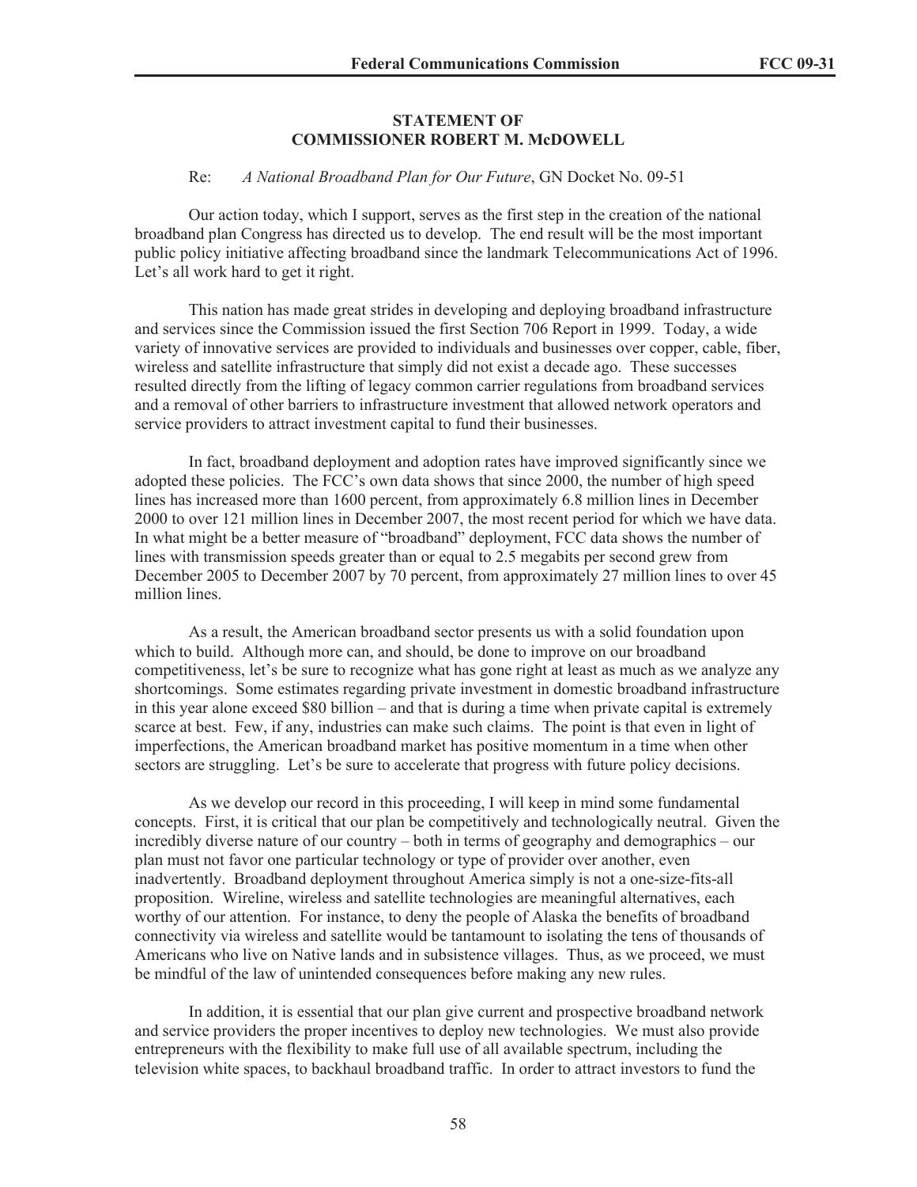**STATEMENT OF**
**COMMISSIONER ROBERT M. McDOWELL**

Re: *A National Broadband Plan for Our Future*, GN Docket No. 09-51

Our action today, which I support, serves as the first step in the creation of the national broadband plan Congress has directed us to develop. The end result will be the most important public policy initiative affecting broadband since the landmark Telecommunications Act of 1996. Let's all work hard to get it right.

This nation has made great strides in developing and deploying broadband infrastructure and services since the Commission issued the first Section 706 Report in 1999. Today, a wide variety of innovative services are provided to individuals and businesses over copper, cable, fiber, wireless and satellite infrastructure that simply did not exist a decade ago. These successes resulted directly from the lifting of legacy common carrier regulations from broadband services and a removal of other barriers to infrastructure investment that allowed network operators and service providers to attract investment capital to fund their businesses.

In fact, broadband deployment and adoption rates have improved significantly since we adopted these policies. The FCC's own data shows that since 2000, the number of high speed lines has increased more than 1600 percent, from approximately 6.8 million lines in December 2000 to over 121 million lines in December 2007, the most recent period for which we have data. In what might be a better measure of "broadband" deployment, FCC data shows the number of lines with transmission speeds greater than or equal to 2.5 megabits per second grew from December 2005 to December 2007 by 70 percent, from approximately 27 million lines to over 45 million lines.

As a result, the American broadband sector presents us with a solid foundation upon which to build. Although more can, and should, be done to improve on our broadband competitiveness, let's be sure to recognize what has gone right at least as much as we analyze any shortcomings. Some estimates regarding private investment in domestic broadband infrastructure in this year alone exceed $80 billion – and that is during a time when private capital is extremely scarce at best. Few, if any, industries can make such claims. The point is that even in light of imperfections, the American broadband market has positive momentum in a time when other sectors are struggling. Let's be sure to accelerate that progress with future policy decisions.

As we develop our record in this proceeding, I will keep in mind some fundamental concepts. First, it is critical that our plan be competitively and technologically neutral. Given the incredibly diverse nature of our country – both in terms of geography and demographics – our plan must not favor one particular technology or type of provider over another, even inadvertently. Broadband deployment throughout America simply is not a one-size-fits-all proposition. Wireline, wireless and satellite technologies are meaningful alternatives, each worthy of our attention. For instance, to deny the people of Alaska the benefits of broadband connectivity via wireless and satellite would be tantamount to isolating the tens of thousands of Americans who live on Native lands and in subsistence villages. Thus, as we proceed, we must be mindful of the law of unintended consequences before making any new rules.

In addition, it is essential that our plan give current and prospective broadband network and service providers the proper incentives to deploy new technologies. We must also provide entrepreneurs with the flexibility to make full use of all available spectrum, including the television white spaces, to backhaul broadband traffic. In order to attract investors to fund the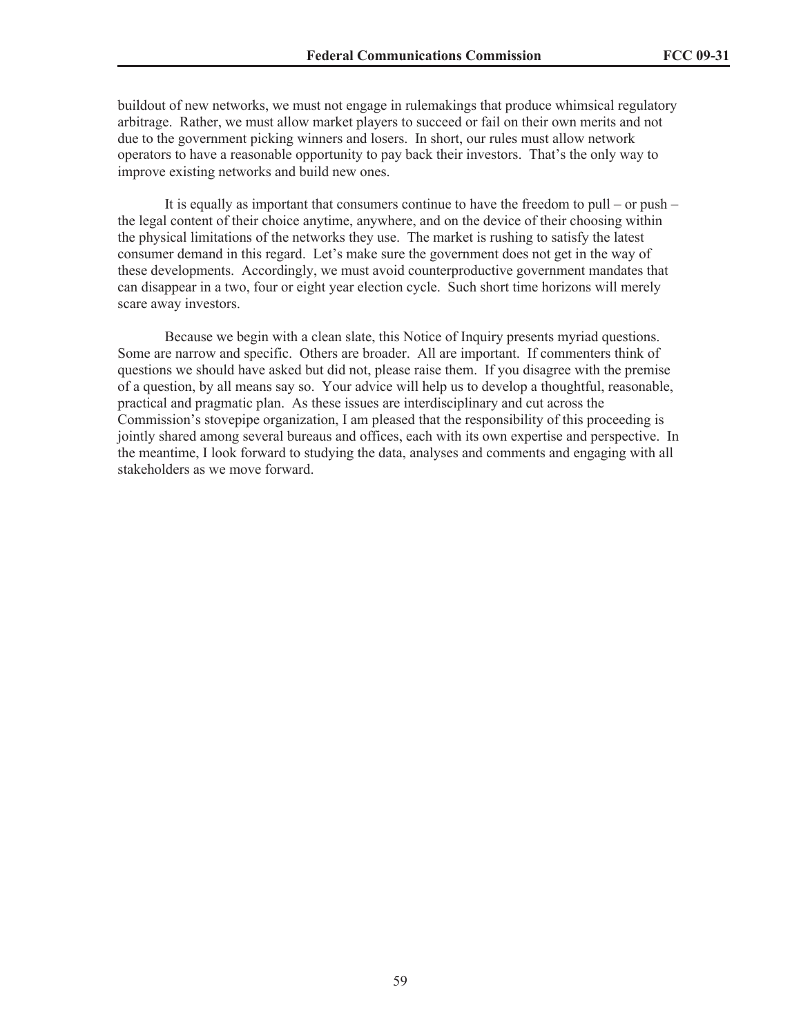buildout of new networks, we must not engage in rulemakings that produce whimsical regulatory arbitrage. Rather, we must allow market players to succeed or fail on their own merits and not due to the government picking winners and losers. In short, our rules must allow network operators to have a reasonable opportunity to pay back their investors. That's the only way to improve existing networks and build new ones.

It is equally as important that consumers continue to have the freedom to pull – or push – the legal content of their choice anytime, anywhere, and on the device of their choosing within the physical limitations of the networks they use. The market is rushing to satisfy the latest consumer demand in this regard. Let's make sure the government does not get in the way of these developments. Accordingly, we must avoid counterproductive government mandates that can disappear in a two, four or eight year election cycle. Such short time horizons will merely scare away investors.

Because we begin with a clean slate, this Notice of Inquiry presents myriad questions. Some are narrow and specific. Others are broader. All are important. If commenters think of questions we should have asked but did not, please raise them. If you disagree with the premise of a question, by all means say so. Your advice will help us to develop a thoughtful, reasonable, practical and pragmatic plan. As these issues are interdisciplinary and cut across the Commission's stovepipe organization, I am pleased that the responsibility of this proceeding is jointly shared among several bureaus and offices, each with its own expertise and perspective. In the meantime, I look forward to studying the data, analyses and comments and engaging with all stakeholders as we move forward.